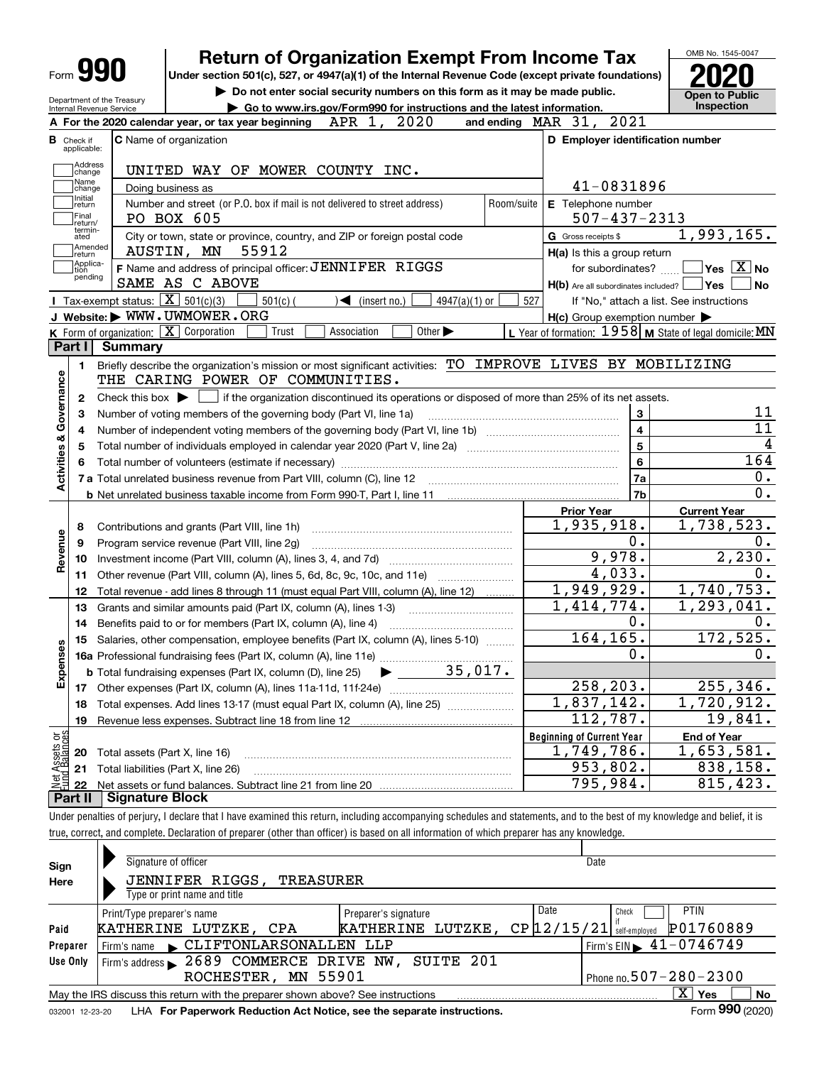# Form 990 — Return of Organization Exempt From Income Tax — 2020

OMB No. 1545-0047

Under section 501(c), 527, or 4947(a)(1) of the Internal Revenue Code (except private foundations)

▶ Do not enter social security numbers on this form as it may be made public.

▶ Go to www.irs.gov/Form990 for instructions and the latest information.

Department of the Treasury
Internal Revenue Service

**Open to Public Inspection**

**A** For the 2020 calendar year, or tax year beginning APR 1, 2020 and ending MAR 31, 2021

**B** Check if applicable: Address change, Name change, Initial return, Final return/terminated, Amended return, Application pending

**C** Name of organization: UNITED WAY OF MOWER COUNTY INC.

Doing business as

Number and street (or P.O. box if mail is not delivered to street address): PO BOX 605 — Room/suite

City or town, state or province, country, and ZIP or foreign postal code: AUSTIN, MN 55912

**D** Employer identification number: 41-0831896

**E** Telephone number: 507-437-2313

**G** Gross receipts $ 1,993,165.

**F** Name and address of principal officer: JENNIFER RIGGS, SAME AS C ABOVE

**H(a)** Is this a group return for subordinates? ☐ Yes ☒ No

**H(b)** Are all subordinates included? ☐ Yes ☐ No — If "No," attach a list. See instructions

**H(c)** Group exemption number ▶

**I** Tax-exempt status: ☒ 501(c)(3) ☐ 501(c) ( ) ◀ (insert no.) ☐ 4947(a)(1) or ☐ 527

**J** Website: ▶ WWW.UWMOWER.ORG

**K** Form of organization: ☒ Corporation ☐ Trust ☐ Association ☐ Other ▶

**L** Year of formation: 1958 **M** State of legal domicile: MN

## Part I Summary

**Activities & Governance**

1. Briefly describe the organization's mission or most significant activities: TO IMPROVE LIVES BY MOBILIZING THE CARING POWER OF COMMUNITIES.
2. Check this box ▶ ☐ if the organization discontinued its operations or disposed of more than 25% of its net assets.

| | | Line | |
|---|---|---|---|
| 3 | Number of voting members of the governing body (Part VI, line 1a) | 3 | 11 |
| 4 | Number of independent voting members of the governing body (Part VI, line 1b) | 4 | 11 |
| 5 | Total number of individuals employed in calendar year 2020 (Part V, line 2a) | 5 | 4 |
| 6 | Total number of volunteers (estimate if necessary) | 6 | 164 |
| 7a | Total unrelated business revenue from Part VIII, column (C), line 12 | 7a | 0. |
| 7b | Net unrelated business taxable income from Form 990-T, Part I, line 11 | 7b | 0. |

| | | Prior Year | Current Year |
|---|---|---|---|
| **Revenue** | | | |
| 8 | Contributions and grants (Part VIII, line 1h) | 1,935,918. | 1,738,523. |
| 9 | Program service revenue (Part VIII, line 2g) | 0. | 0. |
| 10 | Investment income (Part VIII, column (A), lines 3, 4, and 7d) | 9,978. | 2,230. |
| 11 | Other revenue (Part VIII, column (A), lines 5, 6d, 8c, 9c, 10c, and 11e) | 4,033. | 0. |
| 12 | Total revenue - add lines 8 through 11 (must equal Part VIII, column (A), line 12) | 1,949,929. | 1,740,753. |
| **Expenses** | | | |
| 13 | Grants and similar amounts paid (Part IX, column (A), lines 1-3) | 1,414,774. | 1,293,041. |
| 14 | Benefits paid to or for members (Part IX, column (A), line 4) | 0. | 0. |
| 15 | Salaries, other compensation, employee benefits (Part IX, column (A), lines 5-10) | 164,165. | 172,525. |
| 16a | Professional fundraising fees (Part IX, column (A), line 11e) | 0. | 0. |
| b | Total fundraising expenses (Part IX, column (D), line 25) ▶ 35,017. | | |
| 17 | Other expenses (Part IX, column (A), lines 11a-11d, 11f-24e) | 258,203. | 255,346. |
| 18 | Total expenses. Add lines 13-17 (must equal Part IX, column (A), line 25) | 1,837,142. | 1,720,912. |
| 19 | Revenue less expenses. Subtract line 18 from line 12 | 112,787. | 19,841. |

| **Net Assets or Fund Balances** | | Beginning of Current Year | End of Year |
|---|---|---|---|
| 20 | Total assets (Part X, line 16) | 1,749,786. | 1,653,581. |
| 21 | Total liabilities (Part X, line 26) | 953,802. | 838,158. |
| 22 | Net assets or fund balances. Subtract line 21 from line 20 | 795,984. | 815,423. |

## Part II Signature Block

Under penalties of perjury, I declare that I have examined this return, including accompanying schedules and statements, and to the best of my knowledge and belief, it is true, correct, and complete. Declaration of preparer (other than officer) is based on all information of which preparer has any knowledge.

**Sign Here**

Signature of officer — Date

JENNIFER RIGGS, TREASURER
Type or print name and title

**Paid Preparer Use Only**

| Print/Type preparer's name | Preparer's signature | Date | Check ☐ if self-employed | PTIN |
|---|---|---|---|---|
| KATHERINE LUTZKE, CPA | KATHERINE LUTZKE, CP | 12/15/21 | | P01760889 |

Firm's name ▶ CLIFTONLARSONALLEN LLP — Firm's EIN ▶ 41-0746749

Firm's address ▶ 2689 COMMERCE DRIVE NW, SUITE 201, ROCHESTER, MN 55901 — Phone no. 507-280-2300

May the IRS discuss this return with the preparer shown above? See instructions ☒ Yes ☐ No

032001 12-23-20 LHA For Paperwork Reduction Act Notice, see the separate instructions. Form **990** (2020)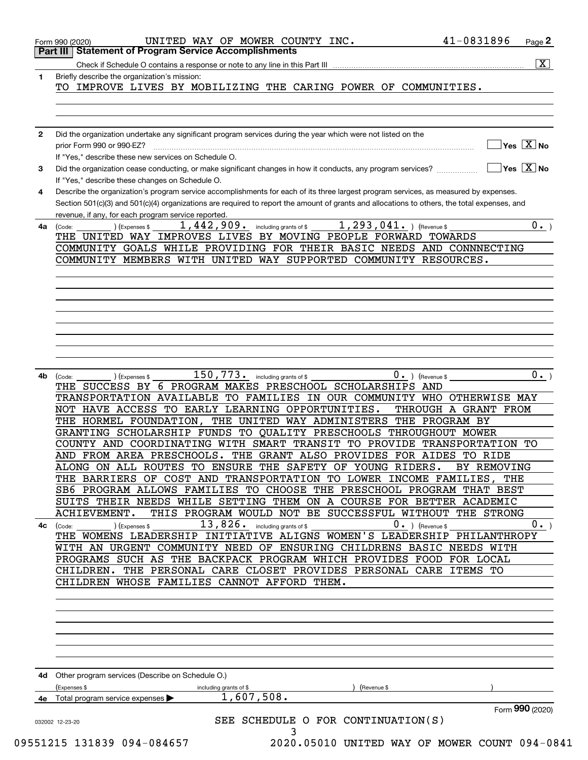Form 990 (2020) UNITED WAY OF MOWER COUNTY INC. 41-0831896 Page 2

## Part III Statement of Program Service Accomplishments

Check if Schedule O contains a response or note to any line in this Part III ..... [X]

**1** Briefly describe the organization's mission:

TO IMPROVE LIVES BY MOBILIZING THE CARING POWER OF COMMUNITIES.

**2** Did the organization undertake any significant program services during the year which were not listed on the prior Form 990 or 990-EZ? ..... [ ] Yes [X] No

If "Yes," describe these new services on Schedule O.

**3** Did the organization cease conducting, or make significant changes in how it conducts, any program services? ..... [ ] Yes [X] No

If "Yes," describe these changes on Schedule O.

**4** Describe the organization's program service accomplishments for each of its three largest program services, as measured by expenses. Section 501(c)(3) and 501(c)(4) organizations are required to report the amount of grants and allocations to others, the total expenses, and revenue, if any, for each program service reported.

**4a** (Code: ) (Expenses $ 1,442,909. including grants of $ 1,293,041. ) (Revenue $ 0. )

THE UNITED WAY IMPROVES LIVES BY MOVING PEOPLE FORWARD TOWARDS COMMUNITY GOALS WHILE PROVIDING FOR THEIR BASIC NEEDS AND CONNNECTING COMMUNITY MEMBERS WITH UNITED WAY SUPPORTED COMMUNITY RESOURCES.

**4b** (Code: ) (Expenses $ 150,773. including grants of $ 0. ) (Revenue $ 0. )

THE SUCCESS BY 6 PROGRAM MAKES PRESCHOOL SCHOLARSHIPS AND TRANSPORTATION AVAILABLE TO FAMILIES IN OUR COMMUNITY WHO OTHERWISE MAY NOT HAVE ACCESS TO EARLY LEARNING OPPORTUNITIES. THROUGH A GRANT FROM THE HORMEL FOUNDATION, THE UNITED WAY ADMINISTERS THE PROGRAM BY GRANTING SCHOLARSHIP FUNDS TO QUALITY PRESCHOOLS THROUGHOUT MOWER COUNTY AND COORDINATING WITH SMART TRANSIT TO PROVIDE TRANSPORTATION TO AND FROM AREA PRESCHOOLS. THE GRANT ALSO PROVIDES FOR AIDES TO RIDE ALONG ON ALL ROUTES TO ENSURE THE SAFETY OF YOUNG RIDERS. BY REMOVING THE BARRIERS OF COST AND TRANSPORTATION TO LOWER INCOME FAMILIES, THE SB6 PROGRAM ALLOWS FAMILIES TO CHOOSE THE PRESCHOOL PROGRAM THAT BEST SUITS THEIR NEEDS WHILE SETTING THEM ON A COURSE FOR BETTER ACADEMIC ACHIEVEMENT. THIS PROGRAM WOULD NOT BE SUCCESSFUL WITHOUT THE STRONG

**4c** (Code: ) (Expenses $ 13,826. including grants of $ 0. ) (Revenue $ 0. )

THE WOMENS LEADERSHIP INITIATIVE ALIGNS WOMEN'S LEADERSHIP PHILANTHROPY WITH AN URGENT COMMUNITY NEED OF ENSURING CHILDRENS BASIC NEEDS WITH PROGRAMS SUCH AS THE BACKPACK PROGRAM WHICH PROVIDES FOOD FOR LOCAL CHILDREN. THE PERSONAL CARE CLOSET PROVIDES PERSONAL CARE ITEMS TO CHILDREN WHOSE FAMILIES CANNOT AFFORD THEM.

**4d** Other program services (Describe on Schedule O.)

(Expenses $ including grants of $ ) (Revenue $ )

**4e** Total program service expenses ▶ 1,607,508.

SEE SCHEDULE O FOR CONTINUATION(S)

Form **990** (2020)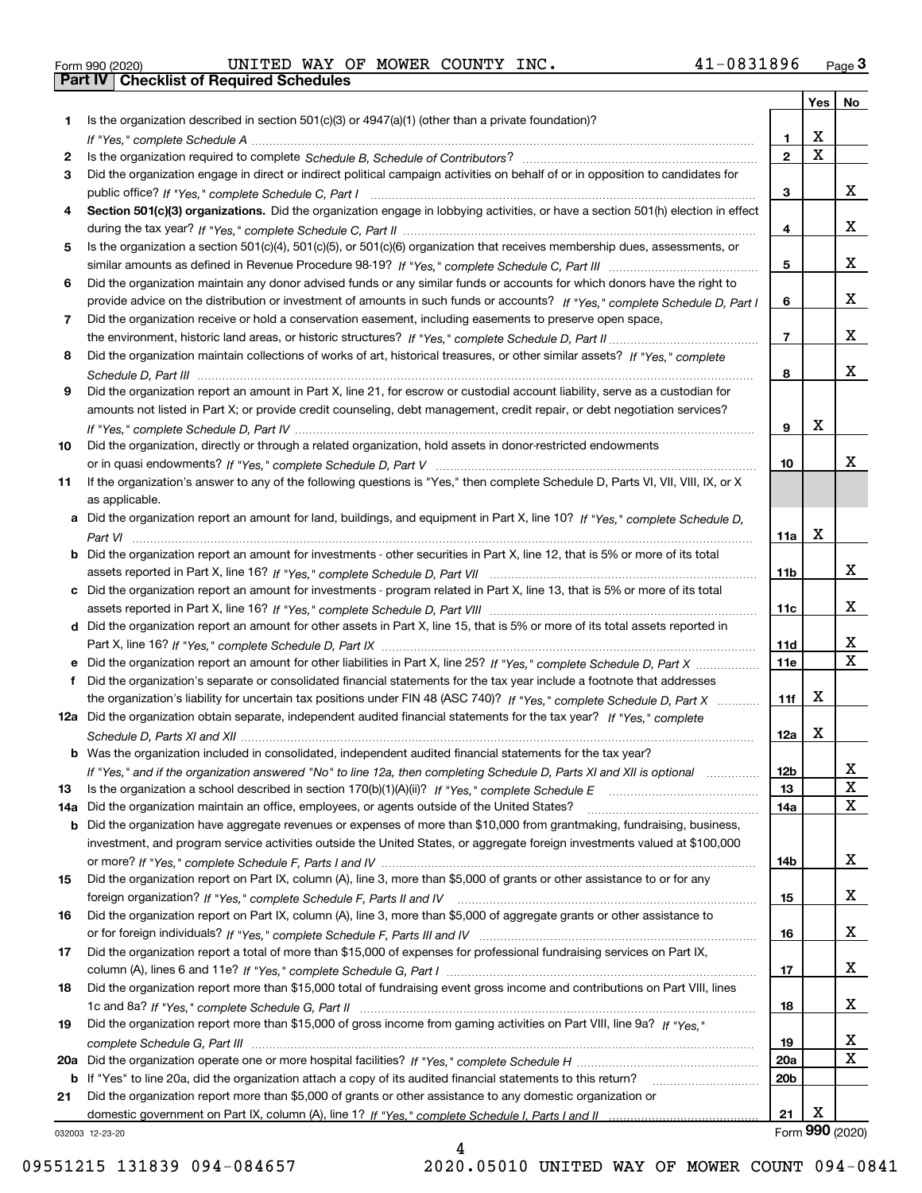Form 990 (2020) UNITED WAY OF MOWER COUNTY INC. 41-0831896 Page 3

**Part IV | Checklist of Required Schedules**

| | | | Yes | No |
|---|---|---|---|---|
| 1 | Is the organization described in section 501(c)(3) or 4947(a)(1) (other than a private foundation)? *If "Yes," complete Schedule A* | 1 | X | |
| 2 | Is the organization required to complete *Schedule B, Schedule of Contributors*? | 2 | X | |
| 3 | Did the organization engage in direct or indirect political campaign activities on behalf of or in opposition to candidates for public office? *If "Yes," complete Schedule C, Part I* | 3 | | X |
| 4 | **Section 501(c)(3) organizations.** Did the organization engage in lobbying activities, or have a section 501(h) election in effect during the tax year? *If "Yes," complete Schedule C, Part II* | 4 | | X |
| 5 | Is the organization a section 501(c)(4), 501(c)(5), or 501(c)(6) organization that receives membership dues, assessments, or similar amounts as defined in Revenue Procedure 98-19? *If "Yes," complete Schedule C, Part III* | 5 | | X |
| 6 | Did the organization maintain any donor advised funds or any similar funds or accounts for which donors have the right to provide advice on the distribution or investment of amounts in such funds or accounts? *If "Yes," complete Schedule D, Part I* | 6 | | X |
| 7 | Did the organization receive or hold a conservation easement, including easements to preserve open space, the environment, historic land areas, or historic structures? *If "Yes," complete Schedule D, Part II* | 7 | | X |
| 8 | Did the organization maintain collections of works of art, historical treasures, or other similar assets? *If "Yes," complete Schedule D, Part III* | 8 | | X |
| 9 | Did the organization report an amount in Part X, line 21, for escrow or custodial account liability, serve as a custodian for amounts not listed in Part X; or provide credit counseling, debt management, credit repair, or debt negotiation services? *If "Yes," complete Schedule D, Part IV* | 9 | X | |
| 10 | Did the organization, directly or through a related organization, hold assets in donor-restricted endowments or in quasi endowments? *If "Yes," complete Schedule D, Part V* | 10 | | X |
| 11 | If the organization's answer to any of the following questions is "Yes," then complete Schedule D, Parts VI, VII, VIII, IX, or X as applicable. | | | |
| a | Did the organization report an amount for land, buildings, and equipment in Part X, line 10? *If "Yes," complete Schedule D, Part VI* | 11a | X | |
| b | Did the organization report an amount for investments - other securities in Part X, line 12, that is 5% or more of its total assets reported in Part X, line 16? *If "Yes," complete Schedule D, Part VII* | 11b | | X |
| c | Did the organization report an amount for investments - program related in Part X, line 13, that is 5% or more of its total assets reported in Part X, line 16? *If "Yes," complete Schedule D, Part VIII* | 11c | | X |
| d | Did the organization report an amount for other assets in Part X, line 15, that is 5% or more of its total assets reported in Part X, line 16? *If "Yes," complete Schedule D, Part IX* | 11d | | X |
| e | Did the organization report an amount for other liabilities in Part X, line 25? *If "Yes," complete Schedule D, Part X* | 11e | | X |
| f | Did the organization's separate or consolidated financial statements for the tax year include a footnote that addresses the organization's liability for uncertain tax positions under FIN 48 (ASC 740)? *If "Yes," complete Schedule D, Part X* | 11f | X | |
| 12a | Did the organization obtain separate, independent audited financial statements for the tax year? *If "Yes," complete Schedule D, Parts XI and XII* | 12a | X | |
| b | Was the organization included in consolidated, independent audited financial statements for the tax year? *If "Yes," and if the organization answered "No" to line 12a, then completing Schedule D, Parts XI and XII is optional* | 12b | | X |
| 13 | Is the organization a school described in section 170(b)(1)(A)(ii)? *If "Yes," complete Schedule E* | 13 | | X |
| 14a | Did the organization maintain an office, employees, or agents outside of the United States? | 14a | | X |
| b | Did the organization have aggregate revenues or expenses of more than $10,000 from grantmaking, fundraising, business, investment, and program service activities outside the United States, or aggregate foreign investments valued at $100,000 or more? *If "Yes," complete Schedule F, Parts I and IV* | 14b | | X |
| 15 | Did the organization report on Part IX, column (A), line 3, more than $5,000 of grants or other assistance to or for any foreign organization? *If "Yes," complete Schedule F, Parts II and IV* | 15 | | X |
| 16 | Did the organization report on Part IX, column (A), line 3, more than $5,000 of aggregate grants or other assistance to or for foreign individuals? *If "Yes," complete Schedule F, Parts III and IV* | 16 | | X |
| 17 | Did the organization report a total of more than $15,000 of expenses for professional fundraising services on Part IX, column (A), lines 6 and 11e? *If "Yes," complete Schedule G, Part I* | 17 | | X |
| 18 | Did the organization report more than $15,000 total of fundraising event gross income and contributions on Part VIII, lines 1c and 8a? *If "Yes," complete Schedule G, Part II* | 18 | | X |
| 19 | Did the organization report more than $15,000 of gross income from gaming activities on Part VIII, line 9a? *If "Yes," complete Schedule G, Part III* | 19 | | X |
| 20a | Did the organization operate one or more hospital facilities? *If "Yes," complete Schedule H* | 20a | | X |
| b | If "Yes" to line 20a, did the organization attach a copy of its audited financial statements to this return? | 20b | | |
| 21 | Did the organization report more than $5,000 of grants or other assistance to any domestic organization or domestic government on Part IX, column (A), line 1? *If "Yes," complete Schedule I, Parts I and II* | 21 | X | |

032003 12-23-20 Form **990** (2020)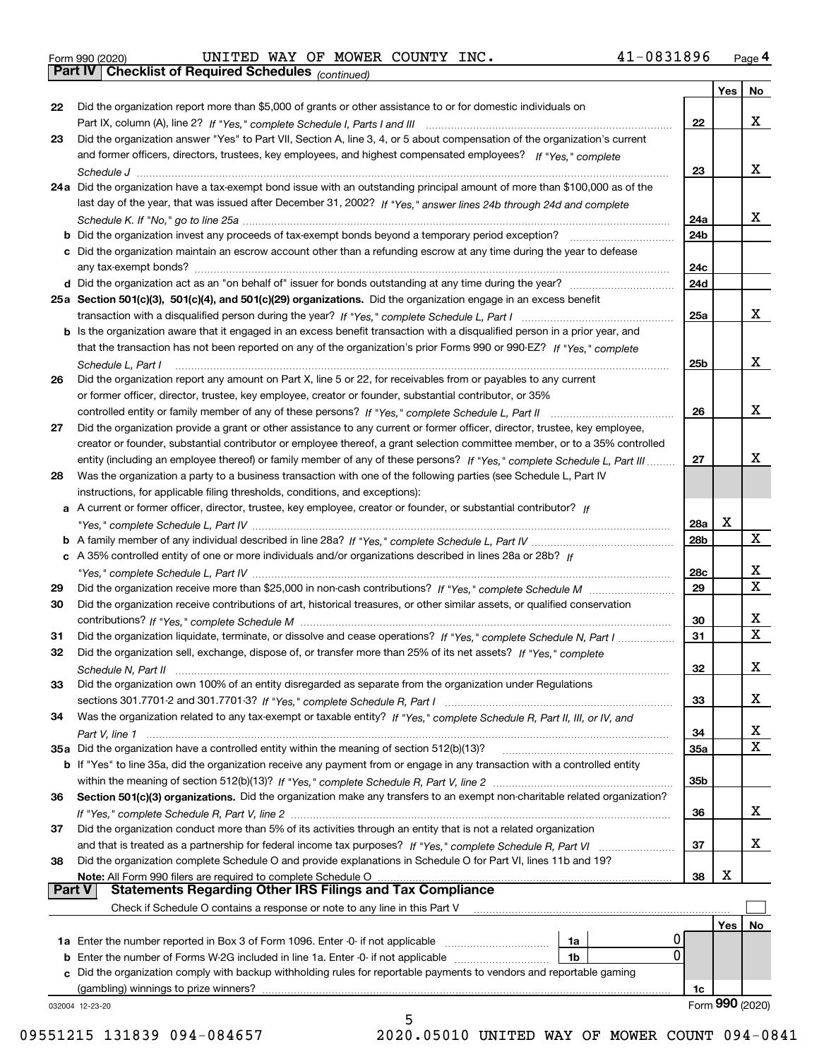Form 990 (2020) UNITED WAY OF MOWER COUNTY INC. 41-0831896 Page 4

## Part IV Checklist of Required Schedules *(continued)*

| | | | Yes | No |
|---|---|---|---|---|
| 22 | Did the organization report more than $5,000 of grants or other assistance to or for domestic individuals on Part IX, column (A), line 2? *If "Yes," complete Schedule I, Parts I and III* | 22 | | X |
| 23 | Did the organization answer "Yes" to Part VII, Section A, line 3, 4, or 5 about compensation of the organization's current and former officers, directors, trustees, key employees, and highest compensated employees? *If "Yes," complete Schedule J* | 23 | | X |
| 24a | Did the organization have a tax-exempt bond issue with an outstanding principal amount of more than $100,000 as of the last day of the year, that was issued after December 31, 2002? *If "Yes," answer lines 24b through 24d and complete Schedule K. If "No," go to line 25a* | 24a | | X |
| b | Did the organization invest any proceeds of tax-exempt bonds beyond a temporary period exception? | 24b | | |
| c | Did the organization maintain an escrow account other than a refunding escrow at any time during the year to defease any tax-exempt bonds? | 24c | | |
| d | Did the organization act as an "on behalf of" issuer for bonds outstanding at any time during the year? | 24d | | |
| 25a | **Section 501(c)(3), 501(c)(4), and 501(c)(29) organizations.** Did the organization engage in an excess benefit transaction with a disqualified person during the year? *If "Yes," complete Schedule L, Part I* | 25a | | X |
| b | Is the organization aware that it engaged in an excess benefit transaction with a disqualified person in a prior year, and that the transaction has not been reported on any of the organization's prior Forms 990 or 990-EZ? *If "Yes," complete Schedule L, Part I* | 25b | | X |
| 26 | Did the organization report any amount on Part X, line 5 or 22, for receivables from or payables to any current or former officer, director, trustee, key employee, creator or founder, substantial contributor, or 35% controlled entity or family member of any of these persons? *If "Yes," complete Schedule L, Part II* | 26 | | X |
| 27 | Did the organization provide a grant or other assistance to any current or former officer, director, trustee, key employee, creator or founder, substantial contributor or employee thereof, a grant selection committee member, or to a 35% controlled entity (including an employee thereof) or family member of any of these persons? *If "Yes," complete Schedule L, Part III* | 27 | | X |
| 28 | Was the organization a party to a business transaction with one of the following parties (see Schedule L, Part IV instructions, for applicable filing thresholds, conditions, and exceptions): | | | |
| a | A current or former officer, director, trustee, key employee, creator or founder, or substantial contributor? *If "Yes," complete Schedule L, Part IV* | 28a | X | |
| b | A family member of any individual described in line 28a? *If "Yes," complete Schedule L, Part IV* | 28b | | X |
| c | A 35% controlled entity of one or more individuals and/or organizations described in lines 28a or 28b? *If "Yes," complete Schedule L, Part IV* | 28c | | X |
| 29 | Did the organization receive more than $25,000 in non-cash contributions? *If "Yes," complete Schedule M* | 29 | | X |
| 30 | Did the organization receive contributions of art, historical treasures, or other similar assets, or qualified conservation contributions? *If "Yes," complete Schedule M* | 30 | | X |
| 31 | Did the organization liquidate, terminate, or dissolve and cease operations? *If "Yes," complete Schedule N, Part I* | 31 | | X |
| 32 | Did the organization sell, exchange, dispose of, or transfer more than 25% of its net assets? *If "Yes," complete Schedule N, Part II* | 32 | | X |
| 33 | Did the organization own 100% of an entity disregarded as separate from the organization under Regulations sections 301.7701-2 and 301.7701-3? *If "Yes," complete Schedule R, Part I* | 33 | | X |
| 34 | Was the organization related to any tax-exempt or taxable entity? *If "Yes," complete Schedule R, Part II, III, or IV, and Part V, line 1* | 34 | | X |
| 35a | Did the organization have a controlled entity within the meaning of section 512(b)(13)? | 35a | | X |
| b | If "Yes" to line 35a, did the organization receive any payment from or engage in any transaction with a controlled entity within the meaning of section 512(b)(13)? *If "Yes," complete Schedule R, Part V, line 2* | 35b | | |
| 36 | **Section 501(c)(3) organizations.** Did the organization make any transfers to an exempt non-charitable related organization? *If "Yes," complete Schedule R, Part V, line 2* | 36 | | X |
| 37 | Did the organization conduct more than 5% of its activities through an entity that is not a related organization and that is treated as a partnership for federal income tax purposes? *If "Yes," complete Schedule R, Part VI* | 37 | | X |
| 38 | Did the organization complete Schedule O and provide explanations in Schedule O for Part VI, lines 11b and 19? **Note:** All Form 990 filers are required to complete Schedule O | 38 | X | |

## Part V Statements Regarding Other IRS Filings and Tax Compliance

Check if Schedule O contains a response or note to any line in this Part V ☐

| | | | | | Yes | No |
|---|---|---|---|---|---|---|
| 1a | Enter the number reported in Box 3 of Form 1096. Enter -0- if not applicable | 1a | 0 | | | |
| b | Enter the number of Forms W-2G included in line 1a. Enter -0- if not applicable | 1b | 0 | | | |
| c | Did the organization comply with backup withholding rules for reportable payments to vendors and reportable gaming (gambling) winnings to prize winners? | | | 1c | | |

032004 12-23-20 Form **990** (2020)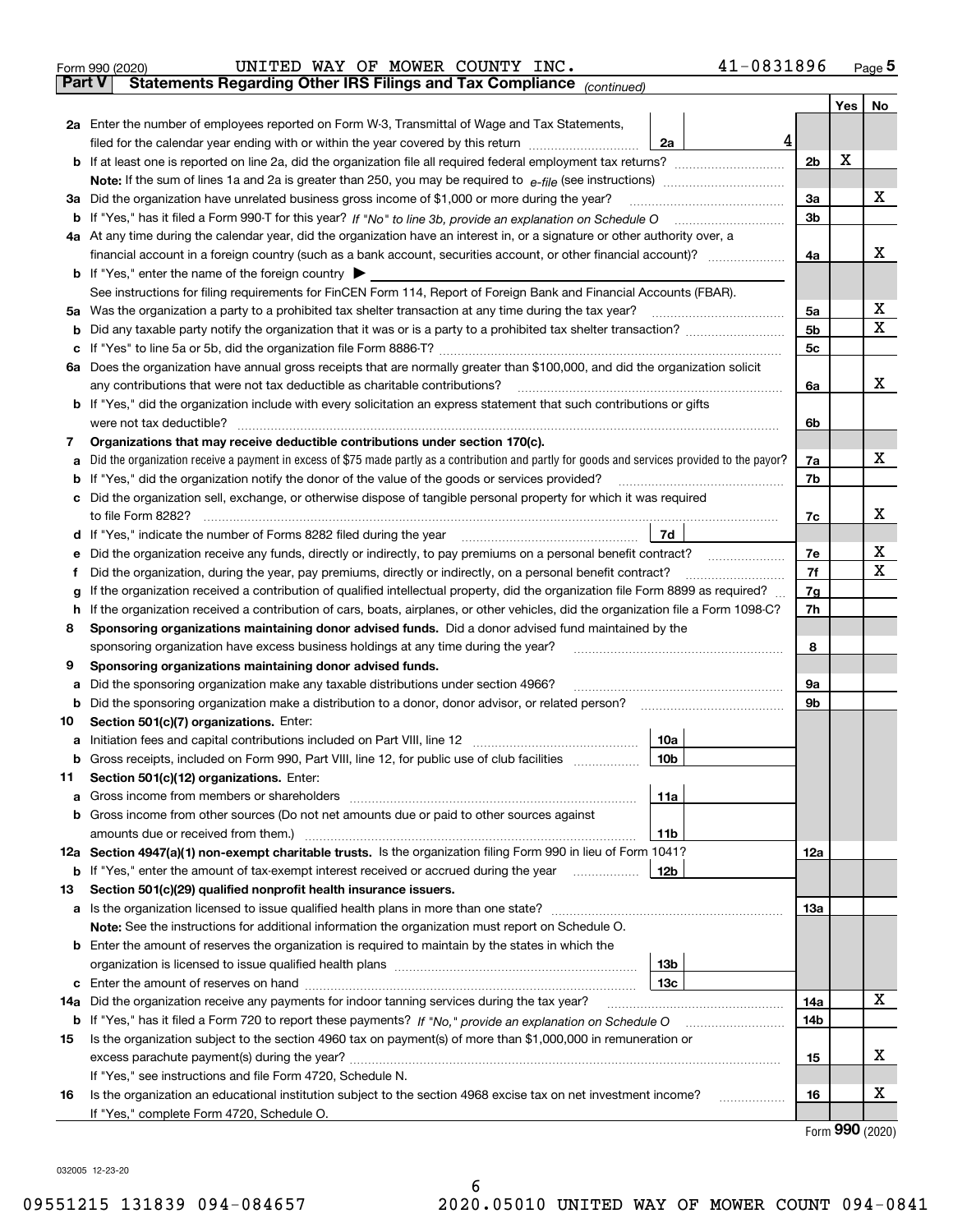Form 990 (2020) UNITED WAY OF MOWER COUNTY INC. 41-0831896 Page **5**

## Part V Statements Regarding Other IRS Filings and Tax Compliance *(continued)*

| | | | | | Yes | No |
|---|---|---|---|---|---|---|
| **2a** | Enter the number of employees reported on Form W-3, Transmittal of Wage and Tax Statements, filed for the calendar year ending with or within the year covered by this return | 2a | 4 | | | |
| **b** | If at least one is reported on line 2a, did the organization file all required federal employment tax returns? | | | 2b | X | |
| | **Note:** If the sum of lines 1a and 2a is greater than 250, you may be required to *e-file* (see instructions) | | | | | |
| **3a** | Did the organization have unrelated business gross income of $1,000 or more during the year? | | | 3a | | X |
| **b** | If "Yes," has it filed a Form 990-T for this year? *If "No" to line 3b, provide an explanation on Schedule O* | | | 3b | | |
| **4a** | At any time during the calendar year, did the organization have an interest in, or a signature or other authority over, a financial account in a foreign country (such as a bank account, securities account, or other financial account)? | | | 4a | | X |
| **b** | If "Yes," enter the name of the foreign country ▶ | | | | | |
| | See instructions for filing requirements for FinCEN Form 114, Report of Foreign Bank and Financial Accounts (FBAR). | | | | | |
| **5a** | Was the organization a party to a prohibited tax shelter transaction at any time during the tax year? | | | 5a | | X |
| **b** | Did any taxable party notify the organization that it was or is a party to a prohibited tax shelter transaction? | | | 5b | | X |
| **c** | If "Yes" to line 5a or 5b, did the organization file Form 8886-T? | | | 5c | | |
| **6a** | Does the organization have annual gross receipts that are normally greater than $100,000, and did the organization solicit any contributions that were not tax deductible as charitable contributions? | | | 6a | | X |
| **b** | If "Yes," did the organization include with every solicitation an express statement that such contributions or gifts were not tax deductible? | | | 6b | | |
| **7** | **Organizations that may receive deductible contributions under section 170(c).** | | | | | |
| **a** | Did the organization receive a payment in excess of $75 made partly as a contribution and partly for goods and services provided to the payor? | | | 7a | | X |
| **b** | If "Yes," did the organization notify the donor of the value of the goods or services provided? | | | 7b | | |
| **c** | Did the organization sell, exchange, or otherwise dispose of tangible personal property for which it was required to file Form 8282? | | | 7c | | X |
| **d** | If "Yes," indicate the number of Forms 8282 filed during the year | 7d | | | | |
| **e** | Did the organization receive any funds, directly or indirectly, to pay premiums on a personal benefit contract? | | | 7e | | X |
| **f** | Did the organization, during the year, pay premiums, directly or indirectly, on a personal benefit contract? | | | 7f | | X |
| **g** | If the organization received a contribution of qualified intellectual property, did the organization file Form 8899 as required? | | | 7g | | |
| **h** | If the organization received a contribution of cars, boats, airplanes, or other vehicles, did the organization file a Form 1098-C? | | | 7h | | |
| **8** | **Sponsoring organizations maintaining donor advised funds.** Did a donor advised fund maintained by the sponsoring organization have excess business holdings at any time during the year? | | | 8 | | |
| **9** | **Sponsoring organizations maintaining donor advised funds.** | | | | | |
| **a** | Did the sponsoring organization make any taxable distributions under section 4966? | | | 9a | | |
| **b** | Did the sponsoring organization make a distribution to a donor, donor advisor, or related person? | | | 9b | | |
| **10** | **Section 501(c)(7) organizations.** Enter: | | | | | |
| **a** | Initiation fees and capital contributions included on Part VIII, line 12 | 10a | | | | |
| **b** | Gross receipts, included on Form 990, Part VIII, line 12, for public use of club facilities | 10b | | | | |
| **11** | **Section 501(c)(12) organizations.** Enter: | | | | | |
| **a** | Gross income from members or shareholders | 11a | | | | |
| **b** | Gross income from other sources (Do not net amounts due or paid to other sources against amounts due or received from them.) | 11b | | | | |
| **12a** | **Section 4947(a)(1) non-exempt charitable trusts.** Is the organization filing Form 990 in lieu of Form 1041? | | | 12a | | |
| **b** | If "Yes," enter the amount of tax-exempt interest received or accrued during the year | 12b | | | | |
| **13** | **Section 501(c)(29) qualified nonprofit health insurance issuers.** | | | | | |
| **a** | Is the organization licensed to issue qualified health plans in more than one state? | | | 13a | | |
| | **Note:** See the instructions for additional information the organization must report on Schedule O. | | | | | |
| **b** | Enter the amount of reserves the organization is required to maintain by the states in which the organization is licensed to issue qualified health plans | 13b | | | | |
| **c** | Enter the amount of reserves on hand | 13c | | | | |
| **14a** | Did the organization receive any payments for indoor tanning services during the tax year? | | | 14a | | X |
| **b** | If "Yes," has it filed a Form 720 to report these payments? *If "No," provide an explanation on Schedule O* | | | 14b | | |
| **15** | Is the organization subject to the section 4960 tax on payment(s) of more than $1,000,000 in remuneration or excess parachute payment(s) during the year? | | | 15 | | X |
| | If "Yes," see instructions and file Form 4720, Schedule N. | | | | | |
| **16** | Is the organization an educational institution subject to the section 4968 excise tax on net investment income? | | | 16 | | X |
| | If "Yes," complete Form 4720, Schedule O. | | | | | |

Form **990** (2020)

032005 12-23-20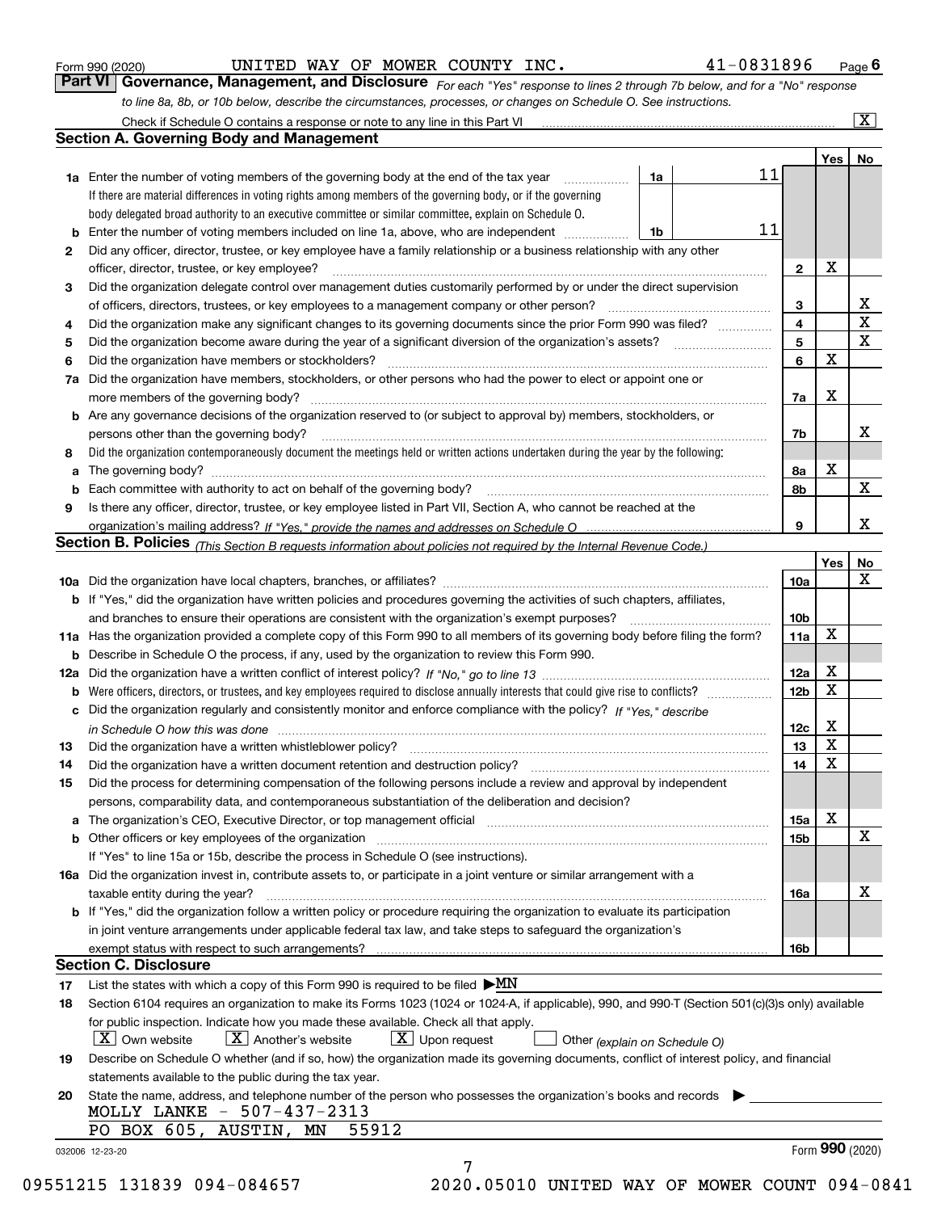Form 990 (2020) UNITED WAY OF MOWER COUNTY INC. 41-0831896 Page 6

## Part VI Governance, Management, and Disclosure

*For each "Yes" response to lines 2 through 7b below, and for a "No" response to line 8a, 8b, or 10b below, describe the circumstances, processes, or changes on Schedule O. See instructions.*

Check if Schedule O contains a response or note to any line in this Part VI .......... [X]

### Section A. Governing Body and Management

| | | | | Yes | No |
|---|---|---|---|---|---|
| **1a** | Enter the number of voting members of the governing body at the end of the tax year. If there are material differences in voting rights among members of the governing body, or if the governing body delegated broad authority to an executive committee or similar committee, explain on Schedule O. | 1a: 11 | | | |
| **b** | Enter the number of voting members included on line 1a, above, who are independent | 1b: 11 | | | |
| **2** | Did any officer, director, trustee, or key employee have a family relationship or a business relationship with any other officer, director, trustee, or key employee? | | 2 | X | |
| **3** | Did the organization delegate control over management duties customarily performed by or under the direct supervision of officers, directors, trustees, or key employees to a management company or other person? | | 3 | | X |
| **4** | Did the organization make any significant changes to its governing documents since the prior Form 990 was filed? | | 4 | | X |
| **5** | Did the organization become aware during the year of a significant diversion of the organization's assets? | | 5 | | X |
| **6** | Did the organization have members or stockholders? | | 6 | X | |
| **7a** | Did the organization have members, stockholders, or other persons who had the power to elect or appoint one or more members of the governing body? | | 7a | X | |
| **b** | Are any governance decisions of the organization reserved to (or subject to approval by) members, stockholders, or persons other than the governing body? | | 7b | | X |
| **8** | Did the organization contemporaneously document the meetings held or written actions undertaken during the year by the following: | | | | |
| **a** | The governing body? | | 8a | X | |
| **b** | Each committee with authority to act on behalf of the governing body? | | 8b | | X |
| **9** | Is there any officer, director, trustee, or key employee listed in Part VII, Section A, who cannot be reached at the organization's mailing address? *If "Yes," provide the names and addresses on Schedule O* | | 9 | | X |

### Section B. Policies *(This Section B requests information about policies not required by the Internal Revenue Code.)*

| | | | Yes | No |
|---|---|---|---|---|
| **10a** | Did the organization have local chapters, branches, or affiliates? | 10a | | X |
| **b** | If "Yes," did the organization have written policies and procedures governing the activities of such chapters, affiliates, and branches to ensure their operations are consistent with the organization's exempt purposes? | 10b | | |
| **11a** | Has the organization provided a complete copy of this Form 990 to all members of its governing body before filing the form? | 11a | X | |
| **b** | Describe in Schedule O the process, if any, used by the organization to review this Form 990. | | | |
| **12a** | Did the organization have a written conflict of interest policy? *If "No," go to line 13* | 12a | X | |
| **b** | Were officers, directors, or trustees, and key employees required to disclose annually interests that could give rise to conflicts? | 12b | X | |
| **c** | Did the organization regularly and consistently monitor and enforce compliance with the policy? *If "Yes," describe in Schedule O how this was done* | 12c | X | |
| **13** | Did the organization have a written whistleblower policy? | 13 | X | |
| **14** | Did the organization have a written document retention and destruction policy? | 14 | X | |
| **15** | Did the process for determining compensation of the following persons include a review and approval by independent persons, comparability data, and contemporaneous substantiation of the deliberation and decision? | | | |
| **a** | The organization's CEO, Executive Director, or top management official | 15a | X | |
| **b** | Other officers or key employees of the organization | 15b | | X |
| | If "Yes" to line 15a or 15b, describe the process in Schedule O (see instructions). | | | |
| **16a** | Did the organization invest in, contribute assets to, or participate in a joint venture or similar arrangement with a taxable entity during the year? | 16a | | X |
| **b** | If "Yes," did the organization follow a written policy or procedure requiring the organization to evaluate its participation in joint venture arrangements under applicable federal tax law, and take steps to safeguard the organization's exempt status with respect to such arrangements? | 16b | | |

### Section C. Disclosure

**17** List the states with which a copy of this Form 990 is required to be filed ▶ MN

**18** Section 6104 requires an organization to make its Forms 1023 (1024 or 1024-A, if applicable), 990, and 990-T (Section 501(c)(3)s only) available for public inspection. Indicate how you made these available. Check all that apply.

[X] Own website [X] Another's website [X] Upon request [ ] Other *(explain on Schedule O)*

**19** Describe on Schedule O whether (and if so, how) the organization made its governing documents, conflict of interest policy, and financial statements available to the public during the tax year.

**20** State the name, address, and telephone number of the person who possesses the organization's books and records ▶

MOLLY LANKE - 507-437-2313
PO BOX 605, AUSTIN, MN 55912

032006 12-23-20 Form **990** (2020)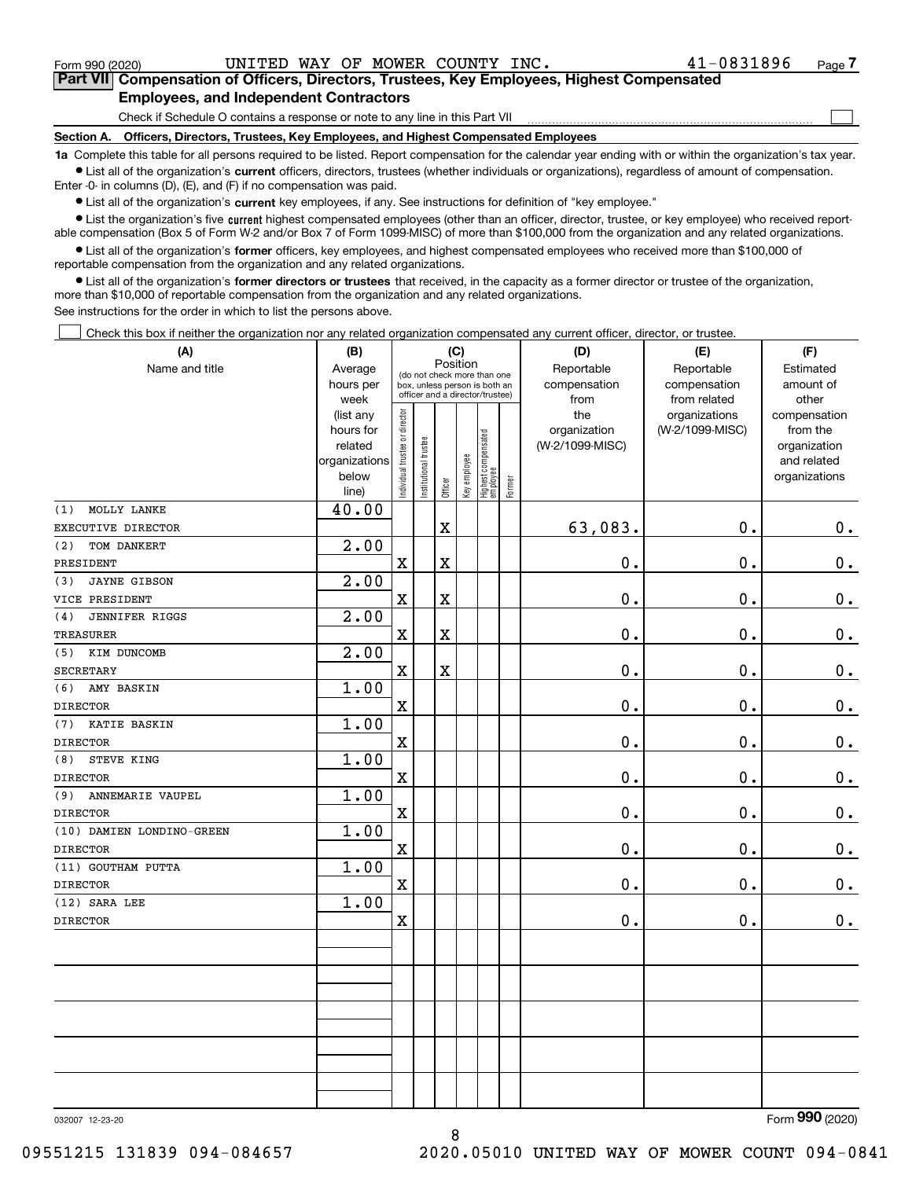Form 990 (2020) UNITED WAY OF MOWER COUNTY INC. 41-0831896

## Part VII Compensation of Officers, Directors, Trustees, Key Employees, Highest Compensated Employees, and Independent Contractors

Check if Schedule O contains a response or note to any line in this Part VII ☐

**Section A. Officers, Directors, Trustees, Key Employees, and Highest Compensated Employees**

**1a** Complete this table for all persons required to be listed. Report compensation for the calendar year ending with or within the organization's tax year.

- List all of the organization's **current** officers, directors, trustees (whether individuals or organizations), regardless of amount of compensation. Enter -0- in columns (D), (E), and (F) if no compensation was paid.
- List all of the organization's **current** key employees, if any. See instructions for definition of "key employee."
- List the organization's five **current** highest compensated employees (other than an officer, director, trustee, or key employee) who received reportable compensation (Box 5 of Form W-2 and/or Box 7 of Form 1099-MISC) of more than $100,000 from the organization and any related organizations.
- List all of the organization's **former** officers, key employees, and highest compensated employees who received more than $100,000 of reportable compensation from the organization and any related organizations.
- List all of the organization's **former directors or trustees** that received, in the capacity as a former director or trustee of the organization, more than $10,000 of reportable compensation from the organization and any related organizations.

See instructions for the order in which to list the persons above.

☐ Check this box if neither the organization nor any related organization compensated any current officer, director, or trustee.

| (A) Name and title | (B) Average hours per week (list any hours for related organizations below line) | (C) Position: Individual trustee or director | Institutional trustee | Officer | Key employee | Highest compensated employee | Former | (D) Reportable compensation from the organization (W-2/1099-MISC) | (E) Reportable compensation from related organizations (W-2/1099-MISC) | (F) Estimated amount of other compensation from the organization and related organizations |
|---|---|---|---|---|---|---|---|---|---|---|
| (1) MOLLY LANKE<br>EXECUTIVE DIRECTOR | 40.00 | | | X | | | | 63,083. | 0. | 0. |
| (2) TOM DANKERT<br>PRESIDENT | 2.00 | X | | X | | | | 0. | 0. | 0. |
| (3) JAYNE GIBSON<br>VICE PRESIDENT | 2.00 | X | | X | | | | 0. | 0. | 0. |
| (4) JENNIFER RIGGS<br>TREASURER | 2.00 | X | | X | | | | 0. | 0. | 0. |
| (5) KIM DUNCOMB<br>SECRETARY | 2.00 | X | | X | | | | 0. | 0. | 0. |
| (6) AMY BASKIN<br>DIRECTOR | 1.00 | X | | | | | | 0. | 0. | 0. |
| (7) KATIE BASKIN<br>DIRECTOR | 1.00 | X | | | | | | 0. | 0. | 0. |
| (8) STEVE KING<br>DIRECTOR | 1.00 | X | | | | | | 0. | 0. | 0. |
| (9) ANNEMARIE VAUPEL<br>DIRECTOR | 1.00 | X | | | | | | 0. | 0. | 0. |
| (10) DAMIEN LONDINO-GREEN<br>DIRECTOR | 1.00 | X | | | | | | 0. | 0. | 0. |
| (11) GOUTHAM PUTTA<br>DIRECTOR | 1.00 | X | | | | | | 0. | 0. | 0. |
| (12) SARA LEE<br>DIRECTOR | 1.00 | X | | | | | | 0. | 0. | 0. |

032007 12-23-20 Form **990** (2020)

09551215 131839 094-084657 2020.05010 UNITED WAY OF MOWER COUNT 094-0841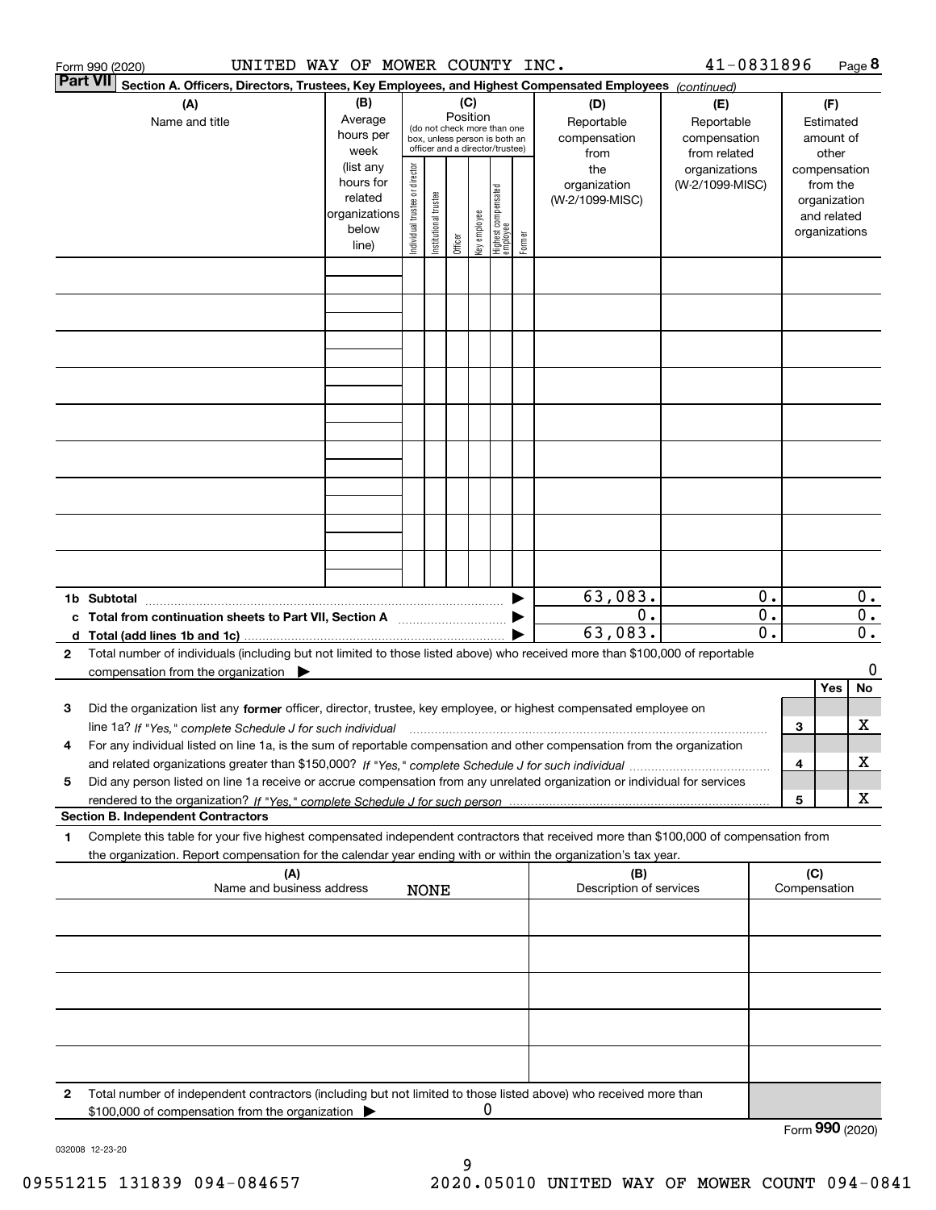Form 990 (2020) UNITED WAY OF MOWER COUNTY INC. 41-0831896

## Part VII Section A. Officers, Directors, Trustees, Key Employees, and Highest Compensated Employees *(continued)*

| (A) Name and title | (B) Average hours per week (list any hours for related organizations below line) | (C) Position (do not check more than one box, unless person is both an officer and a director/trustee): Individual trustee or director | Institutional trustee | Officer | Key employee | Highest compensated employee | Former | (D) Reportable compensation from the organization (W-2/1099-MISC) | (E) Reportable compensation from related organizations (W-2/1099-MISC) | (F) Estimated amount of other compensation from the organization and related organizations |
|---|---|---|---|---|---|---|---|---|---|---|
| | | | | | | | | | | |
| | | | | | | | | | | |
| | | | | | | | | | | |
| | | | | | | | | | | |
| | | | | | | | | | | |
| | | | | | | | | | | |
| | | | | | | | | | | |
| | | | | | | | | | | |
| | | | | | | | | | | |
| **1b Subtotal** | | | | | | | ▶ | 63,083. | 0. | 0. |
| **c Total from continuation sheets to Part VII, Section A** | | | | | | | ▶ | 0. | 0. | 0. |
| **d Total (add lines 1b and 1c)** | | | | | | | ▶ | 63,083. | 0. | 0. |

**2** Total number of individuals (including but not limited to those listed above) who received more than $100,000 of reportable compensation from the organization ▶ 0

| | | | Yes | No |
|---|---|---|---|---|
| **3** | Did the organization list any **former** officer, director, trustee, key employee, or highest compensated employee on line 1a? *If "Yes," complete Schedule J for such individual* | 3 | | X |
| **4** | For any individual listed on line 1a, is the sum of reportable compensation and other compensation from the organization and related organizations greater than $150,000? *If "Yes," complete Schedule J for such individual* | 4 | | X |
| **5** | Did any person listed on line 1a receive or accrue compensation from any unrelated organization or individual for services rendered to the organization? *If "Yes," complete Schedule J for such person* | 5 | | X |

**Section B. Independent Contractors**

**1** Complete this table for your five highest compensated independent contractors that received more than $100,000 of compensation from the organization. Report compensation for the calendar year ending with or within the organization's tax year.

| (A) Name and business address NONE | (B) Description of services | (C) Compensation |
|---|---|---|
| | | |
| | | |
| | | |
| | | |
| | | |

**2** Total number of independent contractors (including but not limited to those listed above) who received more than $100,000 of compensation from the organization ▶ 0

Form **990** (2020)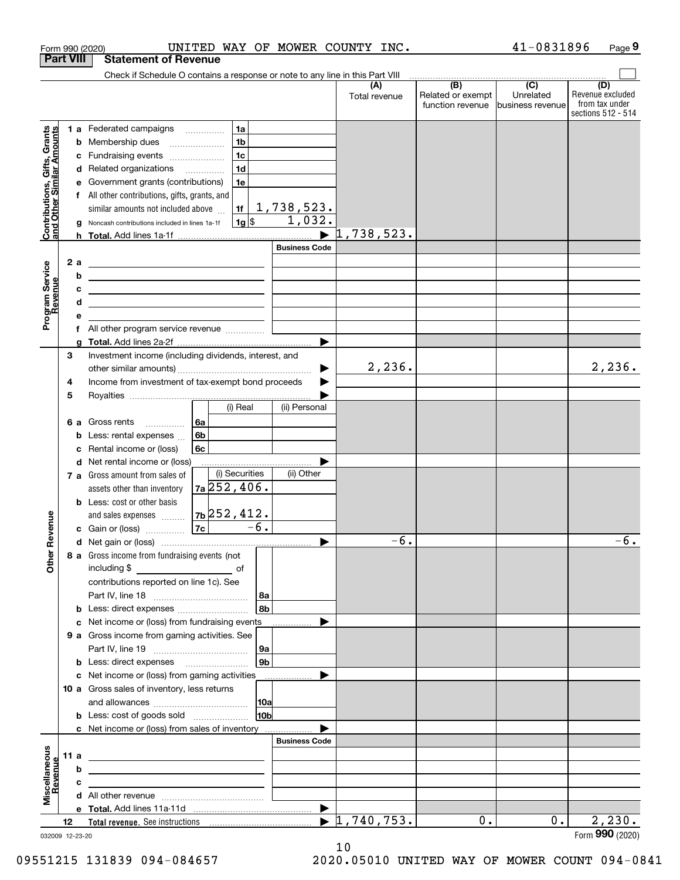Form 990 (2020) UNITED WAY OF MOWER COUNTY INC. 41-0831896 Page 9

## Part VIII Statement of Revenue

Check if Schedule O contains a response or note to any line in this Part VIII ☐

| | | | (A) Total revenue | (B) Related or exempt function revenue | (C) Unrelated business revenue | (D) Revenue excluded from tax under sections 512 - 514 |
|---|---|---|---|---|---|---|
| **Contributions, Gifts, Grants and Other Similar Amounts** | 1 a Federated campaigns | 1a | | | | |
| | b Membership dues | 1b | | | | |
| | c Fundraising events | 1c | | | | |
| | d Related organizations | 1d | | | | |
| | e Government grants (contributions) | 1e | | | | |
| | f All other contributions, gifts, grants, and similar amounts not included above | 1f 1,738,523. | | | | |
| | g Noncash contributions included in lines 1a-1f | 1g $ 1,032. | | | | |
| | h **Total.** Add lines 1a-1f | ▶ | 1,738,523. | | | |
| **Program Service Revenue** | | Business Code | | | | |
| | 2 a | | | | | |
| | b | | | | | |
| | c | | | | | |
| | d | | | | | |
| | e | | | | | |
| | f All other program service revenue | | | | | |
| | g **Total.** Add lines 2a-2f | ▶ | | | | |
| **Other Revenue** | 3 Investment income (including dividends, interest, and other similar amounts) | ▶ | 2,236. | | | 2,236. |
| | 4 Income from investment of tax-exempt bond proceeds | ▶ | | | | |
| | 5 Royalties | ▶ | | | | |
| | | (i) Real / (ii) Personal | | | | |
| | 6 a Gross rents | 6a | | | | |
| | b Less: rental expenses | 6b | | | | |
| | c Rental income or (loss) | 6c | | | | |
| | d Net rental income or (loss) | ▶ | | | | |
| | | (i) Securities / (ii) Other | | | | |
| | 7 a Gross amount from sales of assets other than inventory | 7a 252,406. | | | | |
| | b Less: cost or other basis and sales expenses | 7b 252,412. | | | | |
| | c Gain or (loss) | 7c -6. | | | | |
| | d Net gain or (loss) | ▶ | -6. | | | -6. |
| | 8 a Gross income from fundraising events (not including $ ____ of contributions reported on line 1c). See Part IV, line 18 | 8a | | | | |
| | b Less: direct expenses | 8b | | | | |
| | c Net income or (loss) from fundraising events | ▶ | | | | |
| | 9 a Gross income from gaming activities. See Part IV, line 19 | 9a | | | | |
| | b Less: direct expenses | 9b | | | | |
| | c Net income or (loss) from gaming activities | ▶ | | | | |
| | 10 a Gross sales of inventory, less returns and allowances | 10a | | | | |
| | b Less: cost of goods sold | 10b | | | | |
| | c Net income or (loss) from sales of inventory | ▶ | | | | |
| **Miscellaneous Revenue** | | Business Code | | | | |
| | 11 a | | | | | |
| | b | | | | | |
| | c | | | | | |
| | d All other revenue | | | | | |
| | e **Total.** Add lines 11a-11d | ▶ | | | | |
| | 12 **Total revenue.** See instructions | ▶ | 1,740,753. | 0. | 0. | 2,230. |

032009 12-23-20

Form **990** (2020)

09551215 131839 094-084657 2020.05010 UNITED WAY OF MOWER COUNT 094-0841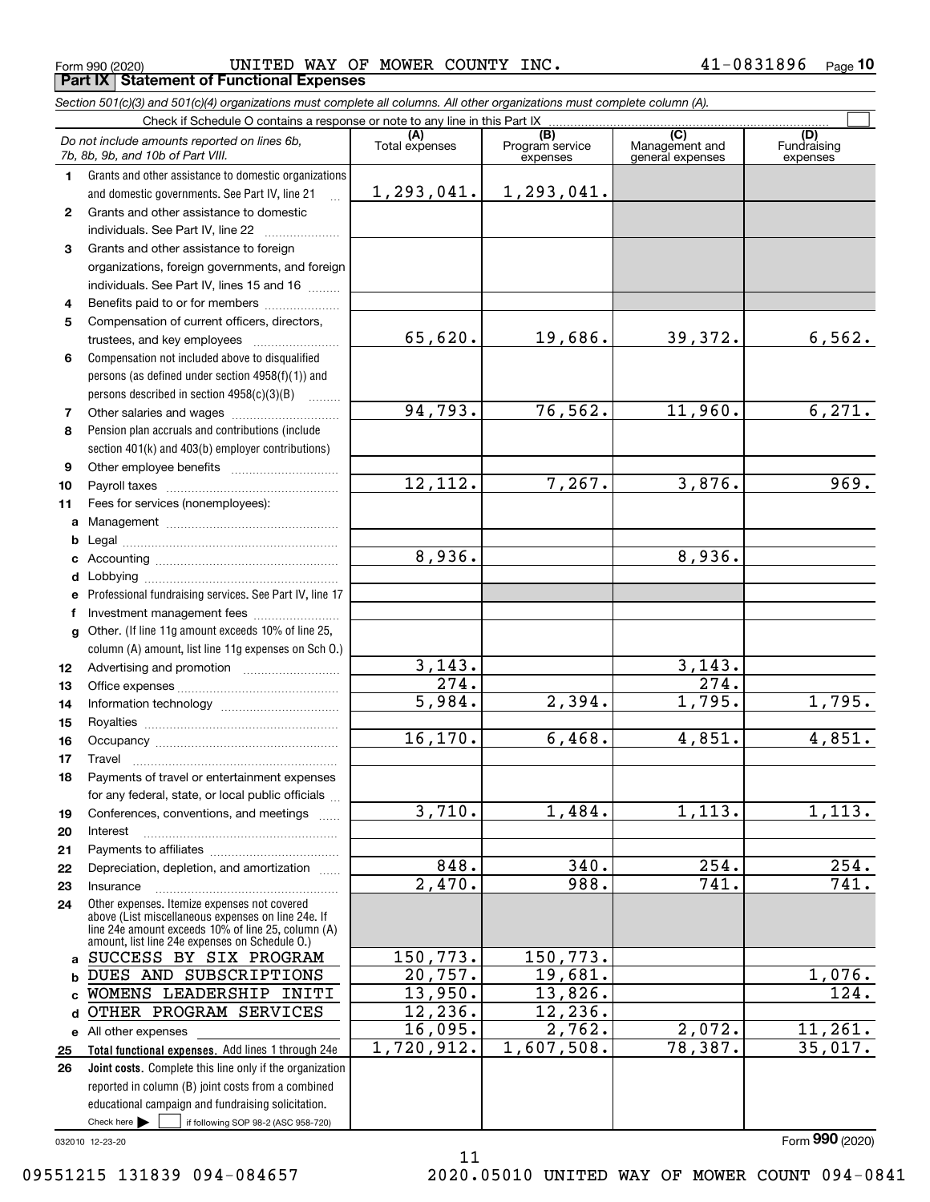Form 990 (2020) UNITED WAY OF MOWER COUNTY INC. 41-0831896 Page 10

## Part IX Statement of Functional Expenses

*Section 501(c)(3) and 501(c)(4) organizations must complete all columns. All other organizations must complete column (A).*

Check if Schedule O contains a response or note to any line in this Part IX

| | *Do not include amounts reported on lines 6b, 7b, 8b, 9b, and 10b of Part VIII.* | (A) Total expenses | (B) Program service expenses | (C) Management and general expenses | (D) Fundraising expenses |
|---|---|---|---|---|---|
| 1 | Grants and other assistance to domestic organizations and domestic governments. See Part IV, line 21 | 1,293,041. | 1,293,041. | | |
| 2 | Grants and other assistance to domestic individuals. See Part IV, line 22 | | | | |
| 3 | Grants and other assistance to foreign organizations, foreign governments, and foreign individuals. See Part IV, lines 15 and 16 | | | | |
| 4 | Benefits paid to or for members | | | | |
| 5 | Compensation of current officers, directors, trustees, and key employees | 65,620. | 19,686. | 39,372. | 6,562. |
| 6 | Compensation not included above to disqualified persons (as defined under section 4958(f)(1)) and persons described in section 4958(c)(3)(B) | | | | |
| 7 | Other salaries and wages | 94,793. | 76,562. | 11,960. | 6,271. |
| 8 | Pension plan accruals and contributions (include section 401(k) and 403(b) employer contributions) | | | | |
| 9 | Other employee benefits | | | | |
| 10 | Payroll taxes | 12,112. | 7,267. | 3,876. | 969. |
| 11 | Fees for services (nonemployees): | | | | |
| a | Management | | | | |
| b | Legal | | | | |
| c | Accounting | 8,936. | | 8,936. | |
| d | Lobbying | | | | |
| e | Professional fundraising services. See Part IV, line 17 | | | | |
| f | Investment management fees | | | | |
| g | Other. (If line 11g amount exceeds 10% of line 25, column (A) amount, list line 11g expenses on Sch O.) | | | | |
| 12 | Advertising and promotion | 3,143. | | 3,143. | |
| 13 | Office expenses | 274. | | 274. | |
| 14 | Information technology | 5,984. | 2,394. | 1,795. | 1,795. |
| 15 | Royalties | | | | |
| 16 | Occupancy | 16,170. | 6,468. | 4,851. | 4,851. |
| 17 | Travel | | | | |
| 18 | Payments of travel or entertainment expenses for any federal, state, or local public officials | | | | |
| 19 | Conferences, conventions, and meetings | 3,710. | 1,484. | 1,113. | 1,113. |
| 20 | Interest | | | | |
| 21 | Payments to affiliates | | | | |
| 22 | Depreciation, depletion, and amortization | 848. | 340. | 254. | 254. |
| 23 | Insurance | 2,470. | 988. | 741. | 741. |
| 24 | Other expenses. Itemize expenses not covered above (List miscellaneous expenses on line 24e. If line 24e amount exceeds 10% of line 25, column (A) amount, list line 24e expenses on Schedule O.) | | | | |
| a | SUCCESS BY SIX PROGRAM | 150,773. | 150,773. | | |
| b | DUES AND SUBSCRIPTIONS | 20,757. | 19,681. | | 1,076. |
| c | WOMENS LEADERSHIP INITI | 13,950. | 13,826. | | 124. |
| d | OTHER PROGRAM SERVICES | 12,236. | 12,236. | | |
| e | All other expenses | 16,095. | 2,762. | 2,072. | 11,261. |
| 25 | **Total functional expenses.** Add lines 1 through 24e | 1,720,912. | 1,607,508. | 78,387. | 35,017. |
| 26 | **Joint costs.** Complete this line only if the organization reported in column (B) joint costs from a combined educational campaign and fundraising solicitation. Check here ☐ if following SOP 98-2 (ASC 958-720) | | | | |

032010 12-23-20 Form **990** (2020)

09551215 131839 094-084657 2020.05010 UNITED WAY OF MOWER COUNT 094-0841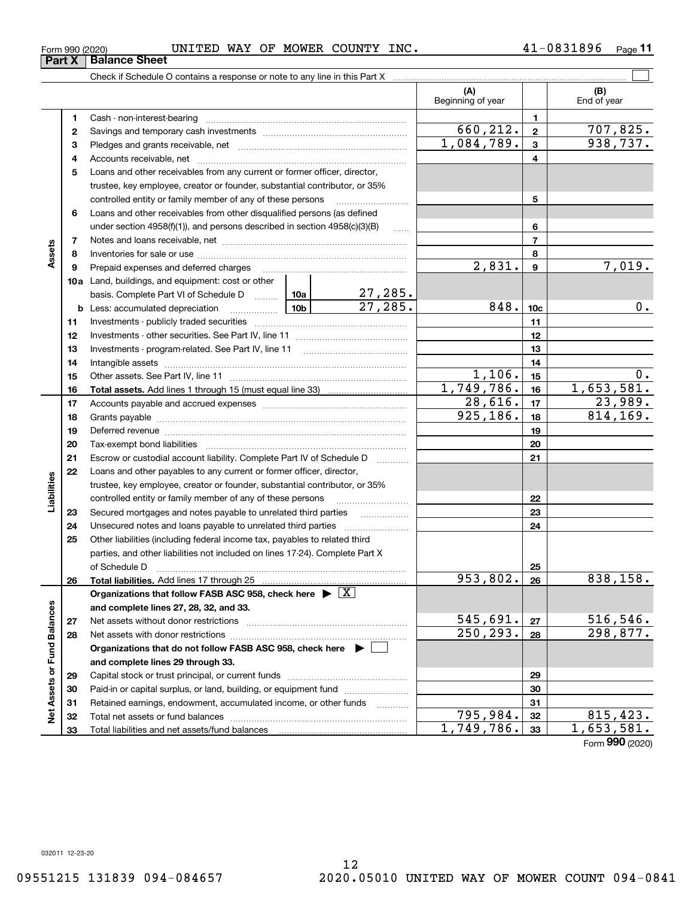Form 990 (2020) UNITED WAY OF MOWER COUNTY INC. 41-0831896

**Part X Balance Sheet**

Check if Schedule O contains a response or note to any line in this Part X ☐

| | | | | (A) Beginning of year | | (B) End of year |
|---|---|---|---|---|---|---|
| **Assets** | 1 | Cash - non-interest-bearing | | | 1 | |
| | 2 | Savings and temporary cash investments | | 660,212. | 2 | 707,825. |
| | 3 | Pledges and grants receivable, net | | 1,084,789. | 3 | 938,737. |
| | 4 | Accounts receivable, net | | | 4 | |
| | 5 | Loans and other receivables from any current or former officer, director, trustee, key employee, creator or founder, substantial contributor, or 35% controlled entity or family member of any of these persons | | | 5 | |
| | 6 | Loans and other receivables from other disqualified persons (as defined under section 4958(f)(1)), and persons described in section 4958(c)(3)(B) | | | 6 | |
| | 7 | Notes and loans receivable, net | | | 7 | |
| | 8 | Inventories for sale or use | | | 8 | |
| | 9 | Prepaid expenses and deferred charges | | 2,831. | 9 | 7,019. |
| | 10a | Land, buildings, and equipment: cost or other basis. Complete Part VI of Schedule D | 10a 27,285. | | | |
| | b | Less: accumulated depreciation | 10b 27,285. | 848. | 10c | 0. |
| | 11 | Investments - publicly traded securities | | | 11 | |
| | 12 | Investments - other securities. See Part IV, line 11 | | | 12 | |
| | 13 | Investments - program-related. See Part IV, line 11 | | | 13 | |
| | 14 | Intangible assets | | | 14 | |
| | 15 | Other assets. See Part IV, line 11 | | 1,106. | 15 | 0. |
| | 16 | **Total assets.** Add lines 1 through 15 (must equal line 33) | | 1,749,786. | 16 | 1,653,581. |
| **Liabilities** | 17 | Accounts payable and accrued expenses | | 28,616. | 17 | 23,989. |
| | 18 | Grants payable | | 925,186. | 18 | 814,169. |
| | 19 | Deferred revenue | | | 19 | |
| | 20 | Tax-exempt bond liabilities | | | 20 | |
| | 21 | Escrow or custodial account liability. Complete Part IV of Schedule D | | | 21 | |
| | 22 | Loans and other payables to any current or former officer, director, trustee, key employee, creator or founder, substantial contributor, or 35% controlled entity or family member of any of these persons | | | 22 | |
| | 23 | Secured mortgages and notes payable to unrelated third parties | | | 23 | |
| | 24 | Unsecured notes and loans payable to unrelated third parties | | | 24 | |
| | 25 | Other liabilities (including federal income tax, payables to related third parties, and other liabilities not included on lines 17-24). Complete Part X of Schedule D | | | 25 | |
| | 26 | **Total liabilities.** Add lines 17 through 25 | | 953,802. | 26 | 838,158. |
| **Net Assets or Fund Balances** | | **Organizations that follow FASB ASC 958, check here ▶ ☒ and complete lines 27, 28, 32, and 33.** | | | | |
| | 27 | Net assets without donor restrictions | | 545,691. | 27 | 516,546. |
| | 28 | Net assets with donor restrictions | | 250,293. | 28 | 298,877. |
| | | **Organizations that do not follow FASB ASC 958, check here ▶ ☐ and complete lines 29 through 33.** | | | | |
| | 29 | Capital stock or trust principal, or current funds | | | 29 | |
| | 30 | Paid-in or capital surplus, or land, building, or equipment fund | | | 30 | |
| | 31 | Retained earnings, endowment, accumulated income, or other funds | | | 31 | |
| | 32 | Total net assets or fund balances | | 795,984. | 32 | 815,423. |
| | 33 | Total liabilities and net assets/fund balances | | 1,749,786. | 33 | 1,653,581. |

Form **990** (2020)

032011 12-23-20

09551215 131839 094-084657 2020.05010 UNITED WAY OF MOWER COUNT 094-0841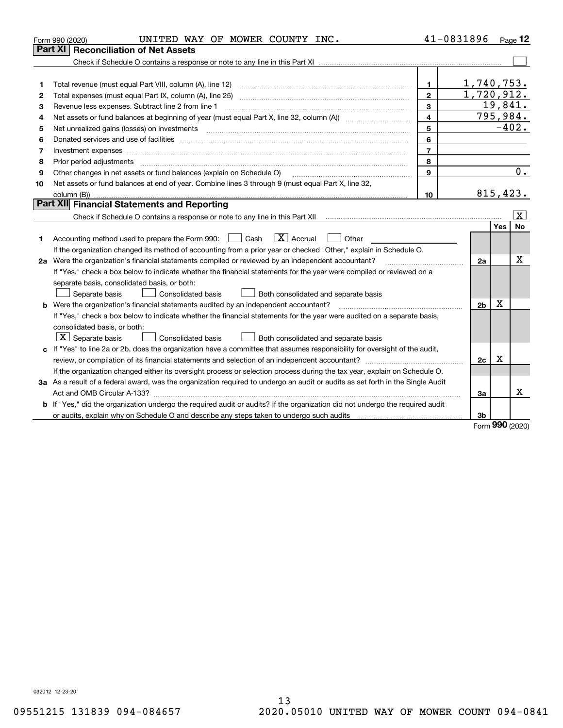Form 990 (2020) UNITED WAY OF MOWER COUNTY INC. 41-0831896 Page 12

## Part XI Reconciliation of Net Assets

Check if Schedule O contains a response or note to any line in this Part XI ☐

| | | | |
|---|---|---|---|
| 1 | Total revenue (must equal Part VIII, column (A), line 12) | 1 | 1,740,753. |
| 2 | Total expenses (must equal Part IX, column (A), line 25) | 2 | 1,720,912. |
| 3 | Revenue less expenses. Subtract line 2 from line 1 | 3 | 19,841. |
| 4 | Net assets or fund balances at beginning of year (must equal Part X, line 32, column (A)) | 4 | 795,984. |
| 5 | Net unrealized gains (losses) on investments | 5 | -402. |
| 6 | Donated services and use of facilities | 6 | |
| 7 | Investment expenses | 7 | |
| 8 | Prior period adjustments | 8 | |
| 9 | Other changes in net assets or fund balances (explain on Schedule O) | 9 | 0. |
| 10 | Net assets or fund balances at end of year. Combine lines 3 through 9 (must equal Part X, line 32, column (B)) | 10 | 815,423. |

## Part XII Financial Statements and Reporting

Check if Schedule O contains a response or note to any line in this Part XII ☒

| | | | Yes | No |
|---|---|---|---|---|
| 1 | Accounting method used to prepare the Form 990: ☐ Cash ☒ Accrual ☐ Other<br>If the organization changed its method of accounting from a prior year or checked "Other," explain in Schedule O. | | | |
| 2a | Were the organization's financial statements compiled or reviewed by an independent accountant?<br>If "Yes," check a box below to indicate whether the financial statements for the year were compiled or reviewed on a separate basis, consolidated basis, or both:<br>☐ Separate basis ☐ Consolidated basis ☐ Both consolidated and separate basis | 2a | | X |
| b | Were the organization's financial statements audited by an independent accountant?<br>If "Yes," check a box below to indicate whether the financial statements for the year were audited on a separate basis, consolidated basis, or both:<br>☒ Separate basis ☐ Consolidated basis ☐ Both consolidated and separate basis | 2b | X | |
| c | If "Yes" to line 2a or 2b, does the organization have a committee that assumes responsibility for oversight of the audit, review, or compilation of its financial statements and selection of an independent accountant?<br>If the organization changed either its oversight process or selection process during the tax year, explain on Schedule O. | 2c | X | |
| 3a | As a result of a federal award, was the organization required to undergo an audit or audits as set forth in the Single Audit Act and OMB Circular A-133? | 3a | | X |
| b | If "Yes," did the organization undergo the required audit or audits? If the organization did not undergo the required audit or audits, explain why on Schedule O and describe any steps taken to undergo such audits | 3b | | |

Form 990 (2020)

032012 12-23-20

09551215 131839 094-084657 2020.05010 UNITED WAY OF MOWER COUNT 094-0841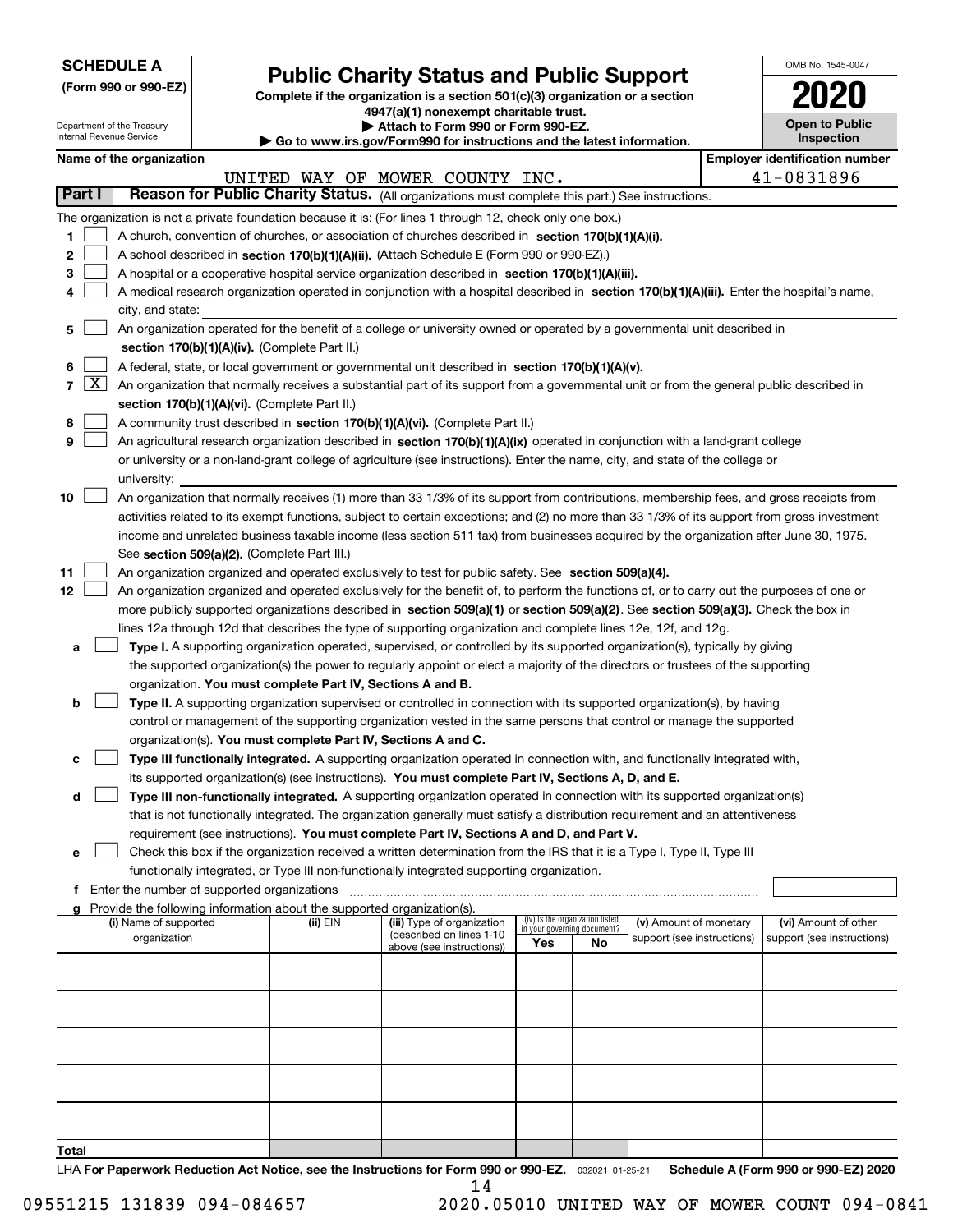**SCHEDULE A**
**(Form 990 or 990-EZ)**

Department of the Treasury
Internal Revenue Service

# Public Charity Status and Public Support

**Complete if the organization is a section 501(c)(3) organization or a section 4947(a)(1) nonexempt charitable trust.**
**▶ Attach to Form 990 or Form 990-EZ.**
**▶ Go to www.irs.gov/Form990 for instructions and the latest information.**

OMB No. 1545-0047
**2020**
**Open to Public Inspection**

**Name of the organization**: UNITED WAY OF MOWER COUNTY INC.
**Employer identification number**: 41-0831896

**Part I** **Reason for Public Charity Status.** (All organizations must complete this part.) See instructions.

The organization is not a private foundation because it is: (For lines 1 through 12, check only one box.)

1. [ ] A church, convention of churches, or association of churches described in **section 170(b)(1)(A)(i).**
2. [ ] A school described in **section 170(b)(1)(A)(ii).** (Attach Schedule E (Form 990 or 990-EZ).)
3. [ ] A hospital or a cooperative hospital service organization described in **section 170(b)(1)(A)(iii).**
4. [ ] A medical research organization operated in conjunction with a hospital described in **section 170(b)(1)(A)(iii).** Enter the hospital's name, city, and state:
5. [ ] An organization operated for the benefit of a college or university owned or operated by a governmental unit described in **section 170(b)(1)(A)(iv).** (Complete Part II.)
6. [ ] A federal, state, or local government or governmental unit described in **section 170(b)(1)(A)(v).**
7. [X] An organization that normally receives a substantial part of its support from a governmental unit or from the general public described in **section 170(b)(1)(A)(vi).** (Complete Part II.)
8. [ ] A community trust described in **section 170(b)(1)(A)(vi).** (Complete Part II.)
9. [ ] An agricultural research organization described in **section 170(b)(1)(A)(ix)** operated in conjunction with a land-grant college or university or a non-land-grant college of agriculture (see instructions). Enter the name, city, and state of the college or university:
10. [ ] An organization that normally receives (1) more than 33 1/3% of its support from contributions, membership fees, and gross receipts from activities related to its exempt functions, subject to certain exceptions; and (2) no more than 33 1/3% of its support from gross investment income and unrelated business taxable income (less section 511 tax) from businesses acquired by the organization after June 30, 1975. See **section 509(a)(2).** (Complete Part III.)
11. [ ] An organization organized and operated exclusively to test for public safety. See **section 509(a)(4).**
12. [ ] An organization organized and operated exclusively for the benefit of, to perform the functions of, or to carry out the purposes of one or more publicly supported organizations described in **section 509(a)(1)** or **section 509(a)(2)**. See **section 509(a)(3).** Check the box in lines 12a through 12d that describes the type of supporting organization and complete lines 12e, 12f, and 12g.
   - **a** [ ] **Type I.** A supporting organization operated, supervised, or controlled by its supported organization(s), typically by giving the supported organization(s) the power to regularly appoint or elect a majority of the directors or trustees of the supporting organization. **You must complete Part IV, Sections A and B.**
   - **b** [ ] **Type II.** A supporting organization supervised or controlled in connection with its supported organization(s), by having control or management of the supporting organization vested in the same persons that control or manage the supported organization(s). **You must complete Part IV, Sections A and C.**
   - **c** [ ] **Type III functionally integrated.** A supporting organization operated in connection with, and functionally integrated with, its supported organization(s) (see instructions). **You must complete Part IV, Sections A, D, and E.**
   - **d** [ ] **Type III non-functionally integrated.** A supporting organization operated in connection with its supported organization(s) that is not functionally integrated. The organization generally must satisfy a distribution requirement and an attentiveness requirement (see instructions). **You must complete Part IV, Sections A and D, and Part V.**
   - **e** [ ] Check this box if the organization received a written determination from the IRS that it is a Type I, Type II, Type III functionally integrated, or Type III non-functionally integrated supporting organization.
   - **f** Enter the number of supported organizations
   - **g** Provide the following information about the supported organization(s).

| (i) Name of supported organization | (ii) EIN | (iii) Type of organization (described on lines 1-10 above (see instructions)) | (iv) Is the organization listed in your governing document? Yes | No | (v) Amount of monetary support (see instructions) | (vi) Amount of other support (see instructions) |
|---|---|---|---|---|---|---|
| | | | | | | |
| | | | | | | |
| | | | | | | |
| | | | | | | |
| | | | | | | |
| **Total** | | | | | | |

LHA **For Paperwork Reduction Act Notice, see the Instructions for Form 990 or 990-EZ.** 032021 01-25-21 **Schedule A (Form 990 or 990-EZ) 2020**

09551215 131839 094-084657 2020.05010 UNITED WAY OF MOWER COUNT 094-0841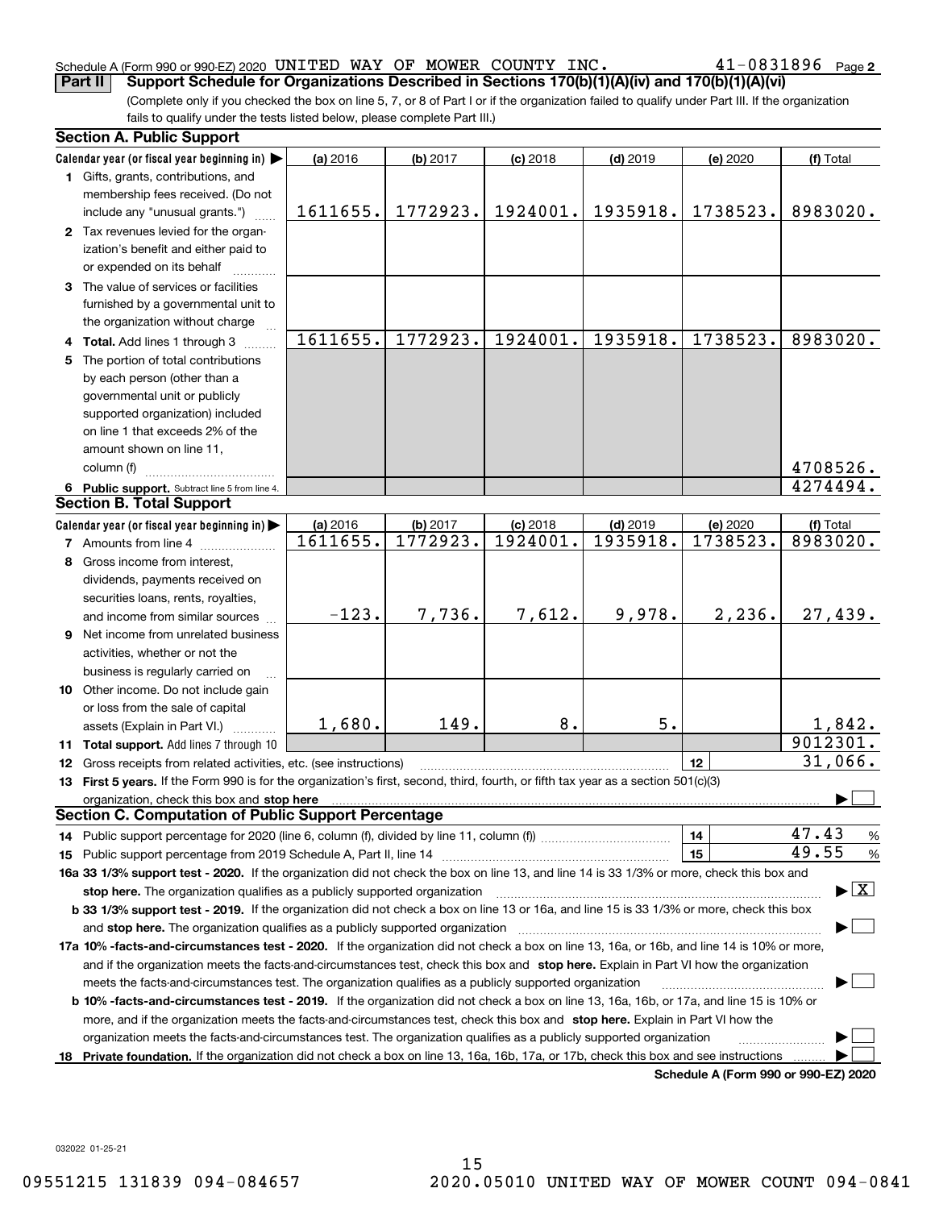Schedule A (Form 990 or 990-EZ) 2020 UNITED WAY OF MOWER COUNTY INC. 41-0831896

**Part II Support Schedule for Organizations Described in Sections 170(b)(1)(A)(iv) and 170(b)(1)(A)(vi)**

(Complete only if you checked the box on line 5, 7, or 8 of Part I or if the organization failed to qualify under Part III. If the organization fails to qualify under the tests listed below, please complete Part III.)

### Section A. Public Support

| Calendar year (or fiscal year beginning in) ▶ | (a) 2016 | (b) 2017 | (c) 2018 | (d) 2019 | (e) 2020 | (f) Total |
|---|---|---|---|---|---|---|
| **1** Gifts, grants, contributions, and membership fees received. (Do not include any "unusual grants.") | 1611655. | 1772923. | 1924001. | 1935918. | 1738523. | 8983020. |
| **2** Tax revenues levied for the organization's benefit and either paid to or expended on its behalf | | | | | | |
| **3** The value of services or facilities furnished by a governmental unit to the organization without charge | | | | | | |
| **4 Total.** Add lines 1 through 3 | 1611655. | 1772923. | 1924001. | 1935918. | 1738523. | 8983020. |
| **5** The portion of total contributions by each person (other than a governmental unit or publicly supported organization) included on line 1 that exceeds 2% of the amount shown on line 11, column (f) | | | | | | 4708526. |
| **6 Public support.** Subtract line 5 from line 4. | | | | | | 4274494. |

### Section B. Total Support

| Calendar year (or fiscal year beginning in) ▶ | (a) 2016 | (b) 2017 | (c) 2018 | (d) 2019 | (e) 2020 | (f) Total |
|---|---|---|---|---|---|---|
| **7** Amounts from line 4 | 1611655. | 1772923. | 1924001. | 1935918. | 1738523. | 8983020. |
| **8** Gross income from interest, dividends, payments received on securities loans, rents, royalties, and income from similar sources | -123. | 7,736. | 7,612. | 9,978. | 2,236. | 27,439. |
| **9** Net income from unrelated business activities, whether or not the business is regularly carried on | | | | | | |
| **10** Other income. Do not include gain or loss from the sale of capital assets (Explain in Part VI.) | 1,680. | 149. | 8. | 5. | | 1,842. |
| **11 Total support.** Add lines 7 through 10 | | | | | | 9012301. |

**12** Gross receipts from related activities, etc. (see instructions) **12** 31,066.

**13 First 5 years.** If the Form 990 is for the organization's first, second, third, fourth, or fifth tax year as a section 501(c)(3) organization, check this box and **stop here** ▶ ☐

### Section C. Computation of Public Support Percentage

**14** Public support percentage for 2020 (line 6, column (f), divided by line 11, column (f)) **14** 47.43 %

**15** Public support percentage from 2019 Schedule A, Part II, line 14 **15** 49.55 %

**16a 33 1/3% support test - 2020.** If the organization did not check the box on line 13, and line 14 is 33 1/3% or more, check this box and **stop here.** The organization qualifies as a publicly supported organization ▶ ☒

**b 33 1/3% support test - 2019.** If the organization did not check a box on line 13 or 16a, and line 15 is 33 1/3% or more, check this box and **stop here.** The organization qualifies as a publicly supported organization ▶ ☐

**17a 10% -facts-and-circumstances test - 2020.** If the organization did not check a box on line 13, 16a, or 16b, and line 14 is 10% or more, and if the organization meets the facts-and-circumstances test, check this box and **stop here.** Explain in Part VI how the organization meets the facts-and-circumstances test. The organization qualifies as a publicly supported organization ▶ ☐

**b 10% -facts-and-circumstances test - 2019.** If the organization did not check a box on line 13, 16a, 16b, or 17a, and line 15 is 10% or more, and if the organization meets the facts-and-circumstances test, check this box and **stop here.** Explain in Part VI how the organization meets the facts-and-circumstances test. The organization qualifies as a publicly supported organization ▶ ☐

**18 Private foundation.** If the organization did not check a box on line 13, 16a, 16b, 17a, or 17b, check this box and see instructions ▶ ☐

**Schedule A (Form 990 or 990-EZ) 2020**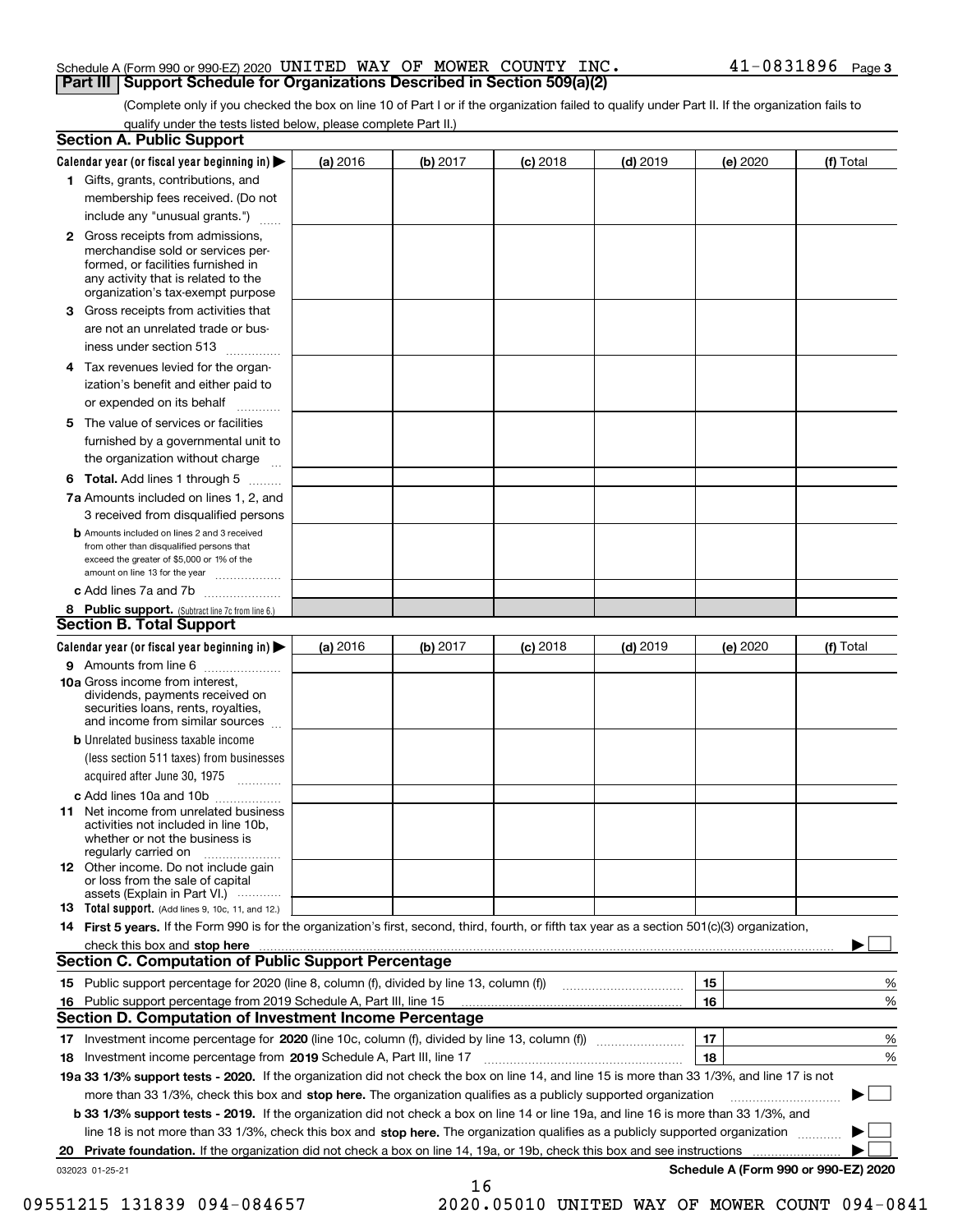Schedule A (Form 990 or 990-EZ) 2020 UNITED WAY OF MOWER COUNTY INC. 41-0831896 Page 3

## Part III Support Schedule for Organizations Described in Section 509(a)(2)

(Complete only if you checked the box on line 10 of Part I or if the organization failed to qualify under Part II. If the organization fails to qualify under the tests listed below, please complete Part II.)

### Section A. Public Support

| Calendar year (or fiscal year beginning in) ▶ | (a) 2016 | (b) 2017 | (c) 2018 | (d) 2019 | (e) 2020 | (f) Total |
|---|---|---|---|---|---|---|
| **1** Gifts, grants, contributions, and membership fees received. (Do not include any "unusual grants.") | | | | | | |
| **2** Gross receipts from admissions, merchandise sold or services performed, or facilities furnished in any activity that is related to the organization's tax-exempt purpose | | | | | | |
| **3** Gross receipts from activities that are not an unrelated trade or business under section 513 | | | | | | |
| **4** Tax revenues levied for the organization's benefit and either paid to or expended on its behalf | | | | | | |
| **5** The value of services or facilities furnished by a governmental unit to the organization without charge | | | | | | |
| **6 Total.** Add lines 1 through 5 | | | | | | |
| **7a** Amounts included on lines 1, 2, and 3 received from disqualified persons | | | | | | |
| **b** Amounts included on lines 2 and 3 received from other than disqualified persons that exceed the greater of $5,000 or 1% of the amount on line 13 for the year | | | | | | |
| **c** Add lines 7a and 7b | | | | | | |
| **8 Public support.** (Subtract line 7c from line 6.) | | | | | | |

### Section B. Total Support

| Calendar year (or fiscal year beginning in) ▶ | (a) 2016 | (b) 2017 | (c) 2018 | (d) 2019 | (e) 2020 | (f) Total |
|---|---|---|---|---|---|---|
| **9** Amounts from line 6 | | | | | | |
| **10a** Gross income from interest, dividends, payments received on securities loans, rents, royalties, and income from similar sources | | | | | | |
| **b** Unrelated business taxable income (less section 511 taxes) from businesses acquired after June 30, 1975 | | | | | | |
| **c** Add lines 10a and 10b | | | | | | |
| **11** Net income from unrelated business activities not included in line 10b, whether or not the business is regularly carried on | | | | | | |
| **12** Other income. Do not include gain or loss from the sale of capital assets (Explain in Part VI.) | | | | | | |
| **13 Total support.** (Add lines 9, 10c, 11, and 12.) | | | | | | |

**14 First 5 years.** If the Form 990 is for the organization's first, second, third, fourth, or fifth tax year as a section 501(c)(3) organization, check this box and **stop here** ▶ ☐

### Section C. Computation of Public Support Percentage

| | | | |
|---|---|---|---|
| **15** Public support percentage for 2020 (line 8, column (f), divided by line 13, column (f)) | 15 | | % |
| **16** Public support percentage from 2019 Schedule A, Part III, line 15 | 16 | | % |

### Section D. Computation of Investment Income Percentage

| | | | |
|---|---|---|---|
| **17** Investment income percentage for **2020** (line 10c, column (f), divided by line 13, column (f)) | 17 | | % |
| **18** Investment income percentage from **2019** Schedule A, Part III, line 17 | 18 | | % |

**19a 33 1/3% support tests - 2020.** If the organization did not check the box on line 14, and line 15 is more than 33 1/3%, and line 17 is not more than 33 1/3%, check this box and **stop here.** The organization qualifies as a publicly supported organization ▶ ☐

**b 33 1/3% support tests - 2019.** If the organization did not check a box on line 14 or line 19a, and line 16 is more than 33 1/3%, and line 18 is not more than 33 1/3%, check this box and **stop here.** The organization qualifies as a publicly supported organization ▶ ☐

**20 Private foundation.** If the organization did not check a box on line 14, 19a, or 19b, check this box and see instructions ▶ ☐

032023 01-25-21 **Schedule A (Form 990 or 990-EZ) 2020**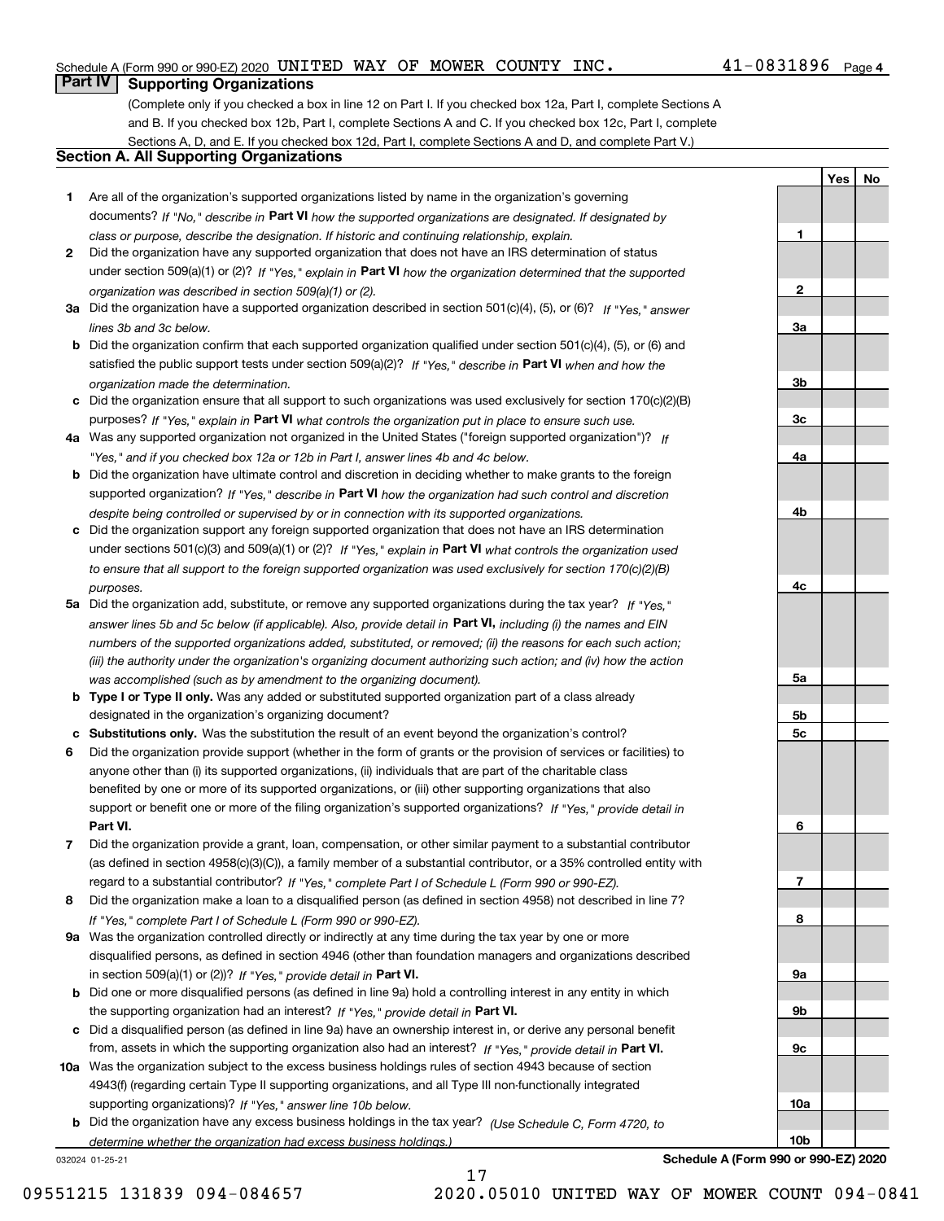Schedule A (Form 990 or 990-EZ) 2020 UNITED WAY OF MOWER COUNTY INC. 41-0831896 Page 4

## Part IV Supporting Organizations

(Complete only if you checked a box in line 12 on Part I. If you checked box 12a, Part I, complete Sections A and B. If you checked box 12b, Part I, complete Sections A and C. If you checked box 12c, Part I, complete Sections A, D, and E. If you checked box 12d, Part I, complete Sections A and D, and complete Part V.)

### Section A. All Supporting Organizations

| | | | Yes | No |
|---|---|---|---|---|
| **1** | Are all of the organization's supported organizations listed by name in the organization's governing documents? *If "No," describe in* **Part VI** *how the supported organizations are designated. If designated by class or purpose, describe the designation. If historic and continuing relationship, explain.* | 1 | | |
| **2** | Did the organization have any supported organization that does not have an IRS determination of status under section 509(a)(1) or (2)? *If "Yes," explain in* **Part VI** *how the organization determined that the supported organization was described in section 509(a)(1) or (2).* | 2 | | |
| **3a** | Did the organization have a supported organization described in section 501(c)(4), (5), or (6)? *If "Yes," answer lines 3b and 3c below.* | 3a | | |
| **b** | Did the organization confirm that each supported organization qualified under section 501(c)(4), (5), or (6) and satisfied the public support tests under section 509(a)(2)? *If "Yes," describe in* **Part VI** *when and how the organization made the determination.* | 3b | | |
| **c** | Did the organization ensure that all support to such organizations was used exclusively for section 170(c)(2)(B) purposes? *If "Yes," explain in* **Part VI** *what controls the organization put in place to ensure such use.* | 3c | | |
| **4a** | Was any supported organization not organized in the United States ("foreign supported organization")? *If "Yes," and if you checked box 12a or 12b in Part I, answer lines 4b and 4c below.* | 4a | | |
| **b** | Did the organization have ultimate control and discretion in deciding whether to make grants to the foreign supported organization? *If "Yes," describe in* **Part VI** *how the organization had such control and discretion despite being controlled or supervised by or in connection with its supported organizations.* | 4b | | |
| **c** | Did the organization support any foreign supported organization that does not have an IRS determination under sections 501(c)(3) and 509(a)(1) or (2)? *If "Yes," explain in* **Part VI** *what controls the organization used to ensure that all support to the foreign supported organization was used exclusively for section 170(c)(2)(B) purposes.* | 4c | | |
| **5a** | Did the organization add, substitute, or remove any supported organizations during the tax year? *If "Yes," answer lines 5b and 5c below (if applicable). Also, provide detail in* **Part VI,** *including (i) the names and EIN numbers of the supported organizations added, substituted, or removed; (ii) the reasons for each such action; (iii) the authority under the organization's organizing document authorizing such action; and (iv) how the action was accomplished (such as by amendment to the organizing document).* | 5a | | |
| **b** | **Type I or Type II only.** Was any added or substituted supported organization part of a class already designated in the organization's organizing document? | 5b | | |
| **c** | **Substitutions only.** Was the substitution the result of an event beyond the organization's control? | 5c | | |
| **6** | Did the organization provide support (whether in the form of grants or the provision of services or facilities) to anyone other than (i) its supported organizations, (ii) individuals that are part of the charitable class benefited by one or more of its supported organizations, or (iii) other supporting organizations that also support or benefit one or more of the filing organization's supported organizations? *If "Yes," provide detail in* **Part VI.** | 6 | | |
| **7** | Did the organization provide a grant, loan, compensation, or other similar payment to a substantial contributor (as defined in section 4958(c)(3)(C)), a family member of a substantial contributor, or a 35% controlled entity with regard to a substantial contributor? *If "Yes," complete Part I of Schedule L (Form 990 or 990-EZ).* | 7 | | |
| **8** | Did the organization make a loan to a disqualified person (as defined in section 4958) not described in line 7? *If "Yes," complete Part I of Schedule L (Form 990 or 990-EZ).* | 8 | | |
| **9a** | Was the organization controlled directly or indirectly at any time during the tax year by one or more disqualified persons, as defined in section 4946 (other than foundation managers and organizations described in section 509(a)(1) or (2))? *If "Yes," provide detail in* **Part VI.** | 9a | | |
| **b** | Did one or more disqualified persons (as defined in line 9a) hold a controlling interest in any entity in which the supporting organization had an interest? *If "Yes," provide detail in* **Part VI.** | 9b | | |
| **c** | Did a disqualified person (as defined in line 9a) have an ownership interest in, or derive any personal benefit from, assets in which the supporting organization also had an interest? *If "Yes," provide detail in* **Part VI.** | 9c | | |
| **10a** | Was the organization subject to the excess business holdings rules of section 4943 because of section 4943(f) (regarding certain Type II supporting organizations, and all Type III non-functionally integrated supporting organizations)? *If "Yes," answer line 10b below.* | 10a | | |
| **b** | Did the organization have any excess business holdings in the tax year? *(Use Schedule C, Form 4720, to determine whether the organization had excess business holdings.)* | 10b | | |

032024 01-25-21 **Schedule A (Form 990 or 990-EZ) 2020**

09551215 131839 094-084657 2020.05010 UNITED WAY OF MOWER COUNT 094-0841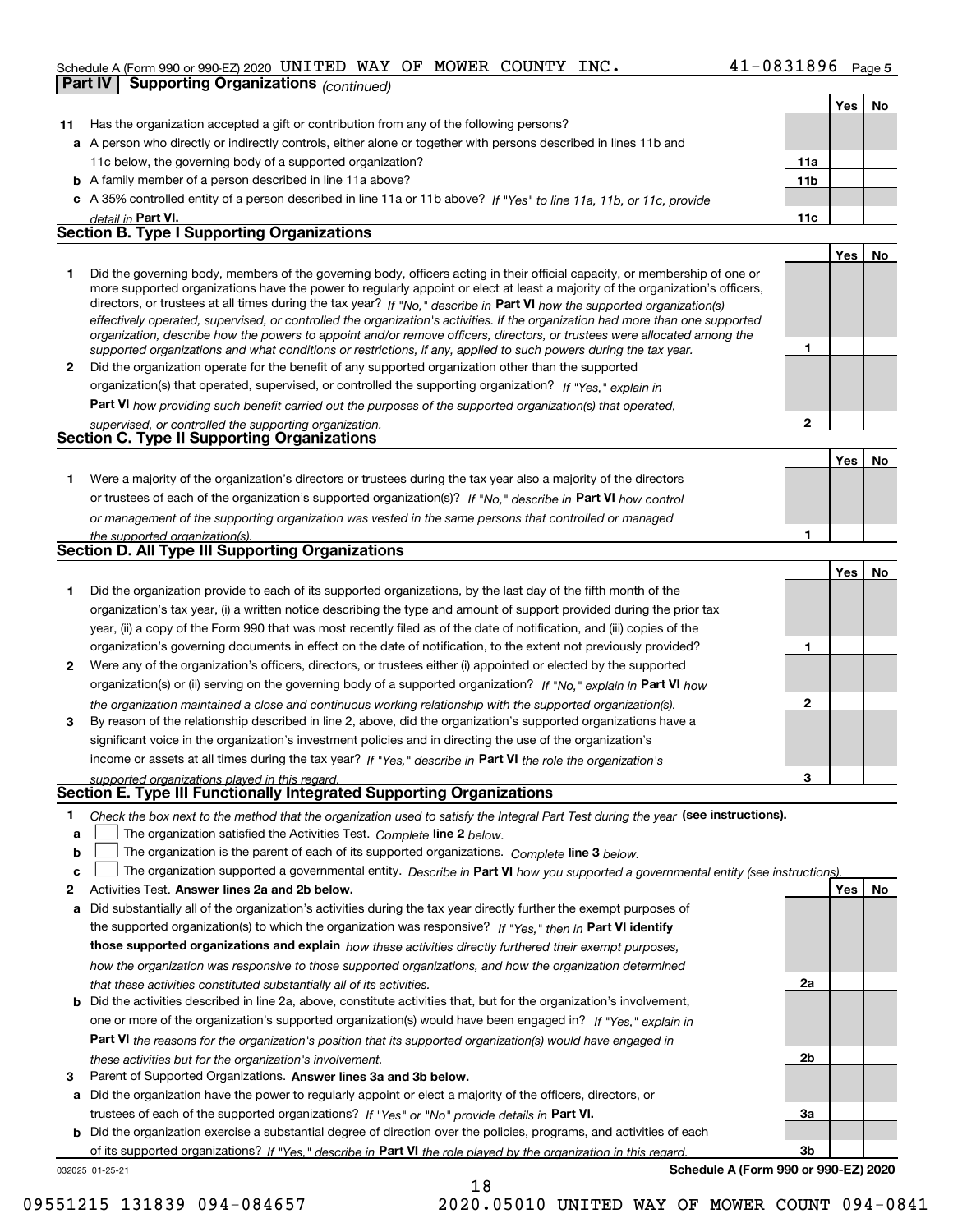Schedule A (Form 990 or 990-EZ) 2020 UNITED WAY OF MOWER COUNTY INC. 41-0831896 Page 5

**Part IV Supporting Organizations** *(continued)*

| | | | Yes | No |
|---|---|---|---|---|
| **11** | Has the organization accepted a gift or contribution from any of the following persons? | | | |
| **a** | A person who directly or indirectly controls, either alone or together with persons described in lines 11b and 11c below, the governing body of a supported organization? | 11a | | |
| **b** | A family member of a person described in line 11a above? | 11b | | |
| **c** | A 35% controlled entity of a person described in line 11a or 11b above? *If "Yes" to line 11a, 11b, or 11c, provide detail in* **Part VI.** | 11c | | |

## Section B. Type I Supporting Organizations

| | | | Yes | No |
|---|---|---|---|---|
| **1** | Did the governing body, members of the governing body, officers acting in their official capacity, or membership of one or more supported organizations have the power to regularly appoint or elect at least a majority of the organization's officers, directors, or trustees at all times during the tax year? *If "No," describe in* **Part VI** *how the supported organization(s) effectively operated, supervised, or controlled the organization's activities. If the organization had more than one supported organization, describe how the powers to appoint and/or remove officers, directors, or trustees were allocated among the supported organizations and what conditions or restrictions, if any, applied to such powers during the tax year.* | 1 | | |
| **2** | Did the organization operate for the benefit of any supported organization other than the supported organization(s) that operated, supervised, or controlled the supporting organization? *If "Yes," explain in* **Part VI** *how providing such benefit carried out the purposes of the supported organization(s) that operated, supervised, or controlled the supporting organization.* | 2 | | |

## Section C. Type II Supporting Organizations

| | | | Yes | No |
|---|---|---|---|---|
| **1** | Were a majority of the organization's directors or trustees during the tax year also a majority of the directors or trustees of each of the organization's supported organization(s)? *If "No," describe in* **Part VI** *how control or management of the supporting organization was vested in the same persons that controlled or managed the supported organization(s).* | 1 | | |

## Section D. All Type III Supporting Organizations

| | | | Yes | No |
|---|---|---|---|---|
| **1** | Did the organization provide to each of its supported organizations, by the last day of the fifth month of the organization's tax year, (i) a written notice describing the type and amount of support provided during the prior tax year, (ii) a copy of the Form 990 that was most recently filed as of the date of notification, and (iii) copies of the organization's governing documents in effect on the date of notification, to the extent not previously provided? | 1 | | |
| **2** | Were any of the organization's officers, directors, or trustees either (i) appointed or elected by the supported organization(s) or (ii) serving on the governing body of a supported organization? *If "No," explain in* **Part VI** *how the organization maintained a close and continuous working relationship with the supported organization(s).* | 2 | | |
| **3** | By reason of the relationship described in line 2, above, did the organization's supported organizations have a significant voice in the organization's investment policies and in directing the use of the organization's income or assets at all times during the tax year? *If "Yes," describe in* **Part VI** *the role the organization's supported organizations played in this regard.* | 3 | | |

## Section E. Type III Functionally Integrated Supporting Organizations

**1** *Check the box next to the method that the organization used to satisfy the Integral Part Test during the year* **(see instructions).**

- **a** ☐ The organization satisfied the Activities Test. *Complete* **line 2** *below.*
- **b** ☐ The organization is the parent of each of its supported organizations. *Complete* **line 3** *below.*
- **c** ☐ The organization supported a governmental entity. *Describe in* **Part VI** *how you supported a governmental entity (see instructions).*

| | | | Yes | No |
|---|---|---|---|---|
| **2** | Activities Test. **Answer lines 2a and 2b below.** | | | |
| **a** | Did substantially all of the organization's activities during the tax year directly further the exempt purposes of the supported organization(s) to which the organization was responsive? *If "Yes," then in* **Part VI identify those supported organizations and explain** *how these activities directly furthered their exempt purposes, how the organization was responsive to those supported organizations, and how the organization determined that these activities constituted substantially all of its activities.* | 2a | | |
| **b** | Did the activities described in line 2a, above, constitute activities that, but for the organization's involvement, one or more of the organization's supported organization(s) would have been engaged in? *If "Yes," explain in* **Part VI** *the reasons for the organization's position that its supported organization(s) would have engaged in these activities but for the organization's involvement.* | 2b | | |
| **3** | Parent of Supported Organizations. **Answer lines 3a and 3b below.** | | | |
| **a** | Did the organization have the power to regularly appoint or elect a majority of the officers, directors, or trustees of each of the supported organizations? *If "Yes" or "No" provide details in* **Part VI.** | 3a | | |
| **b** | Did the organization exercise a substantial degree of direction over the policies, programs, and activities of each of its supported organizations? *If "Yes," describe in* **Part VI** *the role played by the organization in this regard.* | 3b | | |

032025 01-25-21 **Schedule A (Form 990 or 990-EZ) 2020**

09551215 131839 094-084657 2020.05010 UNITED WAY OF MOWER COUNT 094-0841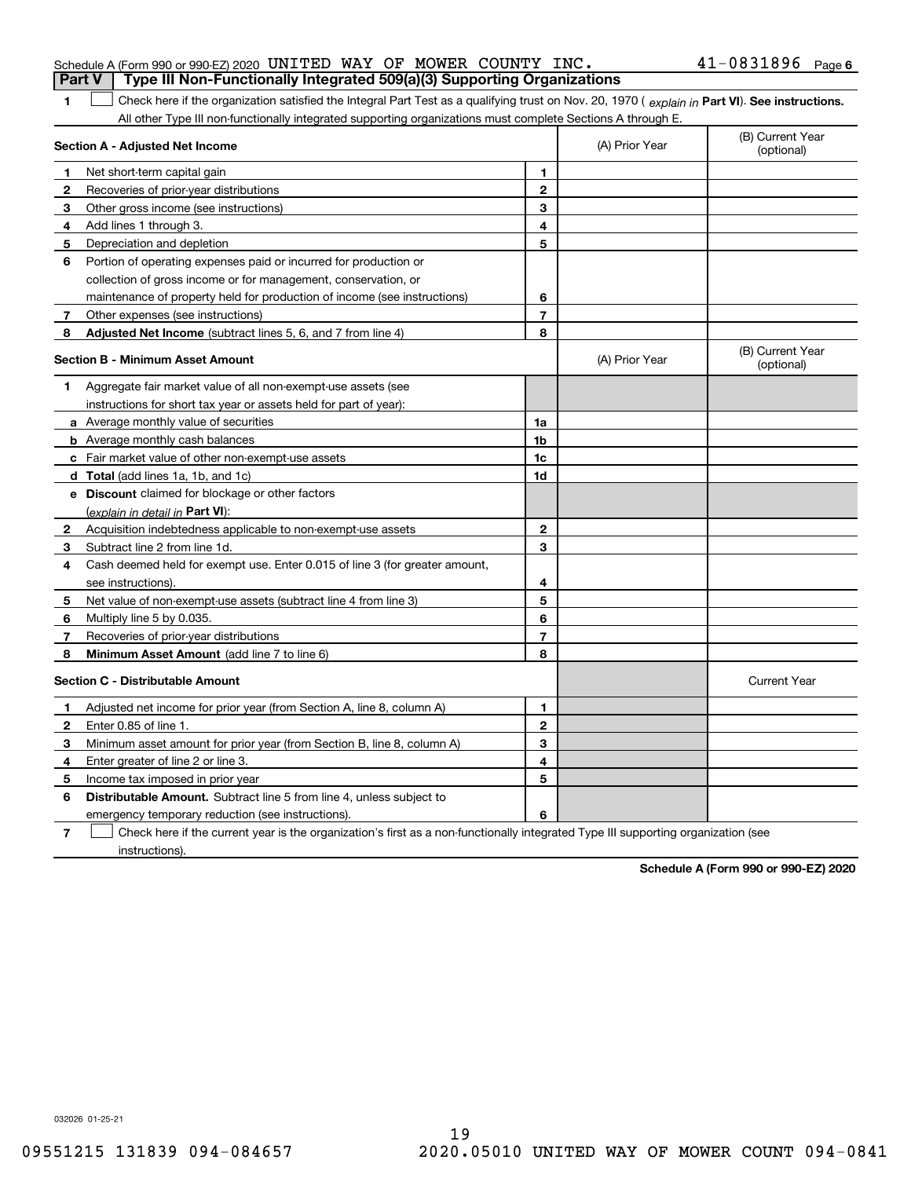Schedule A (Form 990 or 990-EZ) 2020 UNITED WAY OF MOWER COUNTY INC. 41-0831896 Page 6

## Part V Type III Non-Functionally Integrated 509(a)(3) Supporting Organizations

1 ☐ Check here if the organization satisfied the Integral Part Test as a qualifying trust on Nov. 20, 1970 ( *explain in* **Part VI**). **See instructions.** All other Type III non-functionally integrated supporting organizations must complete Sections A through E.

| Section A - Adjusted Net Income | | (A) Prior Year | (B) Current Year (optional) |
|---|---|---|---|
| **1** Net short-term capital gain | 1 | | |
| **2** Recoveries of prior-year distributions | 2 | | |
| **3** Other gross income (see instructions) | 3 | | |
| **4** Add lines 1 through 3. | 4 | | |
| **5** Depreciation and depletion | 5 | | |
| **6** Portion of operating expenses paid or incurred for production or collection of gross income or for management, conservation, or maintenance of property held for production of income (see instructions) | 6 | | |
| **7** Other expenses (see instructions) | 7 | | |
| **8** **Adjusted Net Income** (subtract lines 5, 6, and 7 from line 4) | 8 | | |

| Section B - Minimum Asset Amount | | (A) Prior Year | (B) Current Year (optional) |
|---|---|---|---|
| **1** Aggregate fair market value of all non-exempt-use assets (see instructions for short tax year or assets held for part of year): | | | |
| **a** Average monthly value of securities | 1a | | |
| **b** Average monthly cash balances | 1b | | |
| **c** Fair market value of other non-exempt-use assets | 1c | | |
| **d** **Total** (add lines 1a, 1b, and 1c) | 1d | | |
| **e** **Discount** claimed for blockage or other factors (*explain in detail in* **Part VI**): | | | |
| **2** Acquisition indebtedness applicable to non-exempt-use assets | 2 | | |
| **3** Subtract line 2 from line 1d. | 3 | | |
| **4** Cash deemed held for exempt use. Enter 0.015 of line 3 (for greater amount, see instructions). | 4 | | |
| **5** Net value of non-exempt-use assets (subtract line 4 from line 3) | 5 | | |
| **6** Multiply line 5 by 0.035. | 6 | | |
| **7** Recoveries of prior-year distributions | 7 | | |
| **8** **Minimum Asset Amount** (add line 7 to line 6) | 8 | | |

| Section C - Distributable Amount | | | Current Year |
|---|---|---|---|
| **1** Adjusted net income for prior year (from Section A, line 8, column A) | 1 | | |
| **2** Enter 0.85 of line 1. | 2 | | |
| **3** Minimum asset amount for prior year (from Section B, line 8, column A) | 3 | | |
| **4** Enter greater of line 2 or line 3. | 4 | | |
| **5** Income tax imposed in prior year | 5 | | |
| **6** **Distributable Amount.** Subtract line 5 from line 4, unless subject to emergency temporary reduction (see instructions). | 6 | | |

7 ☐ Check here if the current year is the organization's first as a non-functionally integrated Type III supporting organization (see instructions).

**Schedule A (Form 990 or 990-EZ) 2020**

032026 01-25-21

09551215 131839 094-084657 2020.05010 UNITED WAY OF MOWER COUNT 094-0841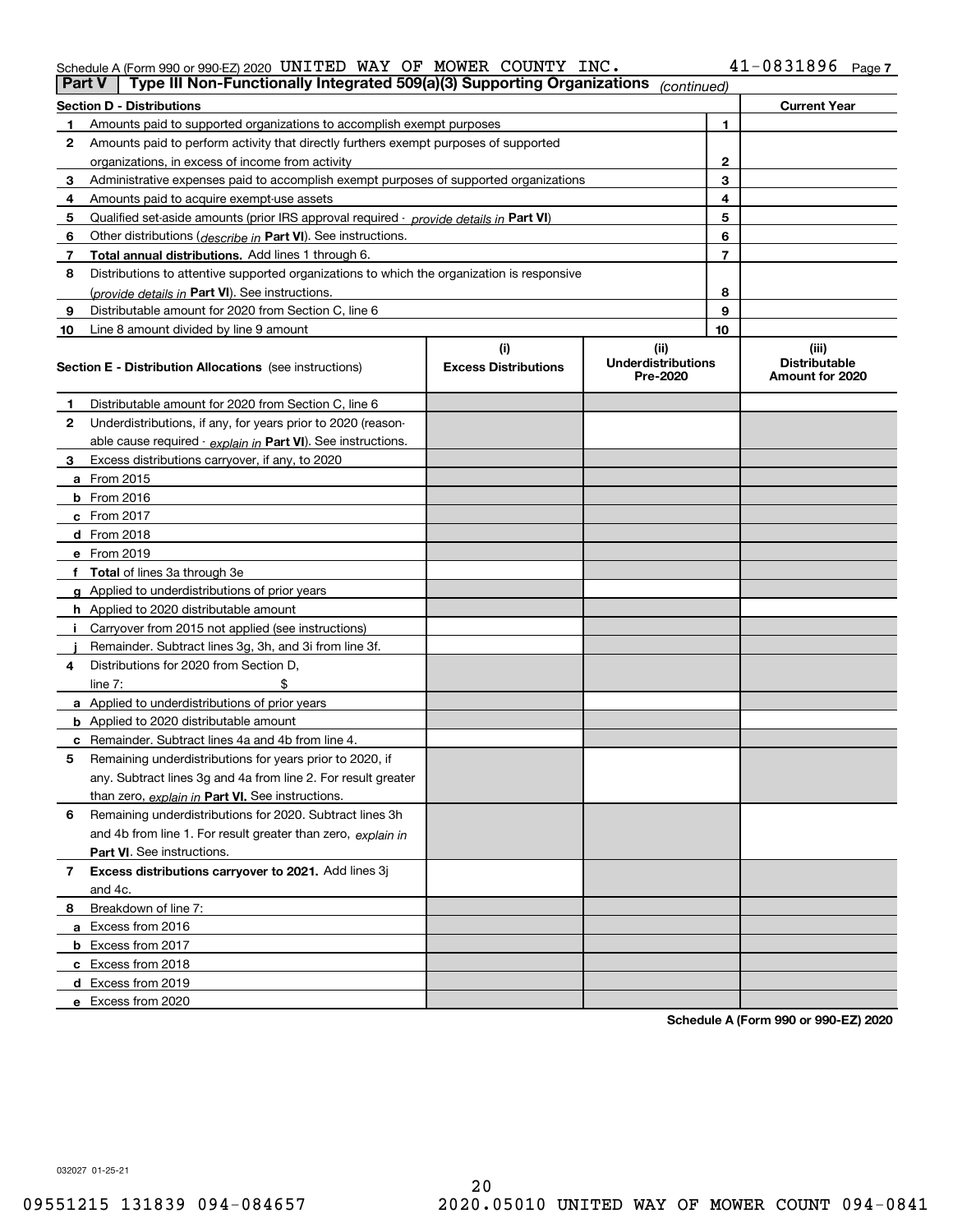Schedule A (Form 990 or 990-EZ) 2020 UNITED WAY OF MOWER COUNTY INC. 41-0831896 Page 7

## Part V | Type III Non-Functionally Integrated 509(a)(3) Supporting Organizations *(continued)*

| Section D - Distributions | | | Current Year |
|---|---|---|---|
| 1 | Amounts paid to supported organizations to accomplish exempt purposes | 1 | |
| 2 | Amounts paid to perform activity that directly furthers exempt purposes of supported organizations, in excess of income from activity | 2 | |
| 3 | Administrative expenses paid to accomplish exempt purposes of supported organizations | 3 | |
| 4 | Amounts paid to acquire exempt-use assets | 4 | |
| 5 | Qualified set-aside amounts (prior IRS approval required - *provide details in* **Part VI**) | 5 | |
| 6 | Other distributions (*describe in* **Part VI**). See instructions. | 6 | |
| 7 | **Total annual distributions.** Add lines 1 through 6. | 7 | |
| 8 | Distributions to attentive supported organizations to which the organization is responsive (*provide details in* **Part VI**). See instructions. | 8 | |
| 9 | Distributable amount for 2020 from Section C, line 6 | 9 | |
| 10 | Line 8 amount divided by line 9 amount | 10 | |

| Section E - Distribution Allocations (see instructions) | (i) Excess Distributions | (ii) Underdistributions Pre-2020 | (iii) Distributable Amount for 2020 |
|---|---|---|---|
| **1** Distributable amount for 2020 from Section C, line 6 | | | |
| **2** Underdistributions, if any, for years prior to 2020 (reasonable cause required - *explain in* **Part VI**). See instructions. | | | |
| **3** Excess distributions carryover, if any, to 2020 | | | |
| **a** From 2015 | | | |
| **b** From 2016 | | | |
| **c** From 2017 | | | |
| **d** From 2018 | | | |
| **e** From 2019 | | | |
| **f** **Total** of lines 3a through 3e | | | |
| **g** Applied to underdistributions of prior years | | | |
| **h** Applied to 2020 distributable amount | | | |
| **i** Carryover from 2015 not applied (see instructions) | | | |
| **j** Remainder. Subtract lines 3g, 3h, and 3i from line 3f. | | | |
| **4** Distributions for 2020 from Section D, line 7: $ | | | |
| **a** Applied to underdistributions of prior years | | | |
| **b** Applied to 2020 distributable amount | | | |
| **c** Remainder. Subtract lines 4a and 4b from line 4. | | | |
| **5** Remaining underdistributions for years prior to 2020, if any. Subtract lines 3g and 4a from line 2. For result greater than zero, *explain in* **Part VI.** See instructions. | | | |
| **6** Remaining underdistributions for 2020. Subtract lines 3h and 4b from line 1. For result greater than zero, *explain in* **Part VI**. See instructions. | | | |
| **7** **Excess distributions carryover to 2021.** Add lines 3j and 4c. | | | |
| **8** Breakdown of line 7: | | | |
| **a** Excess from 2016 | | | |
| **b** Excess from 2017 | | | |
| **c** Excess from 2018 | | | |
| **d** Excess from 2019 | | | |
| **e** Excess from 2020 | | | |

**Schedule A (Form 990 or 990-EZ) 2020**

032027 01-25-21

09551215 131839 094-084657 2020.05010 UNITED WAY OF MOWER COUNT 094-0841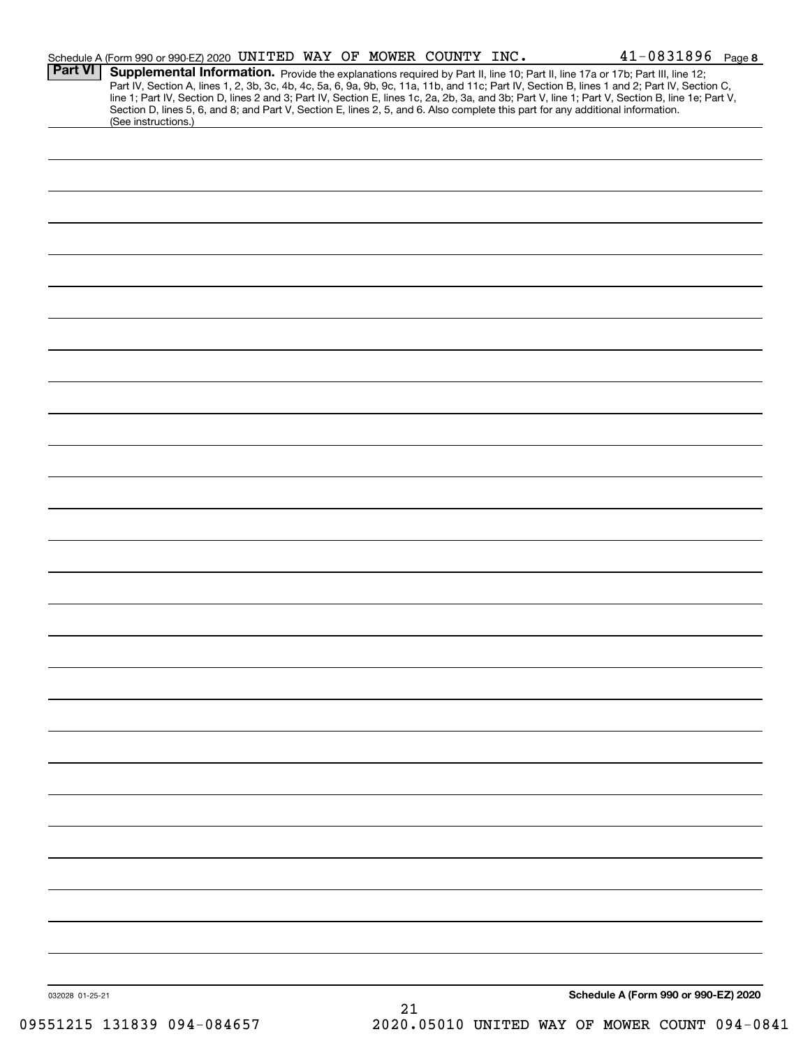Schedule A (Form 990 or 990-EZ) 2020 UNITED WAY OF MOWER COUNTY INC. 41-0831896 Page **8**

## Part VI Supplemental Information.

Provide the explanations required by Part II, line 10; Part II, line 17a or 17b; Part III, line 12; Part IV, Section A, lines 1, 2, 3b, 3c, 4b, 4c, 5a, 6, 9a, 9b, 9c, 11a, 11b, and 11c; Part IV, Section B, lines 1 and 2; Part IV, Section C, line 1; Part IV, Section D, lines 2 and 3; Part IV, Section E, lines 1c, 2a, 2b, 3a, and 3b; Part V, line 1; Part V, Section B, line 1e; Part V, Section D, lines 5, 6, and 8; and Part V, Section E, lines 2, 5, and 6. Also complete this part for any additional information. (See instructions.)

032028 01-25-21

**Schedule A (Form 990 or 990-EZ) 2020**

09551215 131839 094-084657 2020.05010 UNITED WAY OF MOWER COUNT 094-0841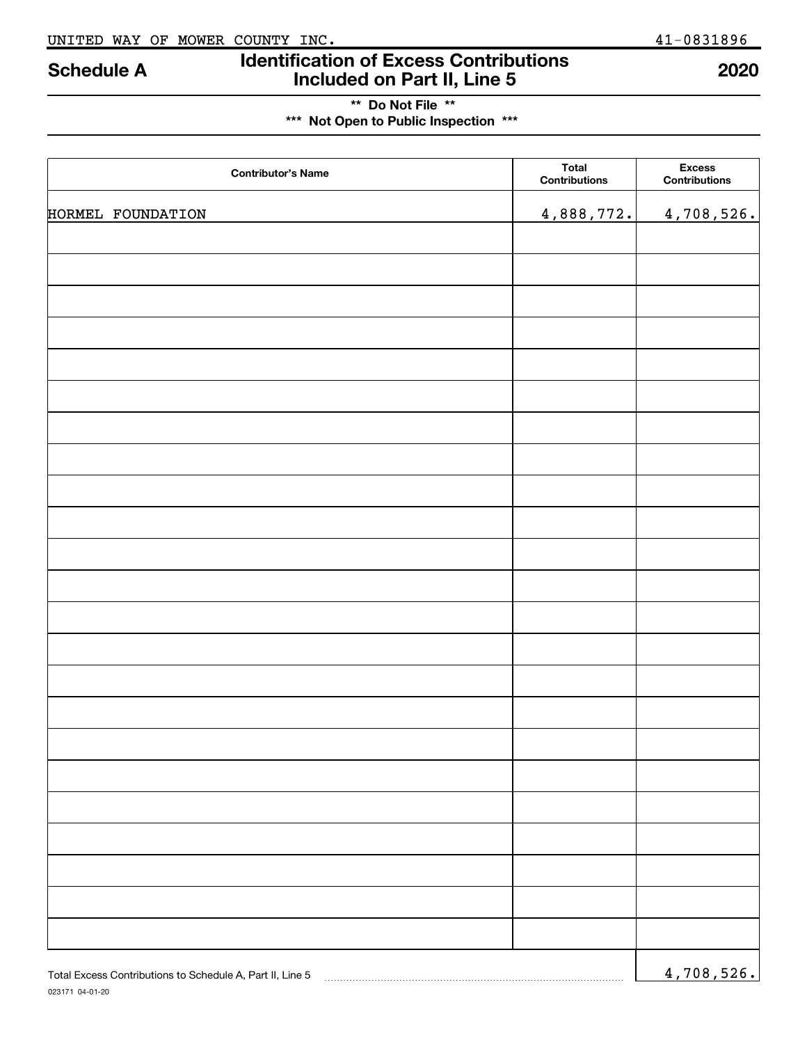UNITED WAY OF MOWER COUNTY INC. 41-0831896

# Schedule A — Identification of Excess Contributions Included on Part II, Line 5 — 2020

**\*\* Do Not File \*\***

**\*\*\* Not Open to Public Inspection \*\*\***

| Contributor's Name | Total Contributions | Excess Contributions |
|---|---|---|
| HORMEL FOUNDATION | 4,888,772. | 4,708,526. |

Total Excess Contributions to Schedule A, Part II, Line 5 ........ 4,708,526.

023171 04-01-20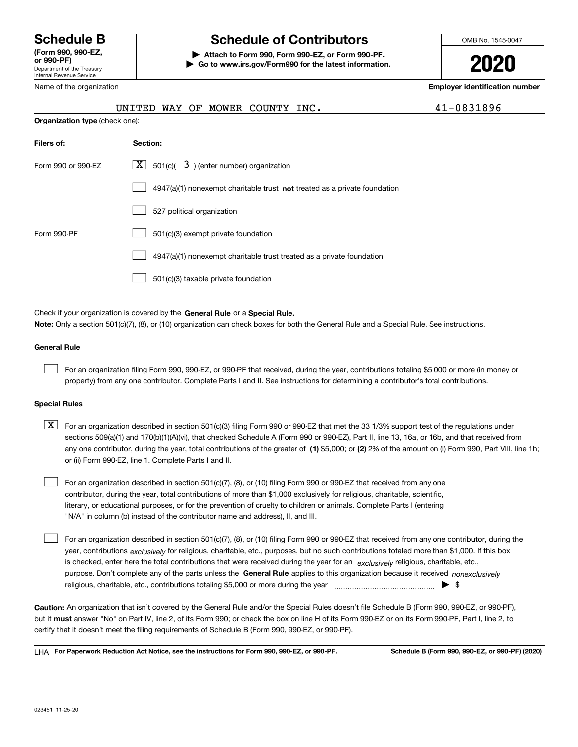# Schedule B

**(Form 990, 990-EZ, or 990-PF)**
Department of the Treasury
Internal Revenue Service

# Schedule of Contributors

**▶ Attach to Form 990, Form 990-EZ, or Form 990-PF.**
**▶ Go to www.irs.gov/Form990 for the latest information.**

OMB No. 1545-0047

**2020**

| Name of the organization | Employer identification number |
|---|---|
| UNITED WAY OF MOWER COUNTY INC. | 41-0831896 |

**Organization type** (check one):

| Filers of: | Section: |
|---|---|
| Form 990 or 990-EZ | [X] 501(c)( 3 ) (enter number) organization |
| | [ ] 4947(a)(1) nonexempt charitable trust **not** treated as a private foundation |
| | [ ] 527 political organization |
| Form 990-PF | [ ] 501(c)(3) exempt private foundation |
| | [ ] 4947(a)(1) nonexempt charitable trust treated as a private foundation |
| | [ ] 501(c)(3) taxable private foundation |

Check if your organization is covered by the **General Rule** or a **Special Rule.**

**Note:** Only a section 501(c)(7), (8), or (10) organization can check boxes for both the General Rule and a Special Rule. See instructions.

**General Rule**

[ ] For an organization filing Form 990, 990-EZ, or 990-PF that received, during the year, contributions totaling $5,000 or more (in money or property) from any one contributor. Complete Parts I and II. See instructions for determining a contributor's total contributions.

**Special Rules**

[X] For an organization described in section 501(c)(3) filing Form 990 or 990-EZ that met the 33 1/3% support test of the regulations under sections 509(a)(1) and 170(b)(1)(A)(vi), that checked Schedule A (Form 990 or 990-EZ), Part II, line 13, 16a, or 16b, and that received from any one contributor, during the year, total contributions of the greater of **(1)** $5,000; or **(2)** 2% of the amount on (i) Form 990, Part VIII, line 1h; or (ii) Form 990-EZ, line 1. Complete Parts I and II.

[ ] For an organization described in section 501(c)(7), (8), or (10) filing Form 990 or 990-EZ that received from any one contributor, during the year, total contributions of more than $1,000 exclusively for religious, charitable, scientific, literary, or educational purposes, or for the prevention of cruelty to children or animals. Complete Parts I (entering "N/A" in column (b) instead of the contributor name and address), II, and III.

[ ] For an organization described in section 501(c)(7), (8), or (10) filing Form 990 or 990-EZ that received from any one contributor, during the year, contributions *exclusively* for religious, charitable, etc., purposes, but no such contributions totaled more than $1,000. If this box is checked, enter here the total contributions that were received during the year for an *exclusively* religious, charitable, etc., purpose. Don't complete any of the parts unless the **General Rule** applies to this organization because it received *nonexclusively* religious, charitable, etc., contributions totaling $5,000 or more during the year ▶ $

**Caution:** An organization that isn't covered by the General Rule and/or the Special Rules doesn't file Schedule B (Form 990, 990-EZ, or 990-PF), but it **must** answer "No" on Part IV, line 2, of its Form 990; or check the box on line H of its Form 990-EZ or on its Form 990-PF, Part I, line 2, to certify that it doesn't meet the filing requirements of Schedule B (Form 990, 990-EZ, or 990-PF).

LHA **For Paperwork Reduction Act Notice, see the instructions for Form 990, 990-EZ, or 990-PF.** **Schedule B (Form 990, 990-EZ, or 990-PF) (2020)**

023451 11-25-20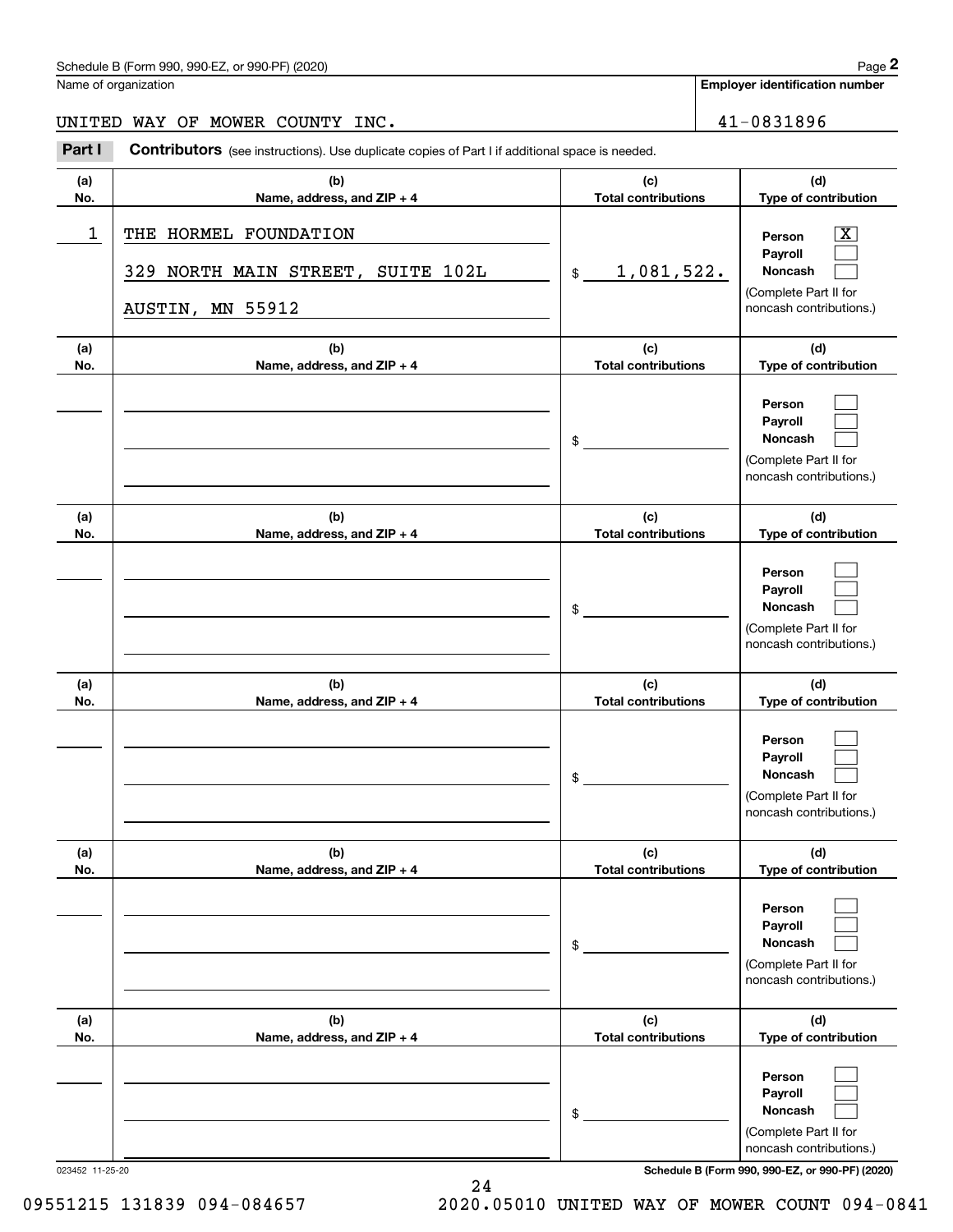Schedule B (Form 990, 990-EZ, or 990-PF) (2020)

Name of organization: UNITED WAY OF MOWER COUNTY INC.

Employer identification number: 41-0831896

**Part I — Contributors** (see instructions). Use duplicate copies of Part I if additional space is needed.

| (a) No. | (b) Name, address, and ZIP + 4 | (c) Total contributions | (d) Type of contribution |
|---|---|---|---|
| 1 | THE HORMEL FOUNDATION<br>329 NORTH MAIN STREET, SUITE 102L<br>AUSTIN, MN 55912 | $ 1,081,522. | Person [X]<br>Payroll [ ]<br>Noncash [ ]<br>(Complete Part II for noncash contributions.) |
| | | $ | Person [ ]<br>Payroll [ ]<br>Noncash [ ]<br>(Complete Part II for noncash contributions.) |
| | | $ | Person [ ]<br>Payroll [ ]<br>Noncash [ ]<br>(Complete Part II for noncash contributions.) |
| | | $ | Person [ ]<br>Payroll [ ]<br>Noncash [ ]<br>(Complete Part II for noncash contributions.) |
| | | $ | Person [ ]<br>Payroll [ ]<br>Noncash [ ]<br>(Complete Part II for noncash contributions.) |
| | | $ | Person [ ]<br>Payroll [ ]<br>Noncash [ ]<br>(Complete Part II for noncash contributions.) |

023452 11-25-20

Schedule B (Form 990, 990-EZ, or 990-PF) (2020)

09551215 131839 094-084657 2020.05010 UNITED WAY OF MOWER COUNT 094-0841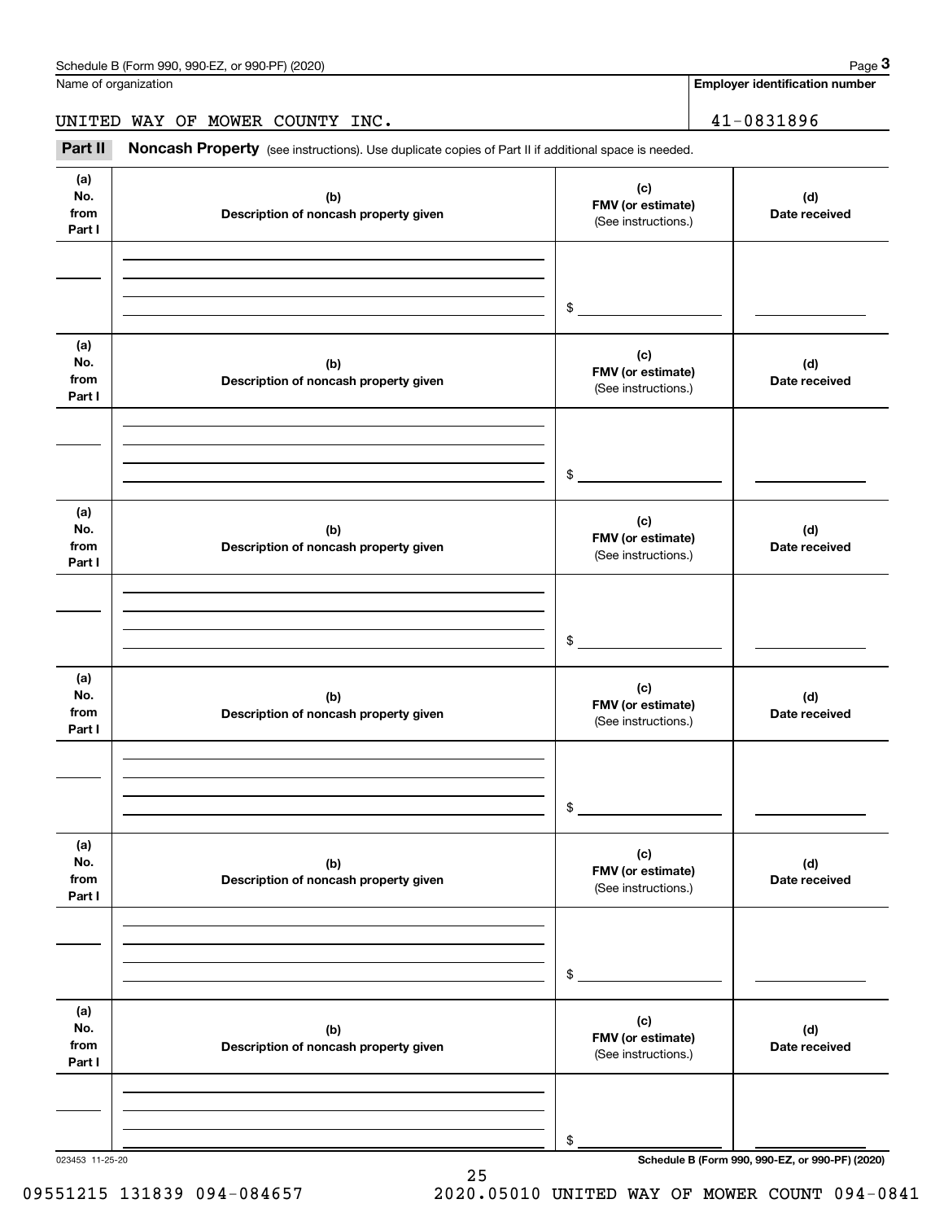Name of organization

UNITED WAY OF MOWER COUNTY INC.

**Employer identification number**

41-0831896

## Part II Noncash Property

(see instructions). Use duplicate copies of Part II if additional space is needed.

| (a) No. from Part I | (b) Description of noncash property given | (c) FMV (or estimate) (See instructions.) | (d) Date received |
|---|---|---|---|
| | | $ | |

| (a) No. from Part I | (b) Description of noncash property given | (c) FMV (or estimate) (See instructions.) | (d) Date received |
|---|---|---|---|
| | | $ | |

| (a) No. from Part I | (b) Description of noncash property given | (c) FMV (or estimate) (See instructions.) | (d) Date received |
|---|---|---|---|
| | | $ | |

| (a) No. from Part I | (b) Description of noncash property given | (c) FMV (or estimate) (See instructions.) | (d) Date received |
|---|---|---|---|
| | | $ | |

| (a) No. from Part I | (b) Description of noncash property given | (c) FMV (or estimate) (See instructions.) | (d) Date received |
|---|---|---|---|
| | | $ | |

| (a) No. from Part I | (b) Description of noncash property given | (c) FMV (or estimate) (See instructions.) | (d) Date received |
|---|---|---|---|
| | | $ | |

09551215 131839 094-084657 2020.05010 UNITED WAY OF MOWER COUNT 094-0841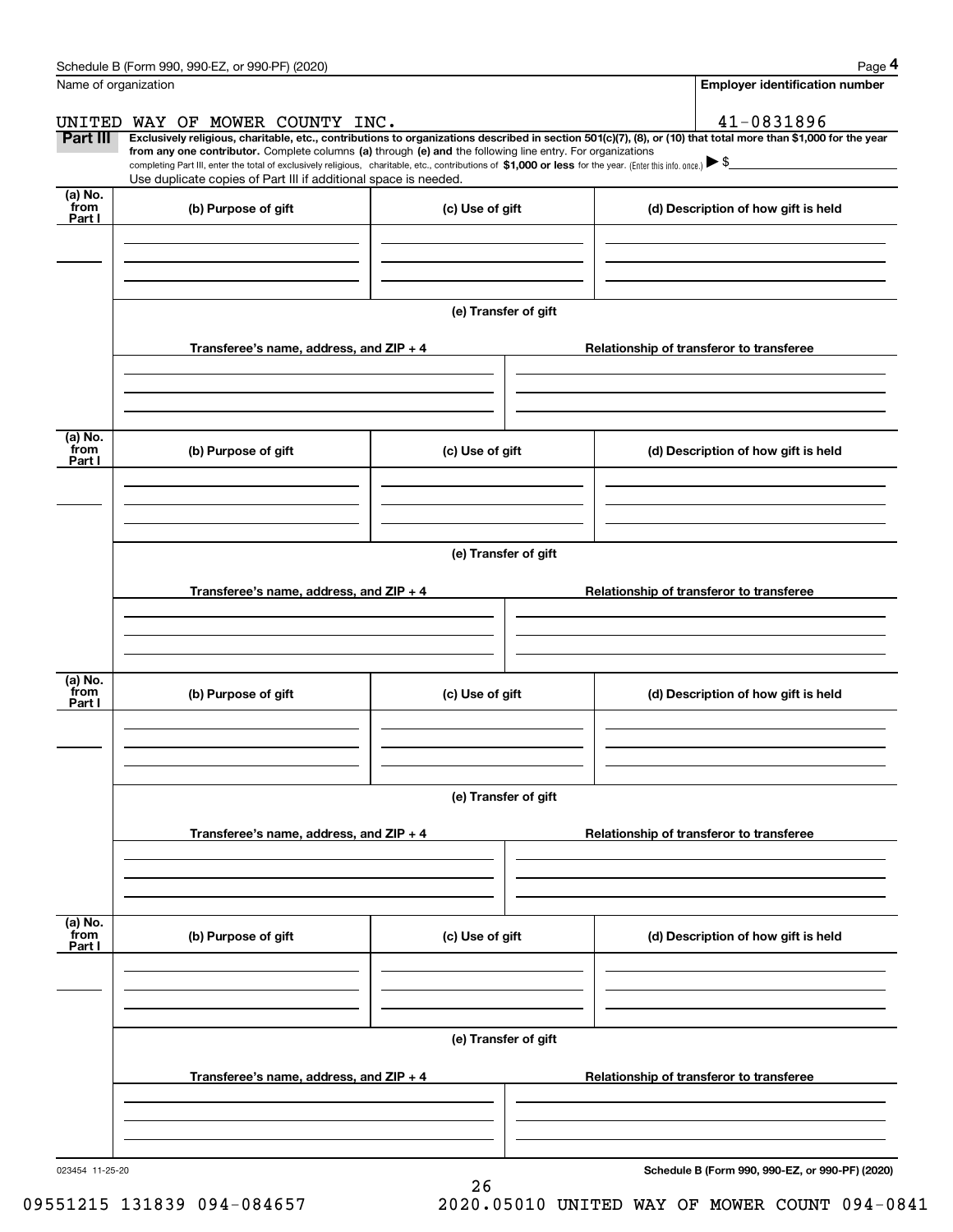Name of organization

UNITED WAY OF MOWER COUNTY INC.

**Employer identification number**

41-0831896

**Part III** **Exclusively religious, charitable, etc., contributions to organizations described in section 501(c)(7), (8), or (10) that total more than $1,000 for the year from any one contributor.** Complete columns **(a)** through **(e) and** the following line entry. For organizations completing Part III, enter the total of exclusively religious, charitable, etc., contributions of **$1,000 or less** for the year. (Enter this info. once.) ▶ $

Use duplicate copies of Part III if additional space is needed.

| (a) No. from Part I | (b) Purpose of gift | (c) Use of gift | (d) Description of how gift is held |
|---|---|---|---|
| | | | |

**(e) Transfer of gift**

| Transferee's name, address, and ZIP + 4 | Relationship of transferor to transferee |
|---|---|
| | |

| (a) No. from Part I | (b) Purpose of gift | (c) Use of gift | (d) Description of how gift is held |
|---|---|---|---|
| | | | |

**(e) Transfer of gift**

| Transferee's name, address, and ZIP + 4 | Relationship of transferor to transferee |
|---|---|
| | |

| (a) No. from Part I | (b) Purpose of gift | (c) Use of gift | (d) Description of how gift is held |
|---|---|---|---|
| | | | |

**(e) Transfer of gift**

| Transferee's name, address, and ZIP + 4 | Relationship of transferor to transferee |
|---|---|
| | |

| (a) No. from Part I | (b) Purpose of gift | (c) Use of gift | (d) Description of how gift is held |
|---|---|---|---|
| | | | |

**(e) Transfer of gift**

| Transferee's name, address, and ZIP + 4 | Relationship of transferor to transferee |
|---|---|
| | |

023454 11-25-20

**Schedule B (Form 990, 990-EZ, or 990-PF) (2020)**

09551215 131839 094-084657 2020.05010 UNITED WAY OF MOWER COUNT 094-0841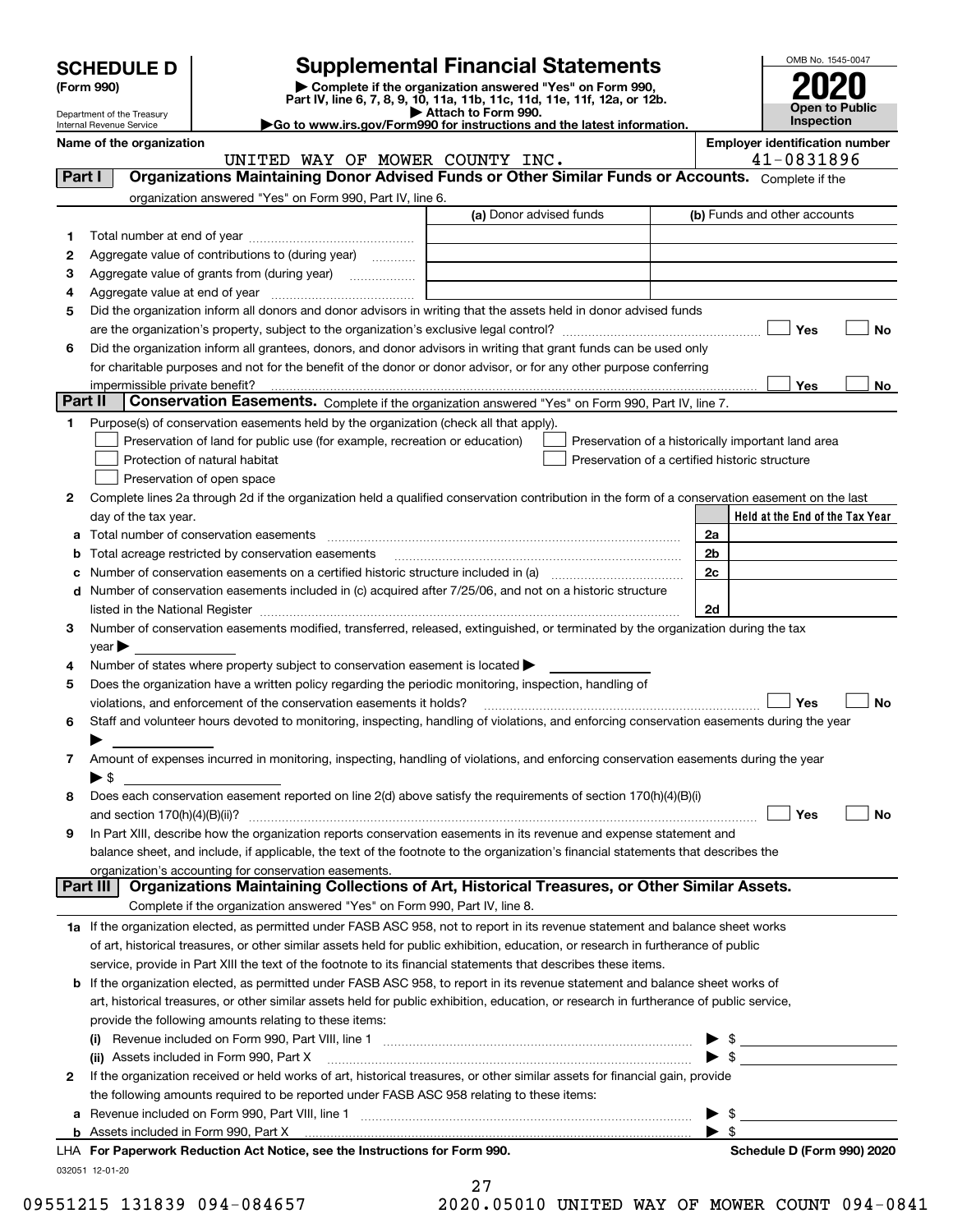# SCHEDULE D (Form 990)

Department of the Treasury
Internal Revenue Service

## Supplemental Financial Statements

▶ Complete if the organization answered "Yes" on Form 990, Part IV, line 6, 7, 8, 9, 10, 11a, 11b, 11c, 11d, 11e, 11f, 12a, or 12b.
▶ Attach to Form 990.
▶Go to www.irs.gov/Form990 for instructions and the latest information.

OMB No. 1545-0047
**2020**
**Open to Public Inspection**

**Name of the organization:** UNITED WAY OF MOWER COUNTY INC.
**Employer identification number:** 41-0831896

### Part I — Organizations Maintaining Donor Advised Funds or Other Similar Funds or Accounts.
Complete if the organization answered "Yes" on Form 990, Part IV, line 6.

| | | (a) Donor advised funds | (b) Funds and other accounts |
|---|---|---|---|
| 1 | Total number at end of year | | |
| 2 | Aggregate value of contributions to (during year) | | |
| 3 | Aggregate value of grants from (during year) | | |
| 4 | Aggregate value at end of year | | |

5 Did the organization inform all donors and donor advisors in writing that the assets held in donor advised funds are the organization's property, subject to the organization's exclusive legal control? ☐ Yes ☐ No

6 Did the organization inform all grantees, donors, and donor advisors in writing that grant funds can be used only for charitable purposes and not for the benefit of the donor or donor advisor, or for any other purpose conferring impermissible private benefit? ☐ Yes ☐ No

### Part II — Conservation Easements.
Complete if the organization answered "Yes" on Form 990, Part IV, line 7.

1 Purpose(s) of conservation easements held by the organization (check all that apply).
- ☐ Preservation of land for public use (for example, recreation or education)
- ☐ Protection of natural habitat
- ☐ Preservation of open space
- ☐ Preservation of a historically important land area
- ☐ Preservation of a certified historic structure

2 Complete lines 2a through 2d if the organization held a qualified conservation contribution in the form of a conservation easement on the last day of the tax year.

| | | | Held at the End of the Tax Year |
|---|---|---|---|
| a | Total number of conservation easements | 2a | |
| b | Total acreage restricted by conservation easements | 2b | |
| c | Number of conservation easements on a certified historic structure included in (a) | 2c | |
| d | Number of conservation easements included in (c) acquired after 7/25/06, and not on a historic structure listed in the National Register | 2d | |

3 Number of conservation easements modified, transferred, released, extinguished, or terminated by the organization during the tax year ▶

4 Number of states where property subject to conservation easement is located ▶

5 Does the organization have a written policy regarding the periodic monitoring, inspection, handling of violations, and enforcement of the conservation easements it holds? ☐ Yes ☐ No

6 Staff and volunteer hours devoted to monitoring, inspecting, handling of violations, and enforcing conservation easements during the year ▶

7 Amount of expenses incurred in monitoring, inspecting, handling of violations, and enforcing conservation easements during the year ▶ $

8 Does each conservation easement reported on line 2(d) above satisfy the requirements of section 170(h)(4)(B)(i) and section 170(h)(4)(B)(ii)? ☐ Yes ☐ No

9 In Part XIII, describe how the organization reports conservation easements in its revenue and expense statement and balance sheet, and include, if applicable, the text of the footnote to the organization's financial statements that describes the organization's accounting for conservation easements.

### Part III — Organizations Maintaining Collections of Art, Historical Treasures, or Other Similar Assets.
Complete if the organization answered "Yes" on Form 990, Part IV, line 8.

1a If the organization elected, as permitted under FASB ASC 958, not to report in its revenue statement and balance sheet works of art, historical treasures, or other similar assets held for public exhibition, education, or research in furtherance of public service, provide in Part XIII the text of the footnote to its financial statements that describes these items.

b If the organization elected, as permitted under FASB ASC 958, to report in its revenue statement and balance sheet works of art, historical treasures, or other similar assets held for public exhibition, education, or research in furtherance of public service, provide the following amounts relating to these items:

(i) Revenue included on Form 990, Part VIII, line 1 ▶ $

(ii) Assets included in Form 990, Part X ▶ $

2 If the organization received or held works of art, historical treasures, or other similar assets for financial gain, provide the following amounts required to be reported under FASB ASC 958 relating to these items:

a Revenue included on Form 990, Part VIII, line 1 ▶ $

b Assets included in Form 990, Part X ▶ $

LHA For Paperwork Reduction Act Notice, see the Instructions for Form 990. **Schedule D (Form 990) 2020**

032051 12-01-20

09551215 131839 094-084657 2020.05010 UNITED WAY OF MOWER COUNT 094-0841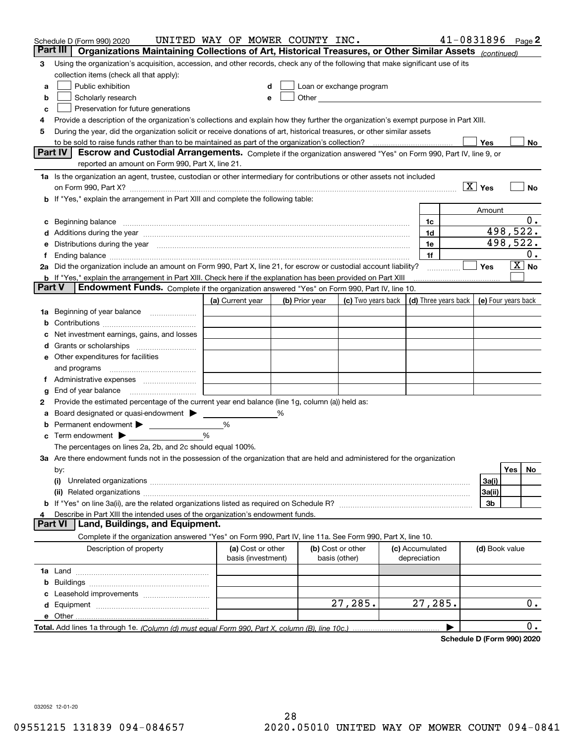Schedule D (Form 990) 2020 UNITED WAY OF MOWER COUNTY INC. 41-0831896 Page 2

## Part III Organizations Maintaining Collections of Art, Historical Treasures, or Other Similar Assets *(continued)*

**3** Using the organization's acquisition, accession, and other records, check any of the following that make significant use of its collection items (check all that apply):

- **a** ☐ Public exhibition
- **b** ☐ Scholarly research
- **c** ☐ Preservation for future generations
- **d** ☐ Loan or exchange program
- **e** ☐ Other

**4** Provide a description of the organization's collections and explain how they further the organization's exempt purpose in Part XIII.

**5** During the year, did the organization solicit or receive donations of art, historical treasures, or other similar assets to be sold to raise funds rather than to be maintained as part of the organization's collection? ☐ Yes ☐ No

## Part IV Escrow and Custodial Arrangements.

Complete if the organization answered "Yes" on Form 990, Part IV, line 9, or reported an amount on Form 990, Part X, line 21.

**1a** Is the organization an agent, trustee, custodian or other intermediary for contributions or other assets not included on Form 990, Part X? ☒ Yes ☐ No

**b** If "Yes," explain the arrangement in Part XIII and complete the following table:

| | | | Amount |
|---|---|---|---|
| c | Beginning balance | 1c | 0. |
| d | Additions during the year | 1d | 498,522. |
| e | Distributions during the year | 1e | 498,522. |
| f | Ending balance | 1f | 0. |

**2a** Did the organization include an amount on Form 990, Part X, line 21, for escrow or custodial account liability? ☐ Yes ☒ No

**b** If "Yes," explain the arrangement in Part XIII. Check here if the explanation has been provided on Part XIII ☐

## Part V Endowment Funds.

Complete if the organization answered "Yes" on Form 990, Part IV, line 10.

| | (a) Current year | (b) Prior year | (c) Two years back | (d) Three years back | (e) Four years back |
|---|---|---|---|---|---|
| 1a Beginning of year balance | | | | | |
| b Contributions | | | | | |
| c Net investment earnings, gains, and losses | | | | | |
| d Grants or scholarships | | | | | |
| e Other expenditures for facilities and programs | | | | | |
| f Administrative expenses | | | | | |
| g End of year balance | | | | | |

**2** Provide the estimated percentage of the current year end balance (line 1g, column (a)) held as:

- **a** Board designated or quasi-endowment ▶ ____ %
- **b** Permanent endowment ▶ ____ %
- **c** Term endowment ▶ ____ %

The percentages on lines 2a, 2b, and 2c should equal 100%.

**3a** Are there endowment funds not in the possession of the organization that are held and administered for the organization by:

| | | Yes | No |
|---|---|---|---|
| (i) Unrelated organizations | 3a(i) | | |
| (ii) Related organizations | 3a(ii) | | |
| b If "Yes" on line 3a(ii), are the related organizations listed as required on Schedule R? | 3b | | |

**4** Describe in Part XIII the intended uses of the organization's endowment funds.

## Part VI Land, Buildings, and Equipment.

Complete if the organization answered "Yes" on Form 990, Part IV, line 11a. See Form 990, Part X, line 10.

| Description of property | (a) Cost or other basis (investment) | (b) Cost or other basis (other) | (c) Accumulated depreciation | (d) Book value |
|---|---|---|---|---|
| 1a Land | | | | |
| b Buildings | | | | |
| c Leasehold improvements | | | | |
| d Equipment | | 27,285. | 27,285. | 0. |
| e Other | | | | |
| **Total.** Add lines 1a through 1e. *(Column (d) must equal Form 990, Part X, column (B), line 10c.)* | | | | 0. |

**Schedule D (Form 990) 2020**

032052 12-01-20

09551215 131839 094-084657 2020.05010 UNITED WAY OF MOWER COUNT 094-0841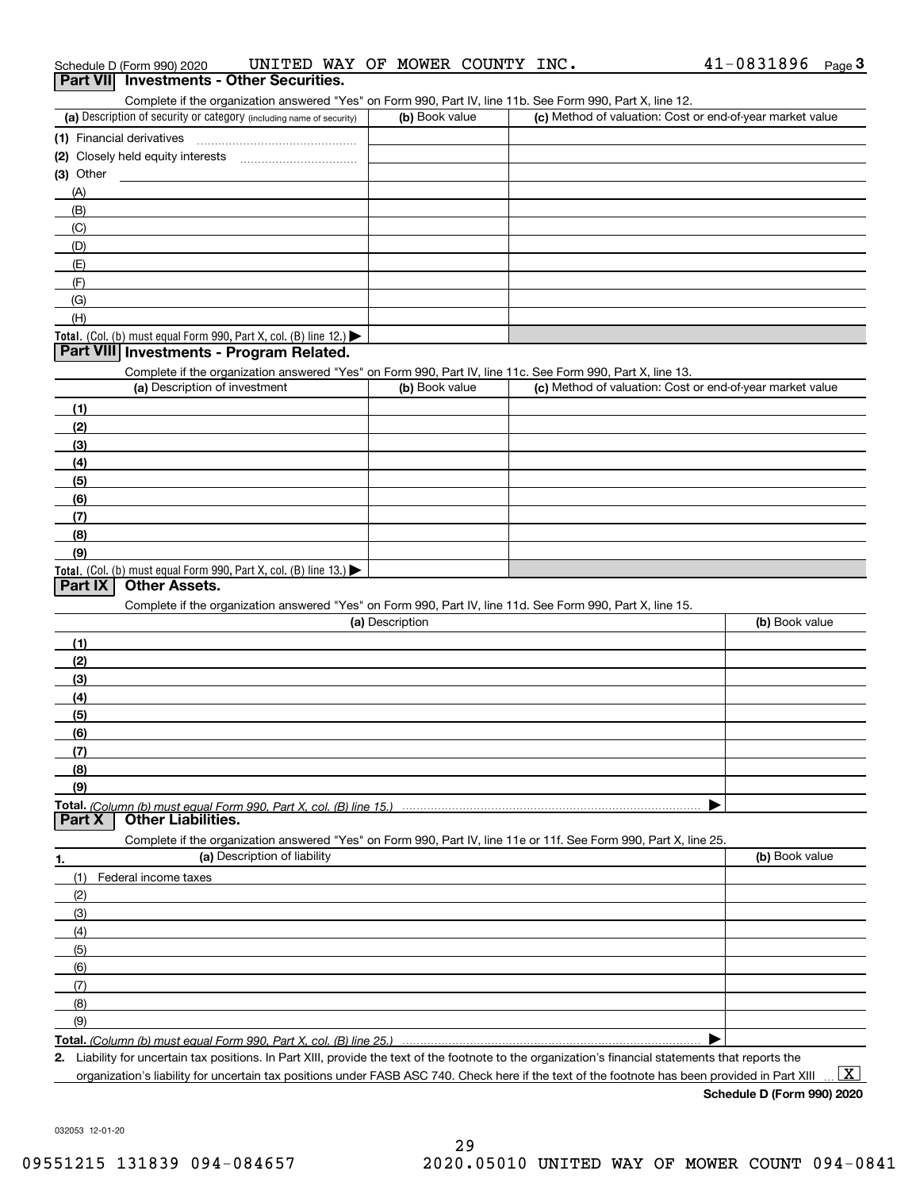Schedule D (Form 990) 2020 UNITED WAY OF MOWER COUNTY INC. 41-0831896

## Part VII Investments - Other Securities.

Complete if the organization answered "Yes" on Form 990, Part IV, line 11b. See Form 990, Part X, line 12.

| (a) Description of security or category (including name of security) | (b) Book value | (c) Method of valuation: Cost or end-of-year market value |
|---|---|---|
| (1) Financial derivatives | | |
| (2) Closely held equity interests | | |
| (3) Other | | |
| (A) | | |
| (B) | | |
| (C) | | |
| (D) | | |
| (E) | | |
| (F) | | |
| (G) | | |
| (H) | | |
| **Total.** (Col. (b) must equal Form 990, Part X, col. (B) line 12.) | | |

## Part VIII Investments - Program Related.

Complete if the organization answered "Yes" on Form 990, Part IV, line 11c. See Form 990, Part X, line 13.

| (a) Description of investment | (b) Book value | (c) Method of valuation: Cost or end-of-year market value |
|---|---|---|
| (1) | | |
| (2) | | |
| (3) | | |
| (4) | | |
| (5) | | |
| (6) | | |
| (7) | | |
| (8) | | |
| (9) | | |
| **Total.** (Col. (b) must equal Form 990, Part X, col. (B) line 13.) | | |

## Part IX Other Assets.

Complete if the organization answered "Yes" on Form 990, Part IV, line 11d. See Form 990, Part X, line 15.

| (a) Description | (b) Book value |
|---|---|
| (1) | |
| (2) | |
| (3) | |
| (4) | |
| (5) | |
| (6) | |
| (7) | |
| (8) | |
| (9) | |
| **Total.** *(Column (b) must equal Form 990, Part X, col. (B) line 15.)* | |

## Part X Other Liabilities.

Complete if the organization answered "Yes" on Form 990, Part IV, line 11e or 11f. See Form 990, Part X, line 25.

| 1. (a) Description of liability | (b) Book value |
|---|---|
| (1) Federal income taxes | |
| (2) | |
| (3) | |
| (4) | |
| (5) | |
| (6) | |
| (7) | |
| (8) | |
| (9) | |
| **Total.** *(Column (b) must equal Form 990, Part X, col. (B) line 25.)* | |

2. Liability for uncertain tax positions. In Part XIII, provide the text of the footnote to the organization's financial statements that reports the organization's liability for uncertain tax positions under FASB ASC 740. Check here if the text of the footnote has been provided in Part XIII [X]

**Schedule D (Form 990) 2020**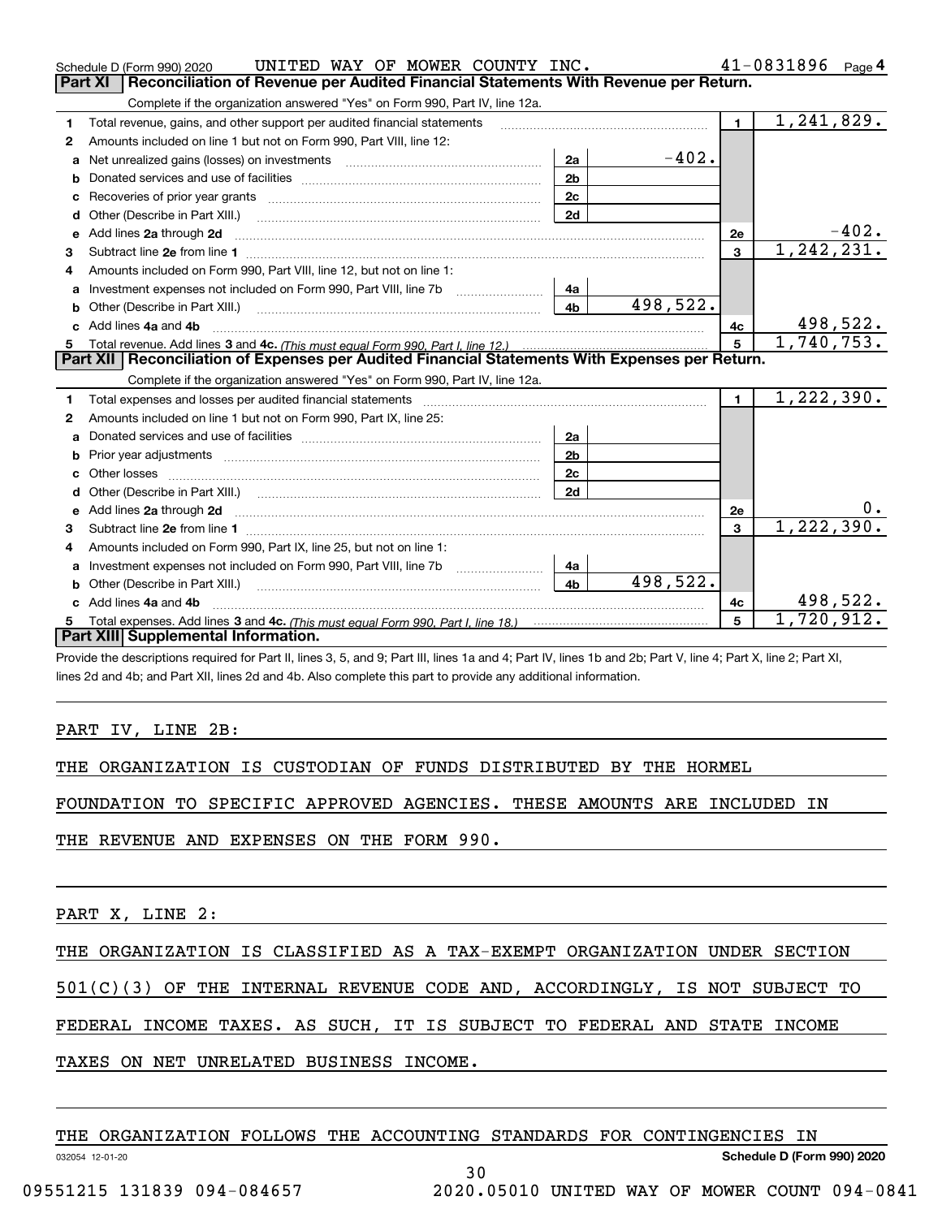Schedule D (Form 990) 2020 UNITED WAY OF MOWER COUNTY INC. 41-0831896 Page 4

## Part XI Reconciliation of Revenue per Audited Financial Statements With Revenue per Return.

Complete if the organization answered "Yes" on Form 990, Part IV, line 12a.

| | | | | | |
|---|---|---|---|---|---|
| 1 | Total revenue, gains, and other support per audited financial statements | | | 1 | 1,241,829. |
| 2 | Amounts included on line 1 but not on Form 990, Part VIII, line 12: | | | | |
| a | Net unrealized gains (losses) on investments | 2a | -402. | | |
| b | Donated services and use of facilities | 2b | | | |
| c | Recoveries of prior year grants | 2c | | | |
| d | Other (Describe in Part XIII.) | 2d | | | |
| e | Add lines 2a through 2d | | | 2e | -402. |
| 3 | Subtract line 2e from line 1 | | | 3 | 1,242,231. |
| 4 | Amounts included on Form 990, Part VIII, line 12, but not on line 1: | | | | |
| a | Investment expenses not included on Form 990, Part VIII, line 7b | 4a | | | |
| b | Other (Describe in Part XIII.) | 4b | 498,522. | | |
| c | Add lines 4a and 4b | | | 4c | 498,522. |
| 5 | Total revenue. Add lines 3 and 4c. *(This must equal Form 990, Part I, line 12.)* | | | 5 | 1,740,753. |

## Part XII Reconciliation of Expenses per Audited Financial Statements With Expenses per Return.

Complete if the organization answered "Yes" on Form 990, Part IV, line 12a.

| | | | | | |
|---|---|---|---|---|---|
| 1 | Total expenses and losses per audited financial statements | | | 1 | 1,222,390. |
| 2 | Amounts included on line 1 but not on Form 990, Part IX, line 25: | | | | |
| a | Donated services and use of facilities | 2a | | | |
| b | Prior year adjustments | 2b | | | |
| c | Other losses | 2c | | | |
| d | Other (Describe in Part XIII.) | 2d | | | |
| e | Add lines 2a through 2d | | | 2e | 0. |
| 3 | Subtract line 2e from line 1 | | | 3 | 1,222,390. |
| 4 | Amounts included on Form 990, Part IX, line 25, but not on line 1: | | | | |
| a | Investment expenses not included on Form 990, Part VIII, line 7b | 4a | | | |
| b | Other (Describe in Part XIII.) | 4b | 498,522. | | |
| c | Add lines 4a and 4b | | | 4c | 498,522. |
| 5 | Total expenses. Add lines 3 and 4c. *(This must equal Form 990, Part I, line 18.)* | | | 5 | 1,720,912. |

## Part XIII Supplemental Information.

Provide the descriptions required for Part II, lines 3, 5, and 9; Part III, lines 1a and 4; Part IV, lines 1b and 2b; Part V, line 4; Part X, line 2; Part XI, lines 2d and 4b; and Part XII, lines 2d and 4b. Also complete this part to provide any additional information.

PART IV, LINE 2B:

THE ORGANIZATION IS CUSTODIAN OF FUNDS DISTRIBUTED BY THE HORMEL FOUNDATION TO SPECIFIC APPROVED AGENCIES. THESE AMOUNTS ARE INCLUDED IN THE REVENUE AND EXPENSES ON THE FORM 990.

PART X, LINE 2:

THE ORGANIZATION IS CLASSIFIED AS A TAX-EXEMPT ORGANIZATION UNDER SECTION 501(C)(3) OF THE INTERNAL REVENUE CODE AND, ACCORDINGLY, IS NOT SUBJECT TO FEDERAL INCOME TAXES. AS SUCH, IT IS SUBJECT TO FEDERAL AND STATE INCOME TAXES ON NET UNRELATED BUSINESS INCOME.

THE ORGANIZATION FOLLOWS THE ACCOUNTING STANDARDS FOR CONTINGENCIES IN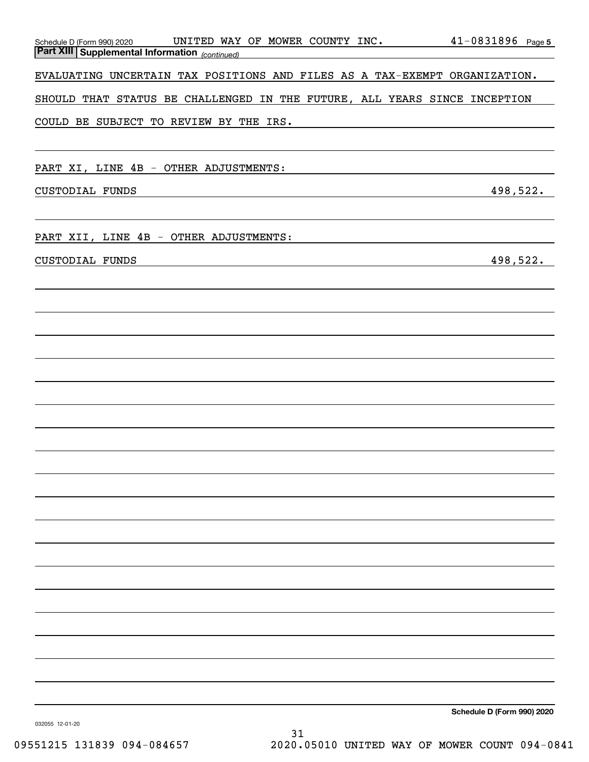Schedule D (Form 990) 2020 UNITED WAY OF MOWER COUNTY INC. 41-0831896 Page 5

**Part XIII | Supplemental Information** *(continued)*

EVALUATING UNCERTAIN TAX POSITIONS AND FILES AS A TAX-EXEMPT ORGANIZATION. SHOULD THAT STATUS BE CHALLENGED IN THE FUTURE, ALL YEARS SINCE INCEPTION COULD BE SUBJECT TO REVIEW BY THE IRS.

PART XI, LINE 4B - OTHER ADJUSTMENTS:

| | |
|---|---|
| CUSTODIAL FUNDS | 498,522. |

PART XII, LINE 4B - OTHER ADJUSTMENTS:

| | |
|---|---|
| CUSTODIAL FUNDS | 498,522. |

**Schedule D (Form 990) 2020**

032055 12-01-20

09551215 131839 094-084657 2020.05010 UNITED WAY OF MOWER COUNT 094-0841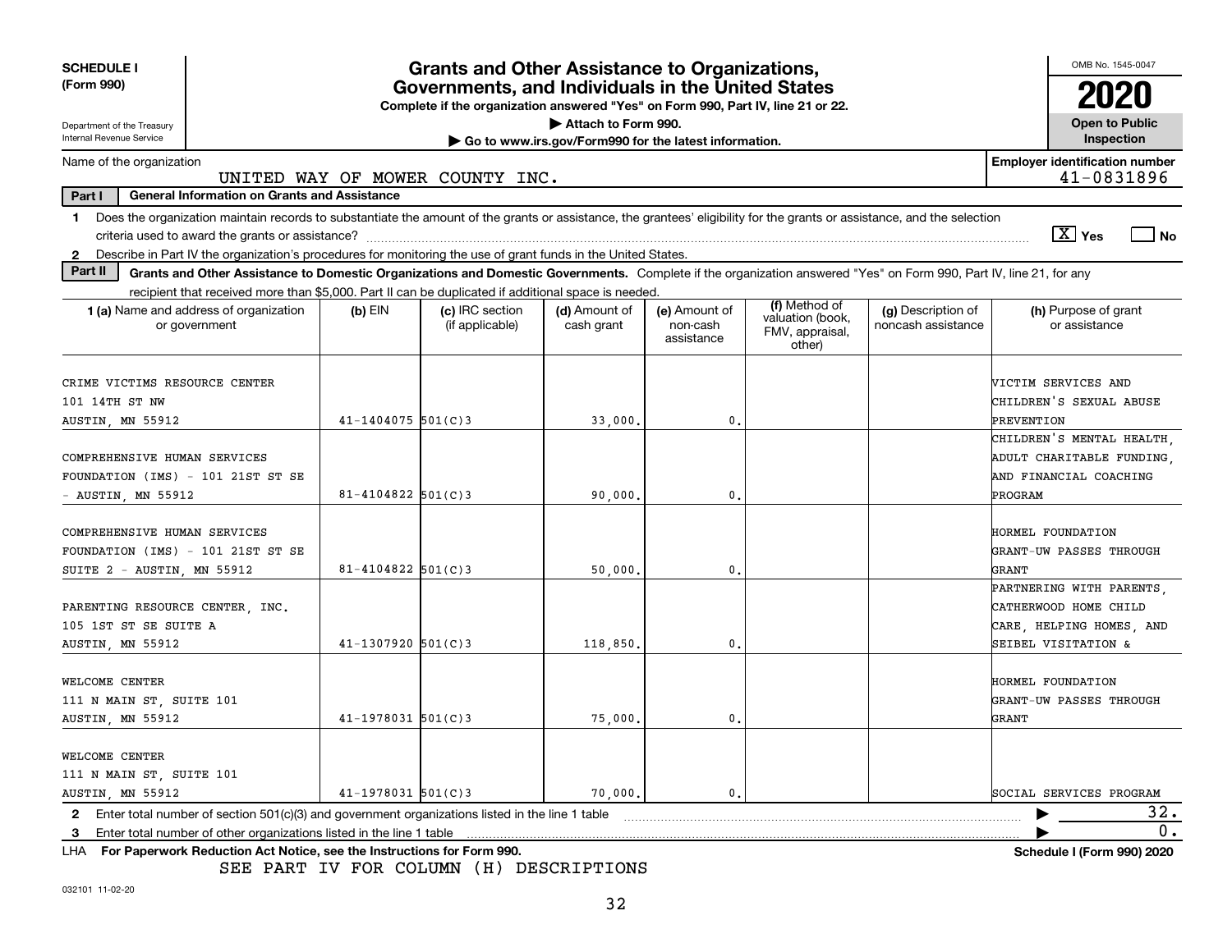**SCHEDULE I (Form 990)**

Department of the Treasury
Internal Revenue Service

# Grants and Other Assistance to Organizations, Governments, and Individuals in the United States

**Complete if the organization answered "Yes" on Form 990, Part IV, line 21 or 22.**

▶ Attach to Form 990.

▶ Go to www.irs.gov/Form990 for the latest information.

OMB No. 1545-0047

**2020**

**Open to Public Inspection**

Name of the organization: UNITED WAY OF MOWER COUNTY INC.

**Employer identification number** 41-0831896

**Part I — General Information on Grants and Assistance**

1 Does the organization maintain records to substantiate the amount of the grants or assistance, the grantees' eligibility for the grants or assistance, and the selection criteria used to award the grants or assistance? [X] Yes [ ] No

2 Describe in Part IV the organization's procedures for monitoring the use of grant funds in the United States.

**Part II — Grants and Other Assistance to Domestic Organizations and Domestic Governments.** Complete if the organization answered "Yes" on Form 990, Part IV, line 21, for any recipient that received more than $5,000. Part II can be duplicated if additional space is needed.

| 1 (a) Name and address of organization or government | (b) EIN | (c) IRC section (if applicable) | (d) Amount of cash grant | (e) Amount of non-cash assistance | (f) Method of valuation (book, FMV, appraisal, other) | (g) Description of noncash assistance | (h) Purpose of grant or assistance |
|---|---|---|---|---|---|---|---|
| CRIME VICTIMS RESOURCE CENTER 101 14TH ST NW AUSTIN, MN 55912 | 41-1404075 | 501(C)3 | 33,000. | 0. | | | VICTIM SERVICES AND CHILDREN'S SEXUAL ABUSE PREVENTION |
| COMPREHENSIVE HUMAN SERVICES FOUNDATION (IMS) - 101 21ST ST SE - AUSTIN, MN 55912 | 81-4104822 | 501(C)3 | 90,000. | 0. | | | CHILDREN'S MENTAL HEALTH, ADULT CHARITABLE FUNDING, AND FINANCIAL COACHING PROGRAM |
| COMPREHENSIVE HUMAN SERVICES FOUNDATION (IMS) - 101 21ST ST SE SUITE 2 - AUSTIN, MN 55912 | 81-4104822 | 501(C)3 | 50,000. | 0. | | | HORMEL FOUNDATION GRANT-UW PASSES THROUGH GRANT |
| PARENTING RESOURCE CENTER, INC. 105 1ST ST SE SUITE A AUSTIN, MN 55912 | 41-1307920 | 501(C)3 | 118,850. | 0. | | | PARTNERING WITH PARENTS, CATHERWOOD HOME CHILD CARE, HELPING HOMES, AND SEIBEL VISITATION & |
| WELCOME CENTER 111 N MAIN ST, SUITE 101 AUSTIN, MN 55912 | 41-1978031 | 501(C)3 | 75,000. | 0. | | | HORMEL FOUNDATION GRANT-UW PASSES THROUGH GRANT |
| WELCOME CENTER 111 N MAIN ST, SUITE 101 AUSTIN, MN 55912 | 41-1978031 | 501(C)3 | 70,000. | 0. | | | SOCIAL SERVICES PROGRAM |

2 Enter total number of section 501(c)(3) and government organizations listed in the line 1 table ▶ 32.

3 Enter total number of other organizations listed in the line 1 table ▶ 0.

LHA **For Paperwork Reduction Act Notice, see the Instructions for Form 990.** **Schedule I (Form 990) 2020**

SEE PART IV FOR COLUMN (H) DESCRIPTIONS

032101 11-02-20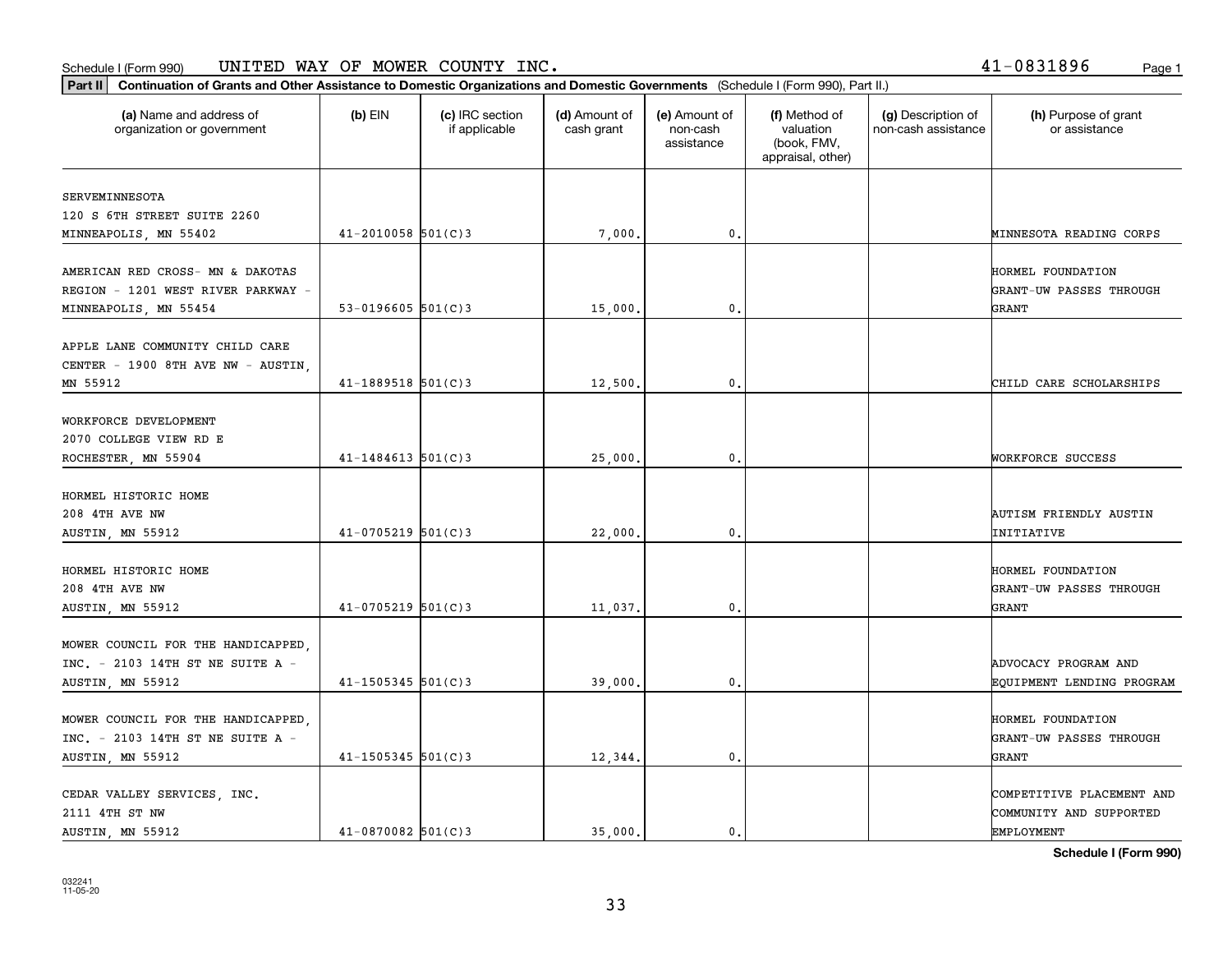Schedule I (Form 990) UNITED WAY OF MOWER COUNTY INC. 41-0831896

**Part II** **Continuation of Grants and Other Assistance to Domestic Organizations and Domestic Governments** (Schedule I (Form 990), Part II.)

| (a) Name and address of organization or government | (b) EIN | (c) IRC section if applicable | (d) Amount of cash grant | (e) Amount of non-cash assistance | (f) Method of valuation (book, FMV, appraisal, other) | (g) Description of non-cash assistance | (h) Purpose of grant or assistance |
|---|---|---|---|---|---|---|---|
| SERVEMINNESOTA 120 S 6TH STREET SUITE 2260 MINNEAPOLIS, MN 55402 | 41-2010058 | 501(C)3 | 7,000. | 0. | | | MINNESOTA READING CORPS |
| AMERICAN RED CROSS- MN & DAKOTAS REGION - 1201 WEST RIVER PARKWAY - MINNEAPOLIS, MN 55454 | 53-0196605 | 501(C)3 | 15,000. | 0. | | | HORMEL FOUNDATION GRANT-UW PASSES THROUGH GRANT |
| APPLE LANE COMMUNITY CHILD CARE CENTER - 1900 8TH AVE NW - AUSTIN, MN 55912 | 41-1889518 | 501(C)3 | 12,500. | 0. | | | CHILD CARE SCHOLARSHIPS |
| WORKFORCE DEVELOPMENT 2070 COLLEGE VIEW RD E ROCHESTER, MN 55904 | 41-1484613 | 501(C)3 | 25,000. | 0. | | | WORKFORCE SUCCESS |
| HORMEL HISTORIC HOME 208 4TH AVE NW AUSTIN, MN 55912 | 41-0705219 | 501(C)3 | 22,000. | 0. | | | AUTISM FRIENDLY AUSTIN INITIATIVE |
| HORMEL HISTORIC HOME 208 4TH AVE NW AUSTIN, MN 55912 | 41-0705219 | 501(C)3 | 11,037. | 0. | | | HORMEL FOUNDATION GRANT-UW PASSES THROUGH GRANT |
| MOWER COUNCIL FOR THE HANDICAPPED, INC. - 2103 14TH ST NE SUITE A - AUSTIN, MN 55912 | 41-1505345 | 501(C)3 | 39,000. | 0. | | | ADVOCACY PROGRAM AND EQUIPMENT LENDING PROGRAM |
| MOWER COUNCIL FOR THE HANDICAPPED, INC. - 2103 14TH ST NE SUITE A - AUSTIN, MN 55912 | 41-1505345 | 501(C)3 | 12,344. | 0. | | | HORMEL FOUNDATION GRANT-UW PASSES THROUGH GRANT |
| CEDAR VALLEY SERVICES, INC. 2111 4TH ST NW AUSTIN, MN 55912 | 41-0870082 | 501(C)3 | 35,000. | 0. | | | COMPETITIVE PLACEMENT AND COMMUNITY AND SUPPORTED EMPLOYMENT |

**Schedule I (Form 990)**

032241 11-05-20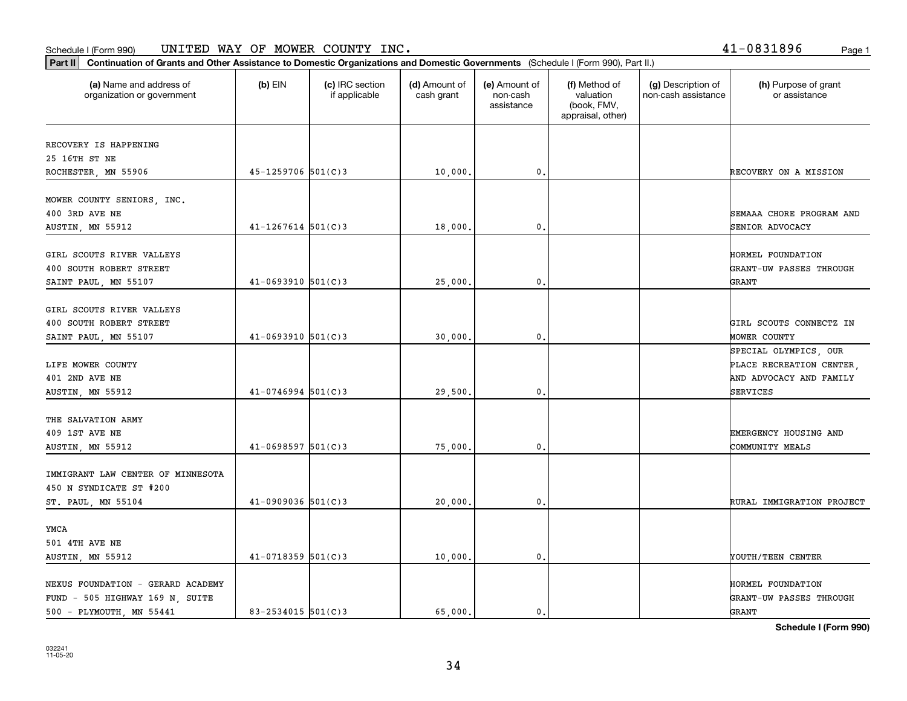Schedule I (Form 990) UNITED WAY OF MOWER COUNTY INC. 41-0831896

**Part II** **Continuation of Grants and Other Assistance to Domestic Organizations and Domestic Governments** (Schedule I (Form 990), Part II.)

| (a) Name and address of organization or government | (b) EIN | (c) IRC section if applicable | (d) Amount of cash grant | (e) Amount of non-cash assistance | (f) Method of valuation (book, FMV, appraisal, other) | (g) Description of non-cash assistance | (h) Purpose of grant or assistance |
|---|---|---|---|---|---|---|---|
| RECOVERY IS HAPPENING 25 16TH ST NE ROCHESTER, MN 55906 | 45-1259706 | 501(C)3 | 10,000. | 0. | | | RECOVERY ON A MISSION |
| MOWER COUNTY SENIORS, INC. 400 3RD AVE NE AUSTIN, MN 55912 | 41-1267614 | 501(C)3 | 18,000. | 0. | | | SEMAAA CHORE PROGRAM AND SENIOR ADVOCACY |
| GIRL SCOUTS RIVER VALLEYS 400 SOUTH ROBERT STREET SAINT PAUL, MN 55107 | 41-0693910 | 501(C)3 | 25,000. | 0. | | | HORMEL FOUNDATION GRANT-UW PASSES THROUGH GRANT |
| GIRL SCOUTS RIVER VALLEYS 400 SOUTH ROBERT STREET SAINT PAUL, MN 55107 | 41-0693910 | 501(C)3 | 30,000. | 0. | | | GIRL SCOUTS CONNECTZ IN MOWER COUNTY |
| LIFE MOWER COUNTY 401 2ND AVE NE AUSTIN, MN 55912 | 41-0746994 | 501(C)3 | 29,500. | 0. | | | SPECIAL OLYMPICS, OUR PLACE RECREATION CENTER, AND ADVOCACY AND FAMILY SERVICES |
| THE SALVATION ARMY 409 1ST AVE NE AUSTIN, MN 55912 | 41-0698597 | 501(C)3 | 75,000. | 0. | | | EMERGENCY HOUSING AND COMMUNITY MEALS |
| IMMIGRANT LAW CENTER OF MINNESOTA 450 N SYNDICATE ST #200 ST. PAUL, MN 55104 | 41-0909036 | 501(C)3 | 20,000. | 0. | | | RURAL IMMIGRATION PROJECT |
| YMCA 501 4TH AVE NE AUSTIN, MN 55912 | 41-0718359 | 501(C)3 | 10,000. | 0. | | | YOUTH/TEEN CENTER |
| NEXUS FOUNDATION - GERARD ACADEMY FUND - 505 HIGHWAY 169 N, SUITE 500 - PLYMOUTH, MN 55441 | 83-2534015 | 501(C)3 | 65,000. | 0. | | | HORMEL FOUNDATION GRANT-UW PASSES THROUGH GRANT |

**Schedule I (Form 990)**

032241 11-05-20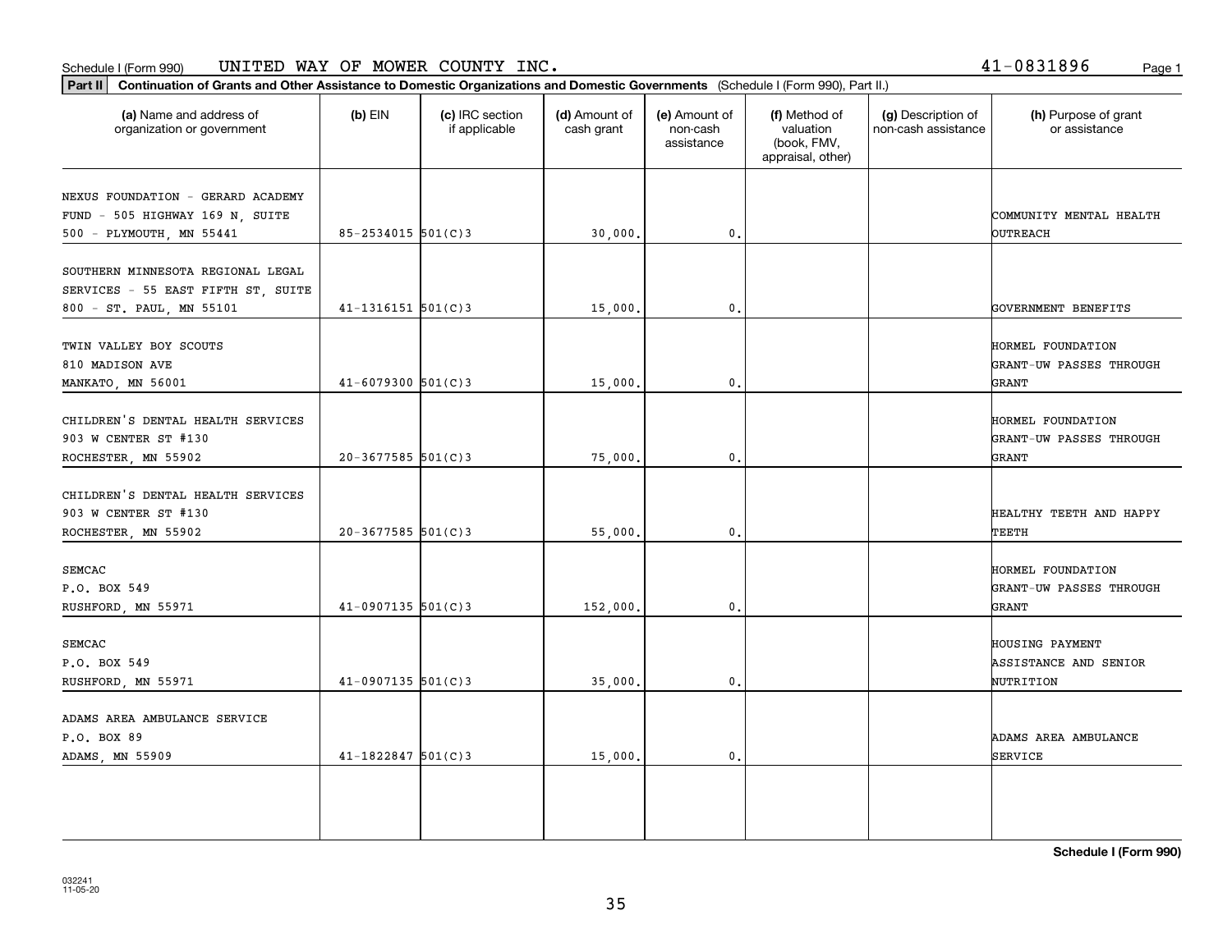Schedule I (Form 990) UNITED WAY OF MOWER COUNTY INC. 41-0831896

**Part II** **Continuation of Grants and Other Assistance to Domestic Organizations and Domestic Governments** (Schedule I (Form 990), Part II.)

| (a) Name and address of organization or government | (b) EIN | (c) IRC section if applicable | (d) Amount of cash grant | (e) Amount of non-cash assistance | (f) Method of valuation (book, FMV, appraisal, other) | (g) Description of non-cash assistance | (h) Purpose of grant or assistance |
|---|---|---|---|---|---|---|---|
| NEXUS FOUNDATION - GERARD ACADEMY FUND - 505 HIGHWAY 169 N, SUITE 500 - PLYMOUTH, MN 55441 | 85-2534015 | 501(C)3 | 30,000. | 0. | | | COMMUNITY MENTAL HEALTH OUTREACH |
| SOUTHERN MINNESOTA REGIONAL LEGAL SERVICES - 55 EAST FIFTH ST, SUITE 800 - ST. PAUL, MN 55101 | 41-1316151 | 501(C)3 | 15,000. | 0. | | | GOVERNMENT BENEFITS |
| TWIN VALLEY BOY SCOUTS 810 MADISON AVE MANKATO, MN 56001 | 41-6079300 | 501(C)3 | 15,000. | 0. | | | HORMEL FOUNDATION GRANT-UW PASSES THROUGH GRANT |
| CHILDREN'S DENTAL HEALTH SERVICES 903 W CENTER ST #130 ROCHESTER, MN 55902 | 20-3677585 | 501(C)3 | 75,000. | 0. | | | HORMEL FOUNDATION GRANT-UW PASSES THROUGH GRANT |
| CHILDREN'S DENTAL HEALTH SERVICES 903 W CENTER ST #130 ROCHESTER, MN 55902 | 20-3677585 | 501(C)3 | 55,000. | 0. | | | HEALTHY TEETH AND HAPPY TEETH |
| SEMCAC P.O. BOX 549 RUSHFORD, MN 55971 | 41-0907135 | 501(C)3 | 152,000. | 0. | | | HORMEL FOUNDATION GRANT-UW PASSES THROUGH GRANT |
| SEMCAC P.O. BOX 549 RUSHFORD, MN 55971 | 41-0907135 | 501(C)3 | 35,000. | 0. | | | HOUSING PAYMENT ASSISTANCE AND SENIOR NUTRITION |
| ADAMS AREA AMBULANCE SERVICE P.O. BOX 89 ADAMS, MN 55909 | 41-1822847 | 501(C)3 | 15,000. | 0. | | | ADAMS AREA AMBULANCE SERVICE |

**Schedule I (Form 990)**

032241 11-05-20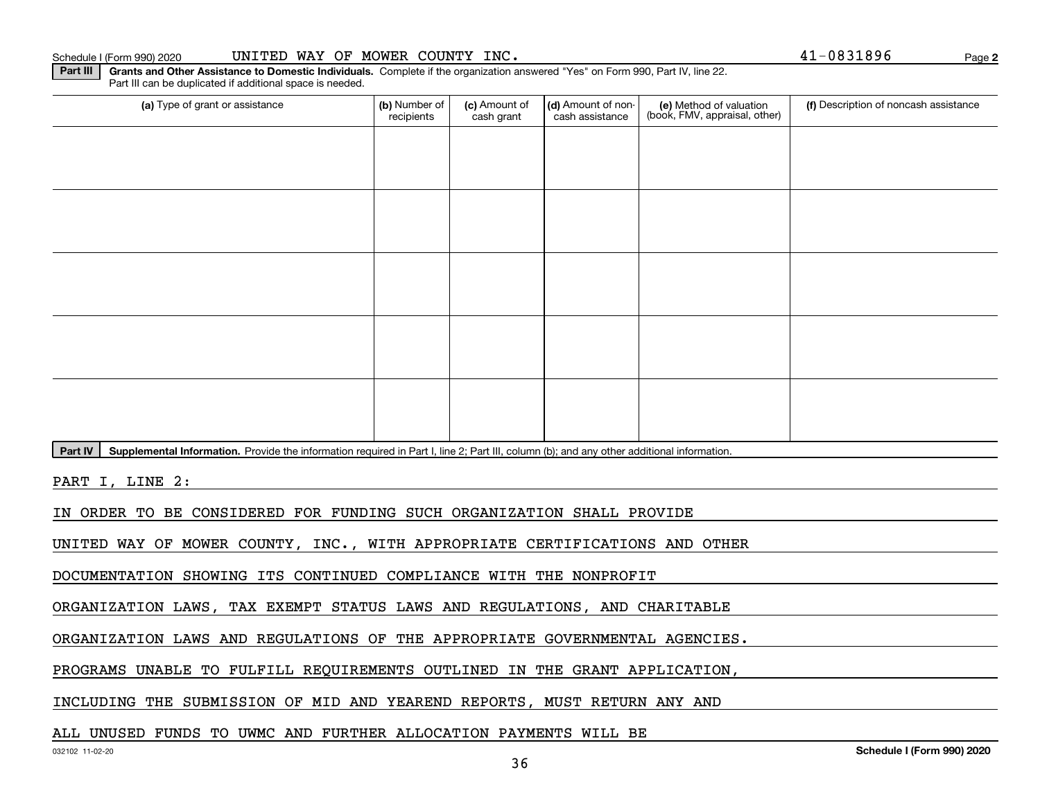Schedule I (Form 990) 2020 UNITED WAY OF MOWER COUNTY INC. 41-0831896 Page **2**

**Part III** **Grants and Other Assistance to Domestic Individuals.** Complete if the organization answered "Yes" on Form 990, Part IV, line 22. Part III can be duplicated if additional space is needed.

| (a) Type of grant or assistance | (b) Number of recipients | (c) Amount of cash grant | (d) Amount of non-cash assistance | (e) Method of valuation (book, FMV, appraisal, other) | (f) Description of noncash assistance |
|---|---|---|---|---|---|
| | | | | | |
| | | | | | |
| | | | | | |
| | | | | | |
| | | | | | |

**Part IV** **Supplemental Information.** Provide the information required in Part I, line 2; Part III, column (b); and any other additional information.

PART I, LINE 2:

IN ORDER TO BE CONSIDERED FOR FUNDING SUCH ORGANIZATION SHALL PROVIDE UNITED WAY OF MOWER COUNTY, INC., WITH APPROPRIATE CERTIFICATIONS AND OTHER DOCUMENTATION SHOWING ITS CONTINUED COMPLIANCE WITH THE NONPROFIT ORGANIZATION LAWS, TAX EXEMPT STATUS LAWS AND REGULATIONS, AND CHARITABLE ORGANIZATION LAWS AND REGULATIONS OF THE APPROPRIATE GOVERNMENTAL AGENCIES. PROGRAMS UNABLE TO FULFILL REQUIREMENTS OUTLINED IN THE GRANT APPLICATION, INCLUDING THE SUBMISSION OF MID AND YEAREND REPORTS, MUST RETURN ANY AND ALL UNUSED FUNDS TO UWMC AND FURTHER ALLOCATION PAYMENTS WILL BE

032102 11-02-20 **Schedule I (Form 990) 2020**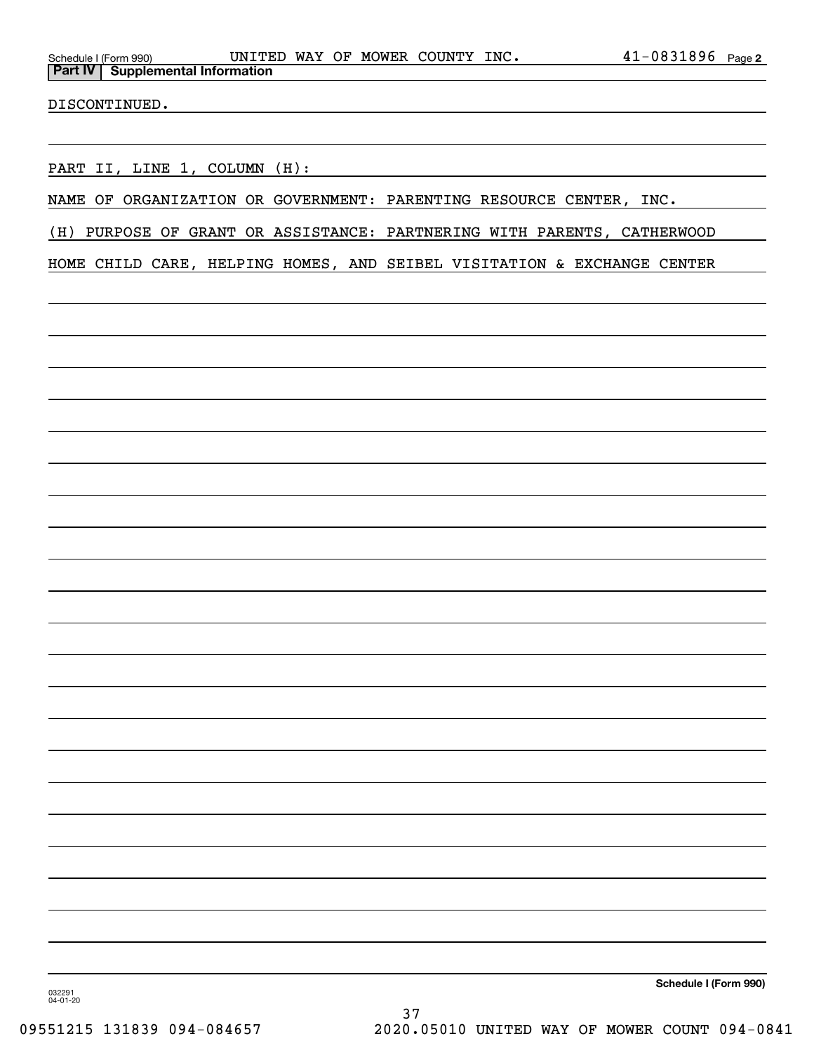Schedule I (Form 990) UNITED WAY OF MOWER COUNTY INC. 41-0831896 Page 2

**Part IV | Supplemental Information**

DISCONTINUED.

PART II, LINE 1, COLUMN (H):

NAME OF ORGANIZATION OR GOVERNMENT: PARENTING RESOURCE CENTER, INC.

(H) PURPOSE OF GRANT OR ASSISTANCE: PARTNERING WITH PARENTS, CATHERWOOD HOME CHILD CARE, HELPING HOMES, AND SEIBEL VISITATION & EXCHANGE CENTER

Schedule I (Form 990)

032291 04-01-20

09551215 131839 094-084657 2020.05010 UNITED WAY OF MOWER COUNT 094-0841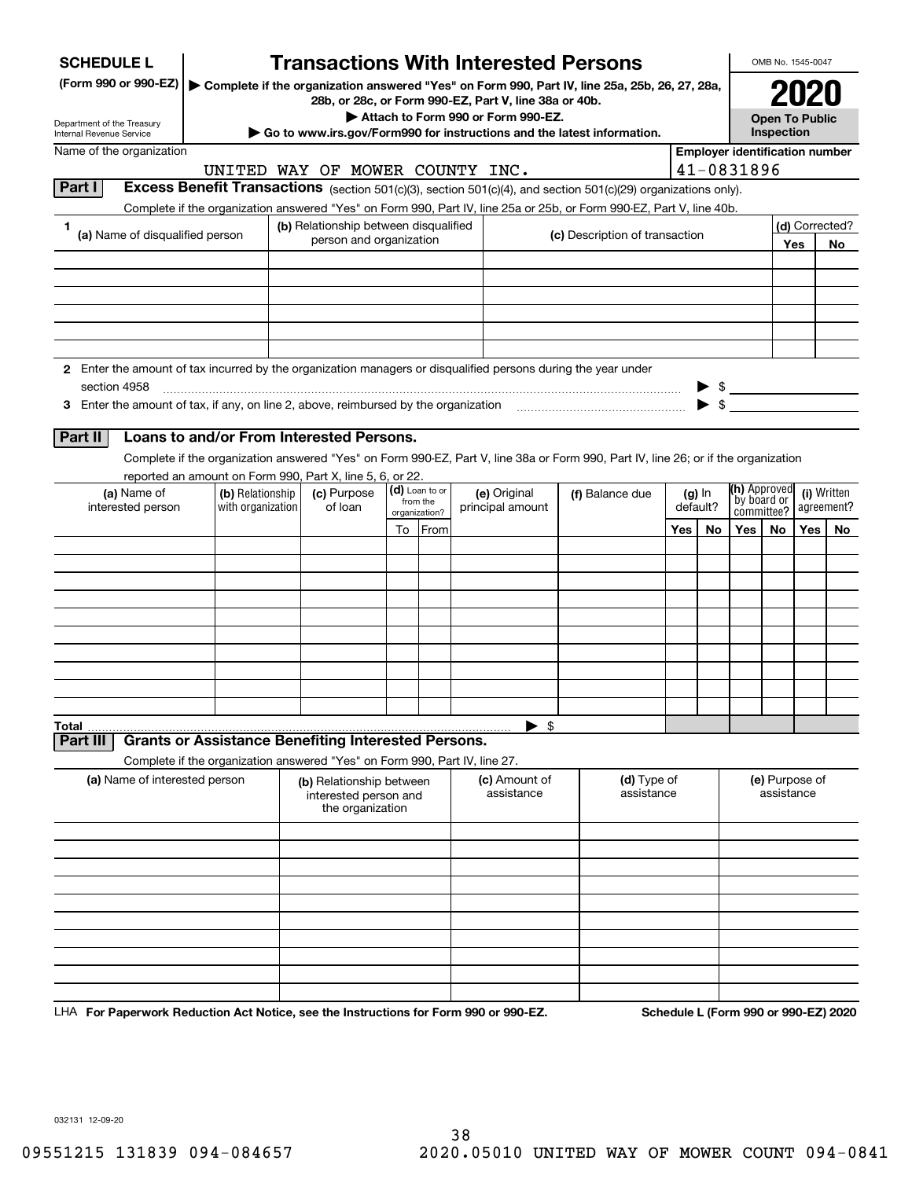**SCHEDULE L** (Form 990 or 990-EZ)

Department of the Treasury
Internal Revenue Service

# Transactions With Interested Persons

▶ Complete if the organization answered "Yes" on Form 990, Part IV, line 25a, 25b, 26, 27, 28a, 28b, or 28c, or Form 990-EZ, Part V, line 38a or 40b.
▶ Attach to Form 990 or Form 990-EZ.
▶ Go to www.irs.gov/Form990 for instructions and the latest information.

OMB No. 1545-0047

**2020**

**Open To Public Inspection**

Name of the organization: UNITED WAY OF MOWER COUNTY INC.

Employer identification number: 41-0831896

## Part I Excess Benefit Transactions (section 501(c)(3), section 501(c)(4), and section 501(c)(29) organizations only).

Complete if the organization answered "Yes" on Form 990, Part IV, line 25a or 25b, or Form 990-EZ, Part V, line 40b.

| 1 (a) Name of disqualified person | (b) Relationship between disqualified person and organization | (c) Description of transaction | (d) Corrected? Yes | No |
|---|---|---|---|---|
| | | | | |
| | | | | |
| | | | | |
| | | | | |
| | | | | |
| | | | | |

**2** Enter the amount of tax incurred by the organization managers or disqualified persons during the year under section 4958 ▶ $

**3** Enter the amount of tax, if any, on line 2, above, reimbursed by the organization ▶ $

## Part II Loans to and/or From Interested Persons.

Complete if the organization answered "Yes" on Form 990-EZ, Part V, line 38a or Form 990, Part IV, line 26; or if the organization reported an amount on Form 990, Part X, line 5, 6, or 22.

| (a) Name of interested person | (b) Relationship with organization | (c) Purpose of loan | (d) Loan to or from the organization? To | From | (e) Original principal amount | (f) Balance due | (g) In default? Yes | No | (h) Approved by board or committee? Yes | No | (i) Written agreement? Yes | No |
|---|---|---|---|---|---|---|---|---|---|---|---|---|
| | | | | | | | | | | | | |
| | | | | | | | | | | | | |
| | | | | | | | | | | | | |
| | | | | | | | | | | | | |
| | | | | | | | | | | | | |
| | | | | | | | | | | | | |
| | | | | | | | | | | | | |
| | | | | | | | | | | | | |
| | | | | | | | | | | | | |
| | | | | | | | | | | | | |
| **Total** | | | | | ▶ $ | | | | | | | |

## Part III Grants or Assistance Benefiting Interested Persons.

Complete if the organization answered "Yes" on Form 990, Part IV, line 27.

| (a) Name of interested person | (b) Relationship between interested person and the organization | (c) Amount of assistance | (d) Type of assistance | (e) Purpose of assistance |
|---|---|---|---|---|
| | | | | |
| | | | | |
| | | | | |
| | | | | |
| | | | | |
| | | | | |
| | | | | |
| | | | | |
| | | | | |
| | | | | |

LHA **For Paperwork Reduction Act Notice, see the Instructions for Form 990 or 990-EZ.** **Schedule L (Form 990 or 990-EZ) 2020**

032131 12-09-20

09551215 131839 094-084657 2020.05010 UNITED WAY OF MOWER COUNT 094-0841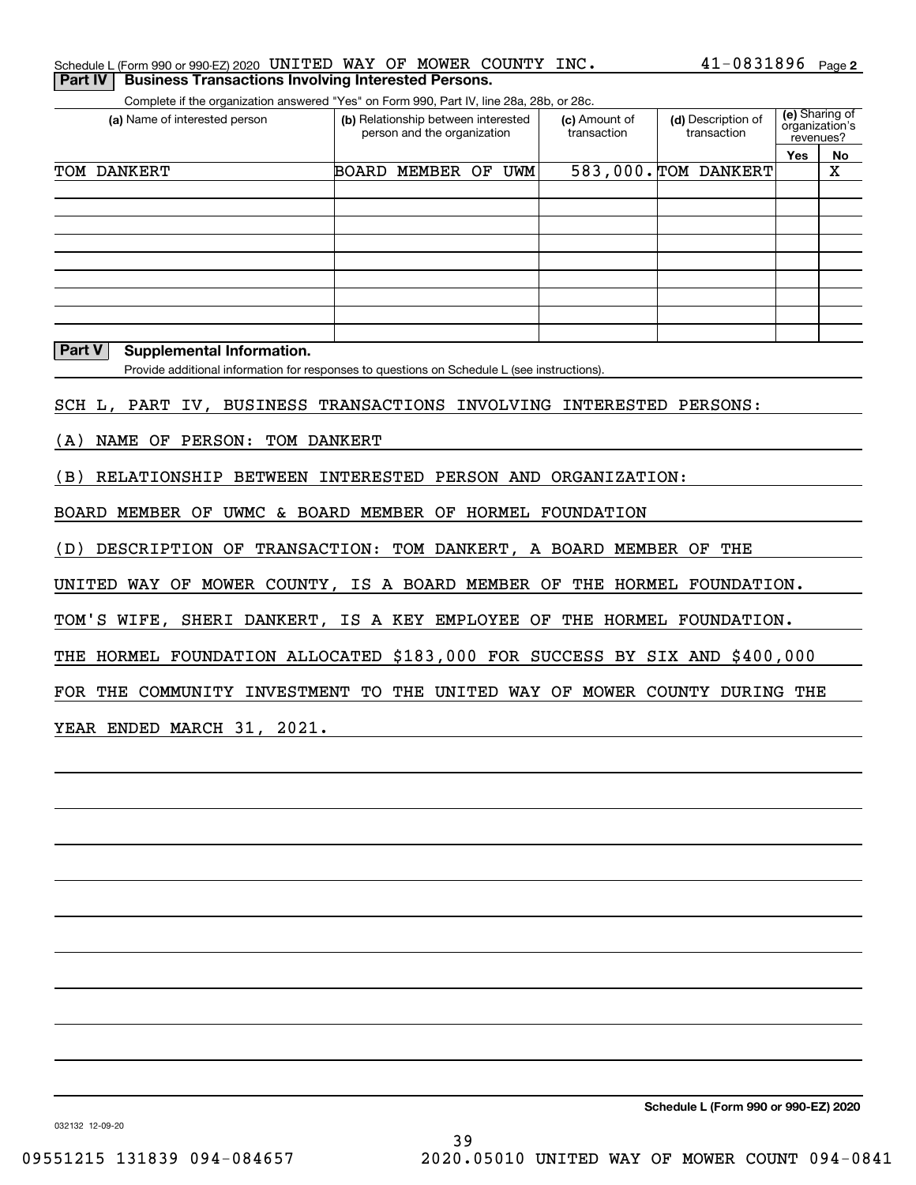Schedule L (Form 990 or 990-EZ) 2020 UNITED WAY OF MOWER COUNTY INC. 41-0831896 Page 2

## Part IV Business Transactions Involving Interested Persons.

Complete if the organization answered "Yes" on Form 990, Part IV, line 28a, 28b, or 28c.

| (a) Name of interested person | (b) Relationship between interested person and the organization | (c) Amount of transaction | (d) Description of transaction | (e) Sharing of organization's revenues? Yes | No |
|---|---|---|---|---|---|
| TOM DANKERT | BOARD MEMBER OF UWM | 583,000. | TOM DANKERT | | X |
| | | | | | |
| | | | | | |
| | | | | | |
| | | | | | |
| | | | | | |
| | | | | | |
| | | | | | |
| | | | | | |

## Part V Supplemental Information.

Provide additional information for responses to questions on Schedule L (see instructions).

SCH L, PART IV, BUSINESS TRANSACTIONS INVOLVING INTERESTED PERSONS:

(A) NAME OF PERSON: TOM DANKERT

(B) RELATIONSHIP BETWEEN INTERESTED PERSON AND ORGANIZATION:

BOARD MEMBER OF UWMC & BOARD MEMBER OF HORMEL FOUNDATION

(D) DESCRIPTION OF TRANSACTION: TOM DANKERT, A BOARD MEMBER OF THE UNITED WAY OF MOWER COUNTY, IS A BOARD MEMBER OF THE HORMEL FOUNDATION. TOM'S WIFE, SHERI DANKERT, IS A KEY EMPLOYEE OF THE HORMEL FOUNDATION. THE HORMEL FOUNDATION ALLOCATED $183,000 FOR SUCCESS BY SIX AND $400,000 FOR THE COMMUNITY INVESTMENT TO THE UNITED WAY OF MOWER COUNTY DURING THE YEAR ENDED MARCH 31, 2021.

032132 12-09-20

**Schedule L (Form 990 or 990-EZ) 2020**

09551215 131839 094-084657 2020.05010 UNITED WAY OF MOWER COUNT 094-0841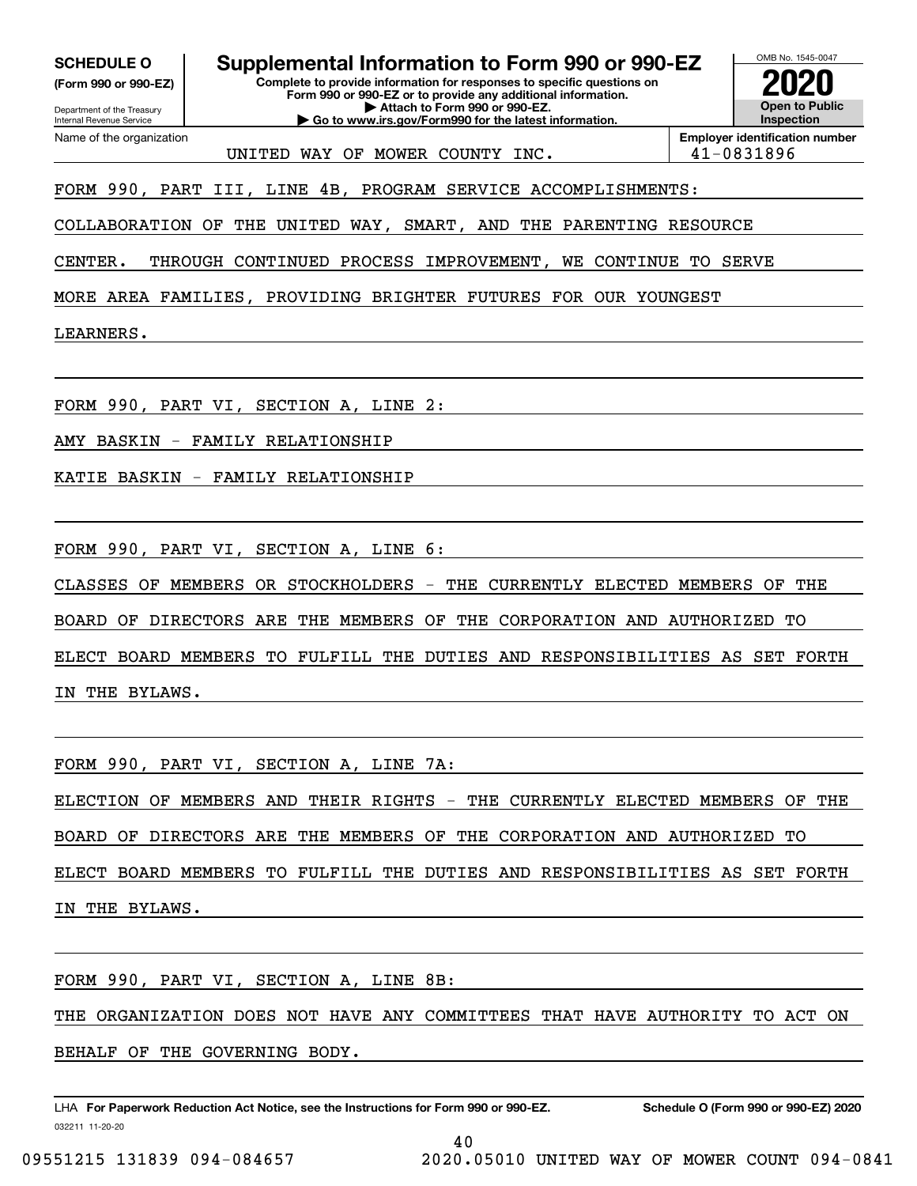**SCHEDULE O**
**(Form 990 or 990-EZ)**

Department of the Treasury
Internal Revenue Service

# Supplemental Information to Form 990 or 990-EZ

**Complete to provide information for responses to specific questions on Form 990 or 990-EZ or to provide any additional information.**
**▶ Attach to Form 990 or 990-EZ.**
**▶ Go to www.irs.gov/Form990 for the latest information.**

OMB No. 1545-0047

**2020**

**Open to Public Inspection**

Name of the organization: UNITED WAY OF MOWER COUNTY INC.

**Employer identification number:** 41-0831896

FORM 990, PART III, LINE 4B, PROGRAM SERVICE ACCOMPLISHMENTS:

COLLABORATION OF THE UNITED WAY, SMART, AND THE PARENTING RESOURCE CENTER. THROUGH CONTINUED PROCESS IMPROVEMENT, WE CONTINUE TO SERVE MORE AREA FAMILIES, PROVIDING BRIGHTER FUTURES FOR OUR YOUNGEST LEARNERS.

FORM 990, PART VI, SECTION A, LINE 2:

AMY BASKIN - FAMILY RELATIONSHIP

KATIE BASKIN - FAMILY RELATIONSHIP

FORM 990, PART VI, SECTION A, LINE 6:

CLASSES OF MEMBERS OR STOCKHOLDERS - THE CURRENTLY ELECTED MEMBERS OF THE BOARD OF DIRECTORS ARE THE MEMBERS OF THE CORPORATION AND AUTHORIZED TO ELECT BOARD MEMBERS TO FULFILL THE DUTIES AND RESPONSIBILITIES AS SET FORTH IN THE BYLAWS.

FORM 990, PART VI, SECTION A, LINE 7A:

ELECTION OF MEMBERS AND THEIR RIGHTS - THE CURRENTLY ELECTED MEMBERS OF THE BOARD OF DIRECTORS ARE THE MEMBERS OF THE CORPORATION AND AUTHORIZED TO ELECT BOARD MEMBERS TO FULFILL THE DUTIES AND RESPONSIBILITIES AS SET FORTH IN THE BYLAWS.

FORM 990, PART VI, SECTION A, LINE 8B:

THE ORGANIZATION DOES NOT HAVE ANY COMMITTEES THAT HAVE AUTHORITY TO ACT ON BEHALF OF THE GOVERNING BODY.

LHA **For Paperwork Reduction Act Notice, see the Instructions for Form 990 or 990-EZ.** **Schedule O (Form 990 or 990-EZ) 2020**
032211 11-20-20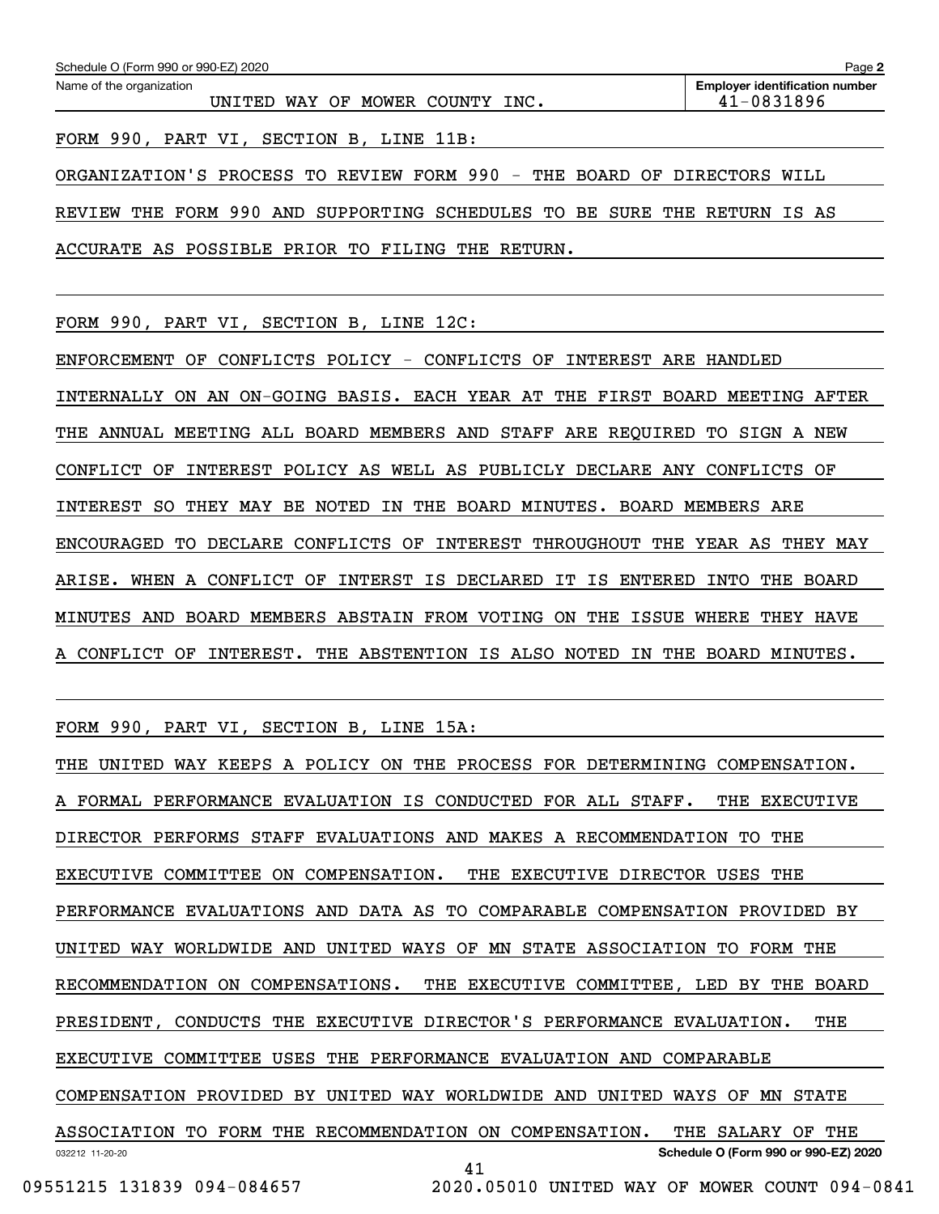Schedule O (Form 990 or 990-EZ) 2020

Name of the organization: UNITED WAY OF MOWER COUNTY INC.

Employer identification number: 41-0831896

FORM 990, PART VI, SECTION B, LINE 11B:

ORGANIZATION'S PROCESS TO REVIEW FORM 990 - THE BOARD OF DIRECTORS WILL REVIEW THE FORM 990 AND SUPPORTING SCHEDULES TO BE SURE THE RETURN IS AS ACCURATE AS POSSIBLE PRIOR TO FILING THE RETURN.

FORM 990, PART VI, SECTION B, LINE 12C:

ENFORCEMENT OF CONFLICTS POLICY - CONFLICTS OF INTEREST ARE HANDLED INTERNALLY ON AN ON-GOING BASIS. EACH YEAR AT THE FIRST BOARD MEETING AFTER THE ANNUAL MEETING ALL BOARD MEMBERS AND STAFF ARE REQUIRED TO SIGN A NEW CONFLICT OF INTEREST POLICY AS WELL AS PUBLICLY DECLARE ANY CONFLICTS OF INTEREST SO THEY MAY BE NOTED IN THE BOARD MINUTES. BOARD MEMBERS ARE ENCOURAGED TO DECLARE CONFLICTS OF INTEREST THROUGHOUT THE YEAR AS THEY MAY ARISE. WHEN A CONFLICT OF INTERST IS DECLARED IT IS ENTERED INTO THE BOARD MINUTES AND BOARD MEMBERS ABSTAIN FROM VOTING ON THE ISSUE WHERE THEY HAVE A CONFLICT OF INTEREST. THE ABSTENTION IS ALSO NOTED IN THE BOARD MINUTES.

FORM 990, PART VI, SECTION B, LINE 15A:

THE UNITED WAY KEEPS A POLICY ON THE PROCESS FOR DETERMINING COMPENSATION. A FORMAL PERFORMANCE EVALUATION IS CONDUCTED FOR ALL STAFF. THE EXECUTIVE DIRECTOR PERFORMS STAFF EVALUATIONS AND MAKES A RECOMMENDATION TO THE EXECUTIVE COMMITTEE ON COMPENSATION. THE EXECUTIVE DIRECTOR USES THE PERFORMANCE EVALUATIONS AND DATA AS TO COMPARABLE COMPENSATION PROVIDED BY UNITED WAY WORLDWIDE AND UNITED WAYS OF MN STATE ASSOCIATION TO FORM THE RECOMMENDATION ON COMPENSATIONS. THE EXECUTIVE COMMITTEE, LED BY THE BOARD PRESIDENT, CONDUCTS THE EXECUTIVE DIRECTOR'S PERFORMANCE EVALUATION. THE EXECUTIVE COMMITTEE USES THE PERFORMANCE EVALUATION AND COMPARABLE COMPENSATION PROVIDED BY UNITED WAY WORLDWIDE AND UNITED WAYS OF MN STATE ASSOCIATION TO FORM THE RECOMMENDATION ON COMPENSATION. THE SALARY OF THE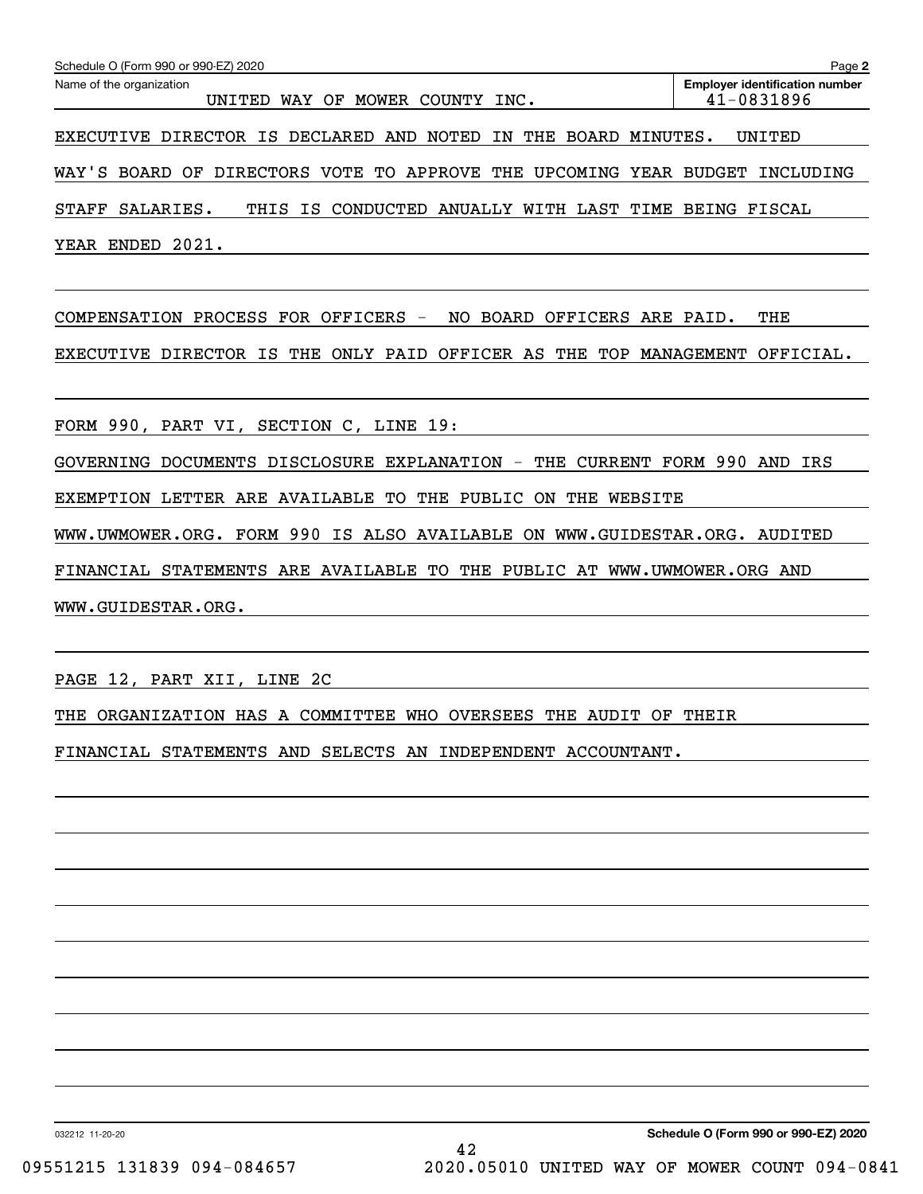Schedule O (Form 990 or 990-EZ) 2020

Name of the organization: UNITED WAY OF MOWER COUNTY INC.

Employer identification number: 41-0831896

EXECUTIVE DIRECTOR IS DECLARED AND NOTED IN THE BOARD MINUTES. UNITED WAY'S BOARD OF DIRECTORS VOTE TO APPROVE THE UPCOMING YEAR BUDGET INCLUDING STAFF SALARIES. THIS IS CONDUCTED ANUALLY WITH LAST TIME BEING FISCAL YEAR ENDED 2021.

COMPENSATION PROCESS FOR OFFICERS - NO BOARD OFFICERS ARE PAID. THE EXECUTIVE DIRECTOR IS THE ONLY PAID OFFICER AS THE TOP MANAGEMENT OFFICIAL.

FORM 990, PART VI, SECTION C, LINE 19:

GOVERNING DOCUMENTS DISCLOSURE EXPLANATION - THE CURRENT FORM 990 AND IRS EXEMPTION LETTER ARE AVAILABLE TO THE PUBLIC ON THE WEBSITE WWW.UWMOWER.ORG. FORM 990 IS ALSO AVAILABLE ON WWW.GUIDESTAR.ORG. AUDITED FINANCIAL STATEMENTS ARE AVAILABLE TO THE PUBLIC AT WWW.UWMOWER.ORG AND WWW.GUIDESTAR.ORG.

PAGE 12, PART XII, LINE 2C

THE ORGANIZATION HAS A COMMITTEE WHO OVERSEES THE AUDIT OF THEIR FINANCIAL STATEMENTS AND SELECTS AN INDEPENDENT ACCOUNTANT.

032212 11-20-20

Schedule O (Form 990 or 990-EZ) 2020

09551215 131839 094-084657 2020.05010 UNITED WAY OF MOWER COUNT 094-0841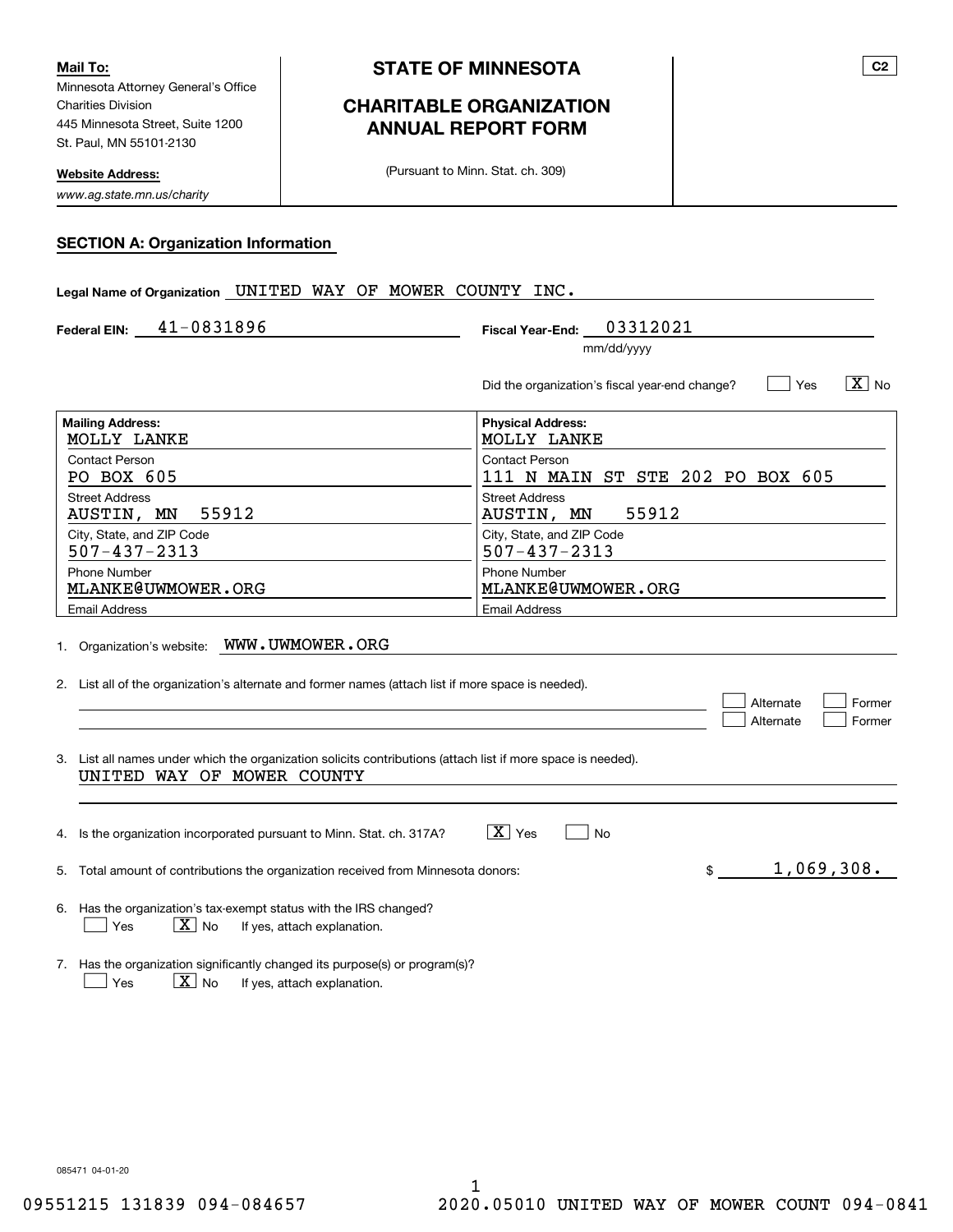**Mail To:**
Minnesota Attorney General's Office
Charities Division
445 Minnesota Street, Suite 1200
St. Paul, MN 55101-2130

**Website Address:**
*www.ag.state.mn.us/charity*

# STATE OF MINNESOTA

## CHARITABLE ORGANIZATION ANNUAL REPORT FORM

(Pursuant to Minn. Stat. ch. 309)

C2

### SECTION A: Organization Information

**Legal Name of Organization** UNITED WAY OF MOWER COUNTY INC.

**Federal EIN:** 41-0831896

**Fiscal Year-End:** 03312021 (mm/dd/yyyy)

Did the organization's fiscal year-end change? [ ] Yes [X] No

| **Mailing Address:** | **Physical Address:** |
|---|---|
| MOLLY LANKE | MOLLY LANKE |
| Contact Person | Contact Person |
| PO BOX 605 | 111 N MAIN ST STE 202 PO BOX 605 |
| Street Address | Street Address |
| AUSTIN, MN 55912 | AUSTIN, MN 55912 |
| City, State, and ZIP Code | City, State, and ZIP Code |
| 507-437-2313 | 507-437-2313 |
| Phone Number | Phone Number |
| MLANKE@UWMOWER.ORG | MLANKE@UWMOWER.ORG |
| Email Address | Email Address |

1. Organization's website: WWW.UWMOWER.ORG

2. List all of the organization's alternate and former names (attach list if more space is needed).
   [ ] Alternate [ ] Former
   [ ] Alternate [ ] Former

3. List all names under which the organization solicits contributions (attach list if more space is needed).
   UNITED WAY OF MOWER COUNTY

4. Is the organization incorporated pursuant to Minn. Stat. ch. 317A? [X] Yes [ ] No

5. Total amount of contributions the organization received from Minnesota donors: $ 1,069,308.

6. Has the organization's tax-exempt status with the IRS changed?
   [ ] Yes [X] No If yes, attach explanation.

7. Has the organization significantly changed its purpose(s) or program(s)?
   [ ] Yes [X] No If yes, attach explanation.

085471 04-01-20

09551215 131839 094-084657 2020.05010 UNITED WAY OF MOWER COUNT 094-0841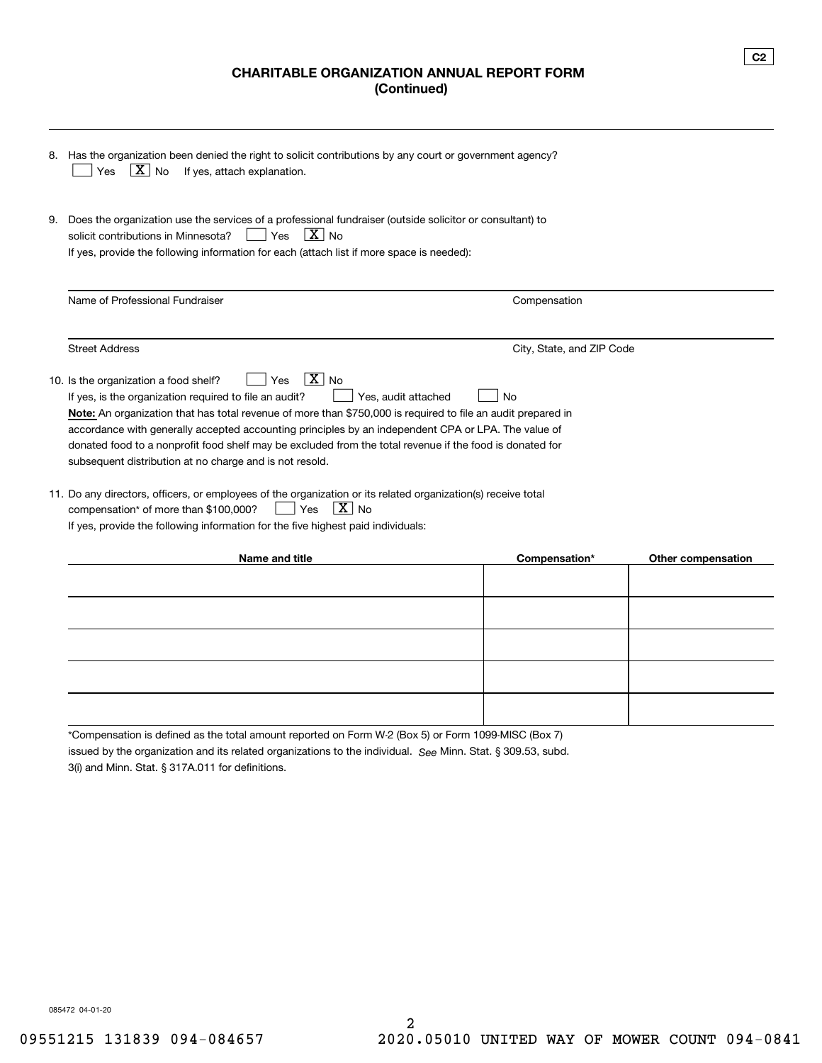**C2**

# CHARITABLE ORGANIZATION ANNUAL REPORT FORM
**(Continued)**

8. Has the organization been denied the right to solicit contributions by any court or government agency?
   [ ] Yes  [X] No  If yes, attach explanation.

9. Does the organization use the services of a professional fundraiser (outside solicitor or consultant) to solicit contributions in Minnesota?  [ ] Yes  [X] No
   If yes, provide the following information for each (attach list if more space is needed):

| Name of Professional Fundraiser | Compensation |
|---|---|
| | |
| **Street Address** | **City, State, and ZIP Code** |
| | |

10. Is the organization a food shelf?  [ ] Yes  [X] No
    If yes, is the organization required to file an audit?  [ ] Yes, audit attached  [ ] No
    **Note:** An organization that has total revenue of more than $750,000 is required to file an audit prepared in accordance with generally accepted accounting principles by an independent CPA or LPA. The value of donated food to a nonprofit food shelf may be excluded from the total revenue if the food is donated for subsequent distribution at no charge and is not resold.

11. Do any directors, officers, or employees of the organization or its related organization(s) receive total compensation* of more than $100,000?  [ ] Yes  [X] No
    If yes, provide the following information for the five highest paid individuals:

| Name and title | Compensation* | Other compensation |
|---|---|---|
| | | |
| | | |
| | | |
| | | |
| | | |

*Compensation is defined as the total amount reported on Form W-2 (Box 5) or Form 1099-MISC (Box 7) issued by the organization and its related organizations to the individual. *See* Minn. Stat. § 309.53, subd. 3(i) and Minn. Stat. § 317A.011 for definitions.

085472 04-01-20

09551215 131839 094-084657    2020.05010 UNITED WAY OF MOWER COUNT 094-0841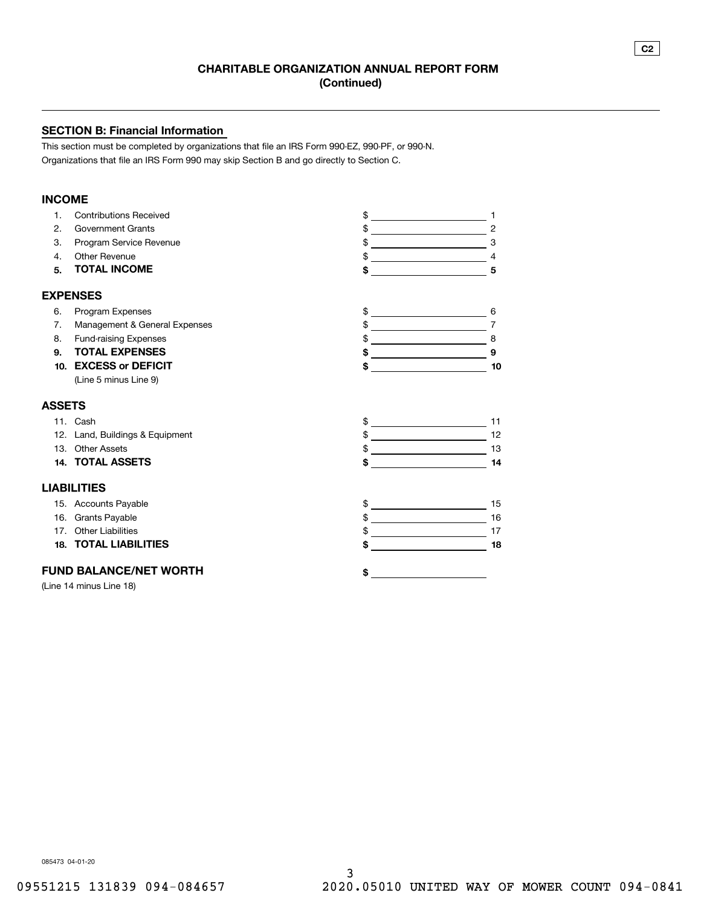**C2**

# CHARITABLE ORGANIZATION ANNUAL REPORT FORM
## (Continued)

---

### SECTION B: Financial Information

This section must be completed by organizations that file an IRS Form 990-EZ, 990-PF, or 990-N.
Organizations that file an IRS Form 990 may skip Section B and go directly to Section C.

#### INCOME

| | | | |
|---|---|---|---|
| 1. | Contributions Received | $ | 1 |
| 2. | Government Grants | $ | 2 |
| 3. | Program Service Revenue | $ | 3 |
| 4. | Other Revenue | $ | 4 |
| **5.** | **TOTAL INCOME** | **$** | **5** |

#### EXPENSES

| | | | |
|---|---|---|---|
| 6. | Program Expenses | $ | 6 |
| 7. | Management & General Expenses | $ | 7 |
| 8. | Fund-raising Expenses | $ | 8 |
| **9.** | **TOTAL EXPENSES** | **$** | **9** |
| **10.** | **EXCESS or DEFICIT** (Line 5 minus Line 9) | **$** | **10** |

#### ASSETS

| | | | |
|---|---|---|---|
| 11. | Cash | $ | 11 |
| 12. | Land, Buildings & Equipment | $ | 12 |
| 13. | Other Assets | $ | 13 |
| **14.** | **TOTAL ASSETS** | **$** | **14** |

#### LIABILITIES

| | | | |
|---|---|---|---|
| 15. | Accounts Payable | $ | 15 |
| 16. | Grants Payable | $ | 16 |
| 17. | Other Liabilities | $ | 17 |
| **18.** | **TOTAL LIABILITIES** | **$** | **18** |

#### FUND BALANCE/NET WORTH **$**

(Line 14 minus Line 18)

085473 04-01-20

09551215 131839 094-084657 2020.05010 UNITED WAY OF MOWER COUNT 094-0841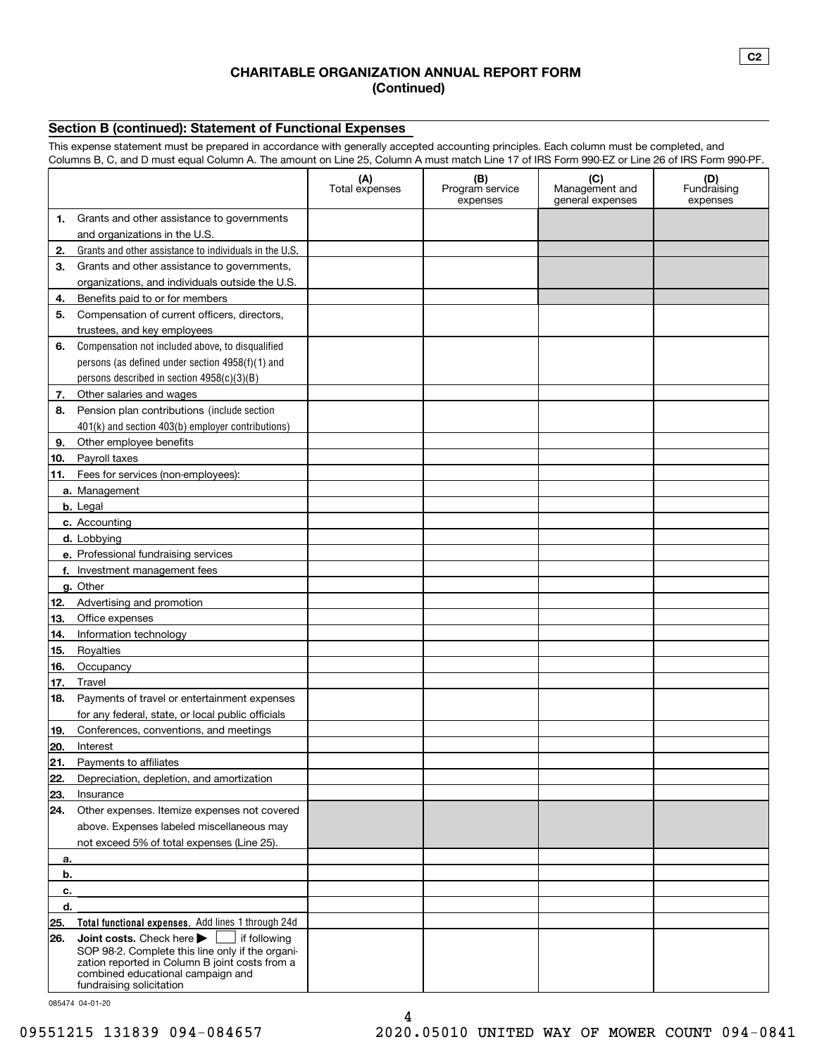**C2**

# CHARITABLE ORGANIZATION ANNUAL REPORT FORM
## (Continued)

### Section B (continued): Statement of Functional Expenses

This expense statement must be prepared in accordance with generally accepted accounting principles. Each column must be completed, and Columns B, C, and D must equal Column A. The amount on Line 25, Column A must match Line 17 of IRS Form 990-EZ or Line 26 of IRS Form 990-PF.

| | (A) Total expenses | (B) Program service expenses | (C) Management and general expenses | (D) Fundraising expenses |
|---|---|---|---|---|
| **1.** Grants and other assistance to governments and organizations in the U.S. | | | | |
| **2.** Grants and other assistance to individuals in the U.S. | | | | |
| **3.** Grants and other assistance to governments, organizations, and individuals outside the U.S. | | | | |
| **4.** Benefits paid to or for members | | | | |
| **5.** Compensation of current officers, directors, trustees, and key employees | | | | |
| **6.** Compensation not included above, to disqualified persons (as defined under section 4958(f)(1) and persons described in section 4958(c)(3)(B) | | | | |
| **7.** Other salaries and wages | | | | |
| **8.** Pension plan contributions (include section 401(k) and section 403(b) employer contributions) | | | | |
| **9.** Other employee benefits | | | | |
| **10.** Payroll taxes | | | | |
| **11.** Fees for services (non-employees): | | | | |
| **a.** Management | | | | |
| **b.** Legal | | | | |
| **c.** Accounting | | | | |
| **d.** Lobbying | | | | |
| **e.** Professional fundraising services | | | | |
| **f.** Investment management fees | | | | |
| **g.** Other | | | | |
| **12.** Advertising and promotion | | | | |
| **13.** Office expenses | | | | |
| **14.** Information technology | | | | |
| **15.** Royalties | | | | |
| **16.** Occupancy | | | | |
| **17.** Travel | | | | |
| **18.** Payments of travel or entertainment expenses for any federal, state, or local public officials | | | | |
| **19.** Conferences, conventions, and meetings | | | | |
| **20.** Interest | | | | |
| **21.** Payments to affiliates | | | | |
| **22.** Depreciation, depletion, and amortization | | | | |
| **23.** Insurance | | | | |
| **24.** Other expenses. Itemize expenses not covered above. Expenses labeled miscellaneous may not exceed 5% of total expenses (Line 25). | | | | |
| **a.** | | | | |
| **b.** | | | | |
| **c.** | | | | |
| **d.** | | | | |
| **25.** **Total functional expenses.** Add lines 1 through 24d | | | | |
| **26.** **Joint costs.** Check here ▶ ☐ if following SOP 98-2. Complete this line only if the organization reported in Column B joint costs from a combined educational campaign and fundraising solicitation | | | | |

085474 04-01-20

09551215 131839 094-084657 2020.05010 UNITED WAY OF MOWER COUNT 094-0841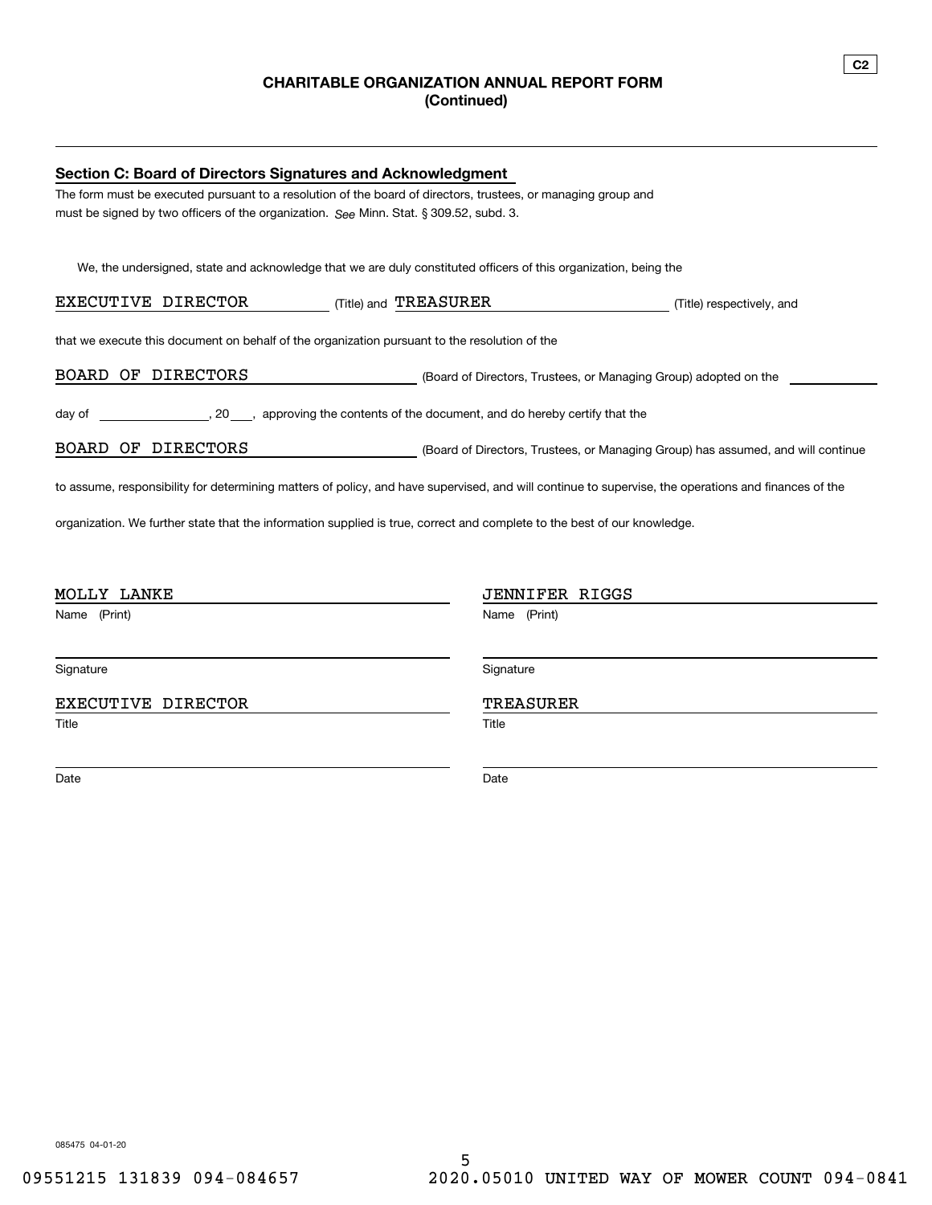**C2**

**CHARITABLE ORGANIZATION ANNUAL REPORT FORM**
**(Continued)**

## Section C: Board of Directors Signatures and Acknowledgment

The form must be executed pursuant to a resolution of the board of directors, trustees, or managing group and must be signed by two officers of the organization. *See* Minn. Stat. § 309.52, subd. 3.

We, the undersigned, state and acknowledge that we are duly constituted officers of this organization, being the

EXECUTIVE DIRECTOR (Title) and TREASURER (Title) respectively, and

that we execute this document on behalf of the organization pursuant to the resolution of the

BOARD OF DIRECTORS (Board of Directors, Trustees, or Managing Group) adopted on the ________

day of ________________, 20___, approving the contents of the document, and do hereby certify that the

BOARD OF DIRECTORS (Board of Directors, Trustees, or Managing Group) has assumed, and will continue

to assume, responsibility for determining matters of policy, and have supervised, and will continue to supervise, the operations and finances of the

organization. We further state that the information supplied is true, correct and complete to the best of our knowledge.

| | |
|---|---|
| MOLLY LANKE | JENNIFER RIGGS |
| Name (Print) | Name (Print) |
| | |
| Signature | Signature |
| EXECUTIVE DIRECTOR | TREASURER |
| Title | Title |
| | |
| Date | Date |

085475 04-01-20

09551215 131839 094-084657 2020.05010 UNITED WAY OF MOWER COUNT 094-0841